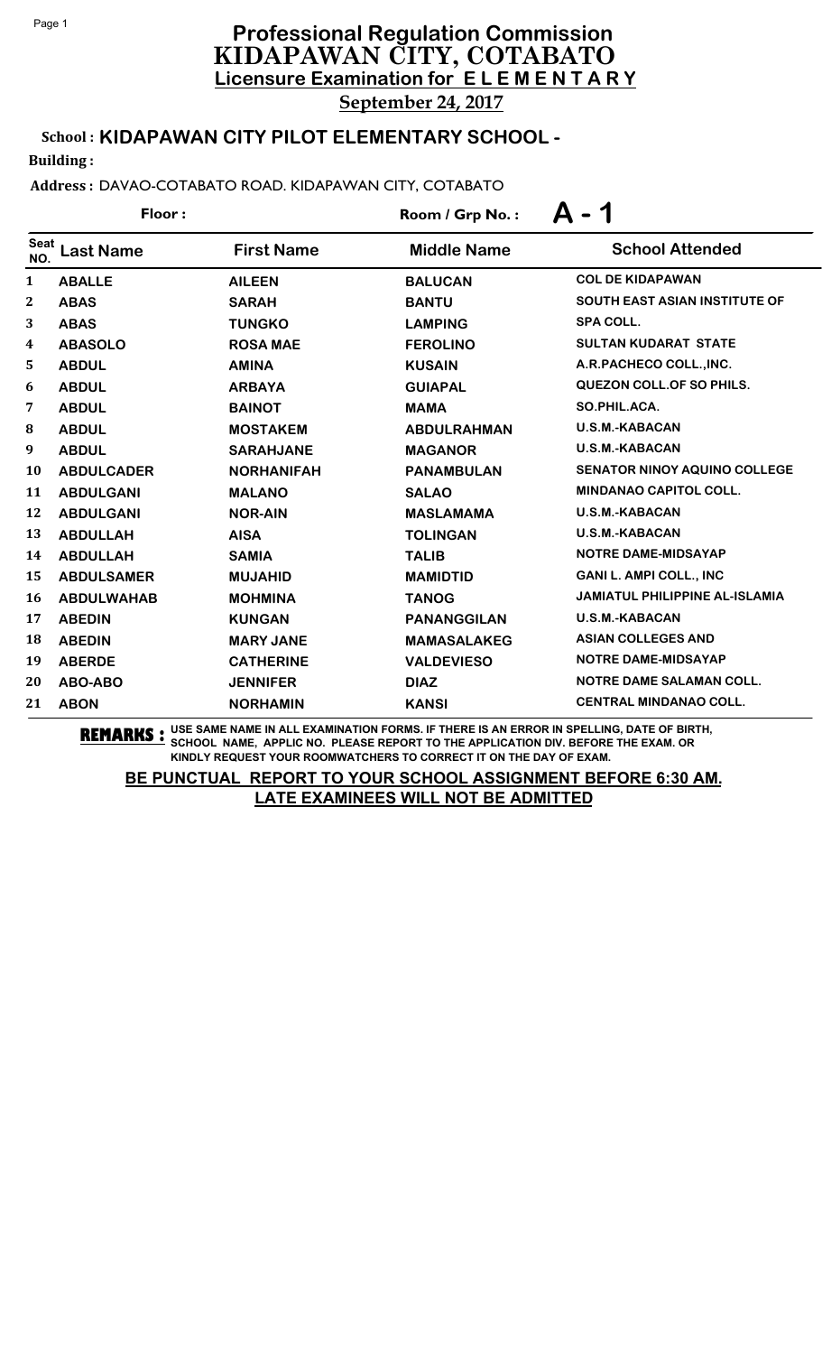# Professional Regulation Commission
## KIDAPAWAN CITY, COTABATO
### Licensure Examination for ELEMENTARY

**September 24, 2017**

**School : KIDAPAWAN CITY PILOT ELEMENTARY SCHOOL -**

**Building :**

**Address :** DAVAO-COTABATO ROAD. KIDAPAWAN CITY, COTABATO

**Floor :** **Room / Grp No. : A - 1**

| Seat NO. | Last Name | First Name | Middle Name | School Attended |
|---|---|---|---|---|
| 1 | ABALLE | AILEEN | BALUCAN | COL DE KIDAPAWAN |
| 2 | ABAS | SARAH | BANTU | SOUTH EAST ASIAN INSTITUTE OF |
| 3 | ABAS | TUNGKO | LAMPING | SPA COLL. |
| 4 | ABASOLO | ROSA MAE | FEROLINO | SULTAN KUDARAT STATE |
| 5 | ABDUL | AMINA | KUSAIN | A.R.PACHECO COLL.,INC. |
| 6 | ABDUL | ARBAYA | GUIAPAL | QUEZON COLL.OF SO PHILS. |
| 7 | ABDUL | BAINOT | MAMA | SO.PHIL.ACA. |
| 8 | ABDUL | MOSTAKEM | ABDULRAHMAN | U.S.M.-KABACAN |
| 9 | ABDUL | SARAHJANE | MAGANOR | U.S.M.-KABACAN |
| 10 | ABDULCADER | NORHANIFAH | PANAMBULAN | SENATOR NINOY AQUINO COLLEGE |
| 11 | ABDULGANI | MALANO | SALAO | MINDANAO CAPITOL COLL. |
| 12 | ABDULGANI | NOR-AIN | MASLAMAMA | U.S.M.-KABACAN |
| 13 | ABDULLAH | AISA | TOLINGAN | U.S.M.-KABACAN |
| 14 | ABDULLAH | SAMIA | TALIB | NOTRE DAME-MIDSAYAP |
| 15 | ABDULSAMER | MUJAHID | MAMIDTID | GANI L. AMPI COLL., INC |
| 16 | ABDULWAHAB | MOHMINA | TANOG | JAMIATUL PHILIPPINE AL-ISLAMIA |
| 17 | ABEDIN | KUNGAN | PANANGGILAN | U.S.M.-KABACAN |
| 18 | ABEDIN | MARY JANE | MAMASALAKEG | ASIAN COLLEGES AND |
| 19 | ABERDE | CATHERINE | VALDEVIESO | NOTRE DAME-MIDSAYAP |
| 20 | ABO-ABO | JENNIFER | DIAZ | NOTRE DAME SALAMAN COLL. |
| 21 | ABON | NORHAMIN | KANSI | CENTRAL MINDANAO COLL. |

**REMARKS :** USE SAME NAME IN ALL EXAMINATION FORMS. IF THERE IS AN ERROR IN SPELLING, DATE OF BIRTH, SCHOOL NAME, APPLIC NO. PLEASE REPORT TO THE APPLICATION DIV. BEFORE THE EXAM. OR KINDLY REQUEST YOUR ROOMWATCHERS TO CORRECT IT ON THE DAY OF EXAM.

**BE PUNCTUAL REPORT TO YOUR SCHOOL ASSIGNMENT BEFORE 6:30 AM.**
**LATE EXAMINEES WILL NOT BE ADMITTED**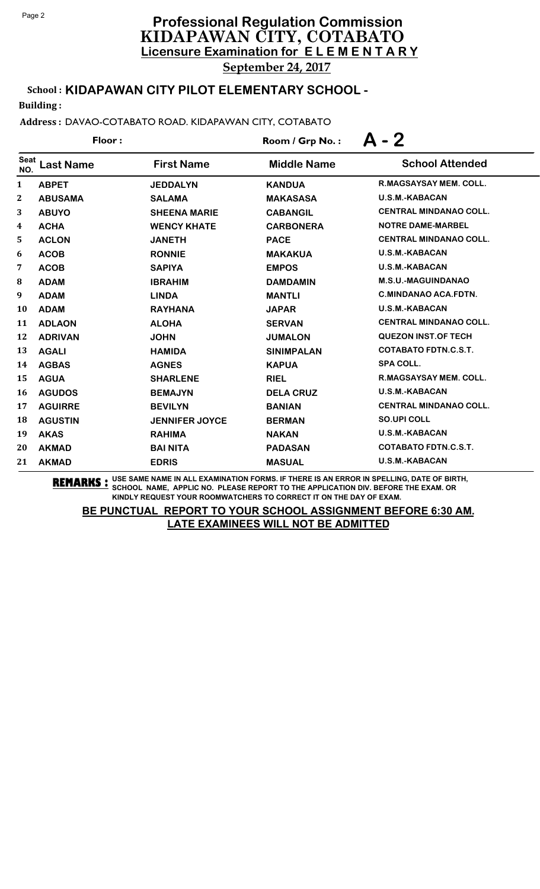# Professional Regulation Commission
## KIDAPAWAN CITY, COTABATO
### Licensure Examination for ELEMENTARY

**September 24, 2017**

**School : KIDAPAWAN CITY PILOT ELEMENTARY SCHOOL -**

**Building :**

**Address :** DAVAO-COTABATO ROAD. KIDAPAWAN CITY, COTABATO

**Floor :** 

**Room / Grp No. : A - 2**

| Seat NO. | Last Name | First Name | Middle Name | School Attended |
|---|---|---|---|---|
| 1 | ABPET | JEDDALYN | KANDUA | R.MAGSAYSAY MEM. COLL. |
| 2 | ABUSAMA | SALAMA | MAKASASA | U.S.M.-KABACAN |
| 3 | ABUYO | SHEENA MARIE | CABANGIL | CENTRAL MINDANAO COLL. |
| 4 | ACHA | WENCY KHATE | CARBONERA | NOTRE DAME-MARBEL |
| 5 | ACLON | JANETH | PACE | CENTRAL MINDANAO COLL. |
| 6 | ACOB | RONNIE | MAKAKUA | U.S.M.-KABACAN |
| 7 | ACOB | SAPIYA | EMPOS | U.S.M.-KABACAN |
| 8 | ADAM | IBRAHIM | DAMDAMIN | M.S.U.-MAGUINDANAO |
| 9 | ADAM | LINDA | MANTLI | C.MINDANAO ACA.FDTN. |
| 10 | ADAM | RAYHANA | JAPAR | U.S.M.-KABACAN |
| 11 | ADLAON | ALOHA | SERVAN | CENTRAL MINDANAO COLL. |
| 12 | ADRIVAN | JOHN | JUMALON | QUEZON INST.OF TECH |
| 13 | AGALI | HAMIDA | SINIMPALAN | COTABATO FDTN.C.S.T. |
| 14 | AGBAS | AGNES | KAPUA | SPA COLL. |
| 15 | AGUA | SHARLENE | RIEL | R.MAGSAYSAY MEM. COLL. |
| 16 | AGUDOS | BEMAJYN | DELA CRUZ | U.S.M.-KABACAN |
| 17 | AGUIRRE | BEVILYN | BANIAN | CENTRAL MINDANAO COLL. |
| 18 | AGUSTIN | JENNIFER JOYCE | BERMAN | SO.UPI COLL |
| 19 | AKAS | RAHIMA | NAKAN | U.S.M.-KABACAN |
| 20 | AKMAD | BAI NITA | PADASAN | COTABATO FDTN.C.S.T. |
| 21 | AKMAD | EDRIS | MASUAL | U.S.M.-KABACAN |

**REMARKS :** USE SAME NAME IN ALL EXAMINATION FORMS. IF THERE IS AN ERROR IN SPELLING, DATE OF BIRTH, SCHOOL NAME, APPLIC NO. PLEASE REPORT TO THE APPLICATION DIV. BEFORE THE EXAM. OR KINDLY REQUEST YOUR ROOMWATCHERS TO CORRECT IT ON THE DAY OF EXAM.

**BE PUNCTUAL REPORT TO YOUR SCHOOL ASSIGNMENT BEFORE 6:30 AM. LATE EXAMINEES WILL NOT BE ADMITTED**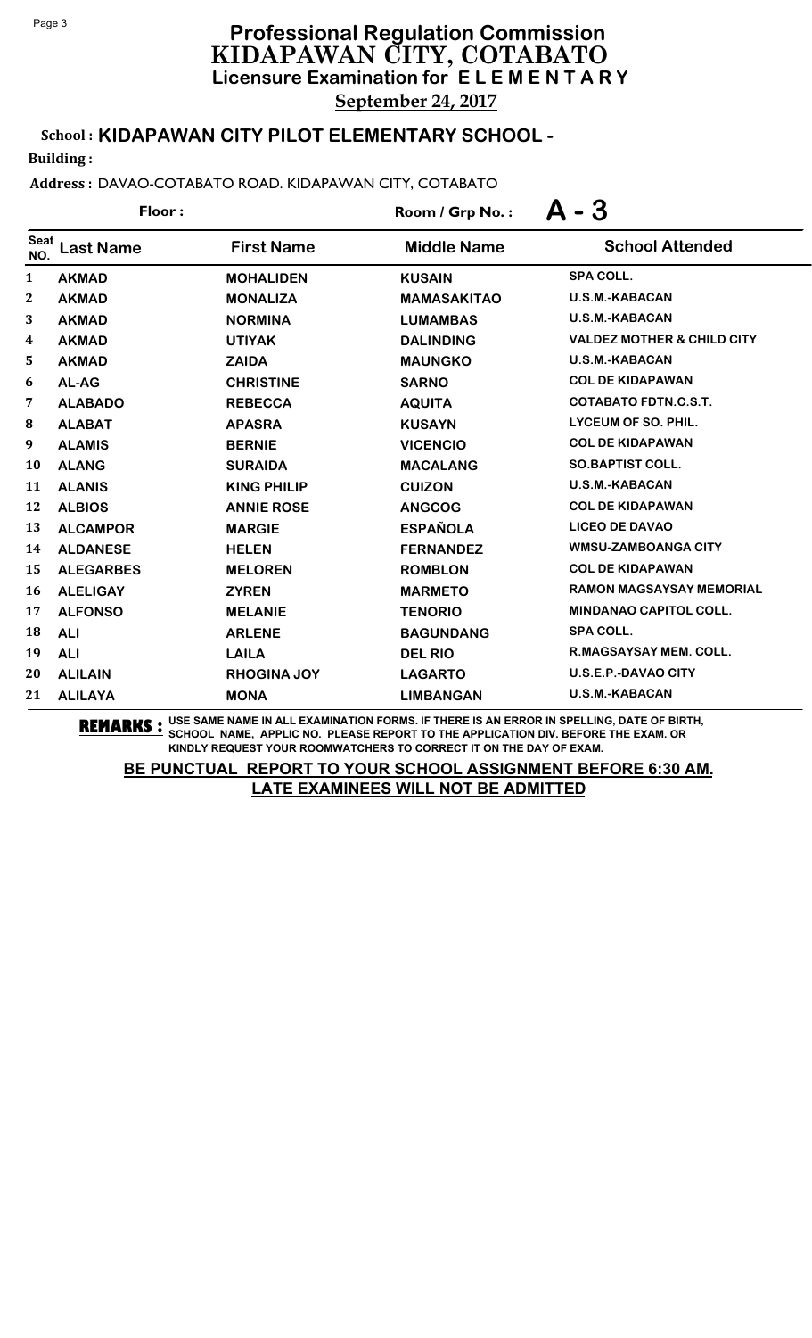# Professional Regulation Commission
## KIDAPAWAN CITY, COTABATO
### Licensure Examination for ELEMENTARY

**September 24, 2017**

**School : KIDAPAWAN CITY PILOT ELEMENTARY SCHOOL -**

**Building :**

**Address :** DAVAO-COTABATO ROAD. KIDAPAWAN CITY, COTABATO

**Floor :** 

**Room / Grp No. : A - 3**

| Seat NO. | Last Name | First Name | Middle Name | School Attended |
|---|---|---|---|---|
| 1 | AKMAD | MOHALIDEN | KUSAIN | SPA COLL. |
| 2 | AKMAD | MONALIZA | MAMASAKITAO | U.S.M.-KABACAN |
| 3 | AKMAD | NORMINA | LUMAMBAS | U.S.M.-KABACAN |
| 4 | AKMAD | UTIYAK | DALINDING | VALDEZ MOTHER & CHILD CITY |
| 5 | AKMAD | ZAIDA | MAUNGKO | U.S.M.-KABACAN |
| 6 | AL-AG | CHRISTINE | SARNO | COL DE KIDAPAWAN |
| 7 | ALABADO | REBECCA | AQUITA | COTABATO FDTN.C.S.T. |
| 8 | ALABAT | APASRA | KUSAYN | LYCEUM OF SO. PHIL. |
| 9 | ALAMIS | BERNIE | VICENCIO | COL DE KIDAPAWAN |
| 10 | ALANG | SURAIDA | MACALANG | SO.BAPTIST COLL. |
| 11 | ALANIS | KING PHILIP | CUIZON | U.S.M.-KABACAN |
| 12 | ALBIOS | ANNIE ROSE | ANGCOG | COL DE KIDAPAWAN |
| 13 | ALCAMPOR | MARGIE | ESPAÑOLA | LICEO DE DAVAO |
| 14 | ALDANESE | HELEN | FERNANDEZ | WMSU-ZAMBOANGA CITY |
| 15 | ALEGARBES | MELOREN | ROMBLON | COL DE KIDAPAWAN |
| 16 | ALELIGAY | ZYREN | MARMETO | RAMON MAGSAYSAY MEMORIAL |
| 17 | ALFONSO | MELANIE | TENORIO | MINDANAO CAPITOL COLL. |
| 18 | ALI | ARLENE | BAGUNDANG | SPA COLL. |
| 19 | ALI | LAILA | DEL RIO | R.MAGSAYSAY MEM. COLL. |
| 20 | ALILAIN | RHOGINA JOY | LAGARTO | U.S.E.P.-DAVAO CITY |
| 21 | ALILAYA | MONA | LIMBANGAN | U.S.M.-KABACAN |

**REMARKS :** USE SAME NAME IN ALL EXAMINATION FORMS. IF THERE IS AN ERROR IN SPELLING, DATE OF BIRTH, SCHOOL NAME, APPLIC NO. PLEASE REPORT TO THE APPLICATION DIV. BEFORE THE EXAM. OR KINDLY REQUEST YOUR ROOMWATCHERS TO CORRECT IT ON THE DAY OF EXAM.

**BE PUNCTUAL REPORT TO YOUR SCHOOL ASSIGNMENT BEFORE 6:30 AM.**
**LATE EXAMINEES WILL NOT BE ADMITTED**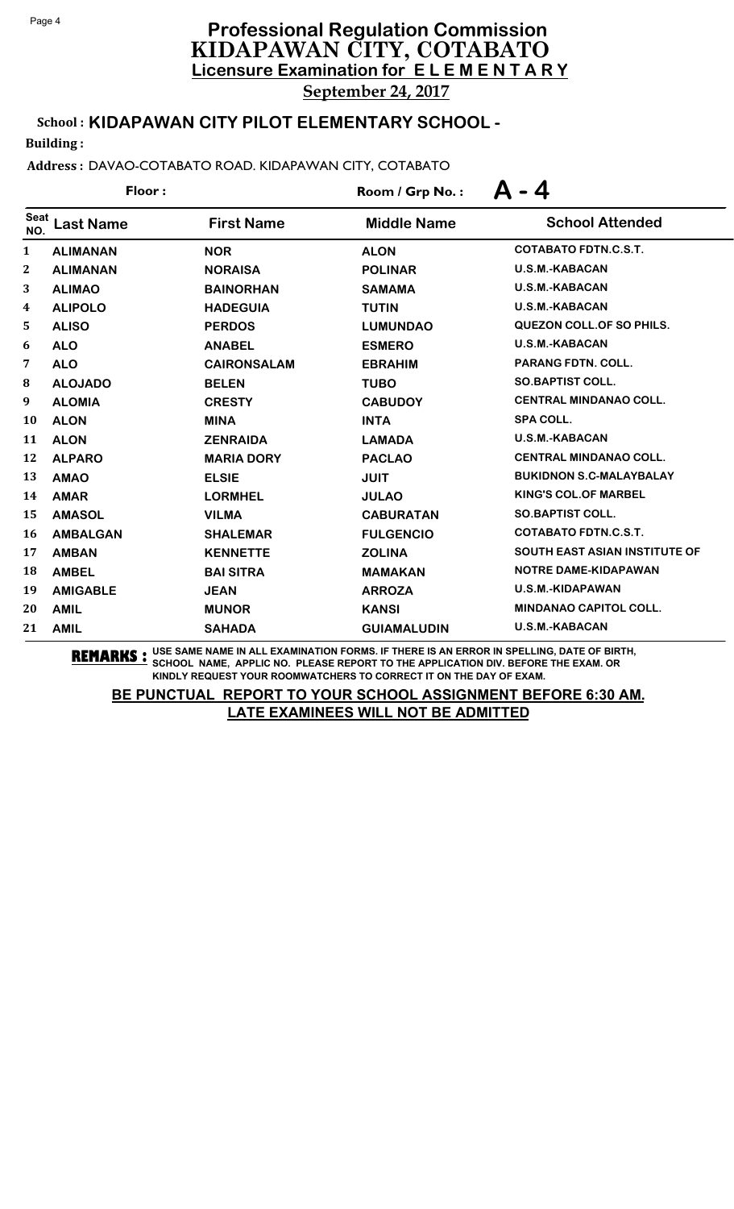# Professional Regulation Commission
## KIDAPAWAN CITY, COTABATO
### Licensure Examination for ELEMENTARY

**September 24, 2017**

**School : KIDAPAWAN CITY PILOT ELEMENTARY SCHOOL -**

**Building :**

**Address :** DAVAO-COTABATO ROAD. KIDAPAWAN CITY, COTABATO

**Floor :** 

**Room / Grp No. : A - 4**

| Seat NO. | Last Name | First Name | Middle Name | School Attended |
|---|---|---|---|---|
| 1 | ALIMANAN | NOR | ALON | COTABATO FDTN.C.S.T. |
| 2 | ALIMANAN | NORAISA | POLINAR | U.S.M.-KABACAN |
| 3 | ALIMAO | BAINORHAN | SAMAMA | U.S.M.-KABACAN |
| 4 | ALIPOLO | HADEGUIA | TUTIN | U.S.M.-KABACAN |
| 5 | ALISO | PERDOS | LUMUNDAO | QUEZON COLL.OF SO PHILS. |
| 6 | ALO | ANABEL | ESMERO | U.S.M.-KABACAN |
| 7 | ALO | CAIRONSALAM | EBRAHIM | PARANG FDTN. COLL. |
| 8 | ALOJADO | BELEN | TUBO | SO.BAPTIST COLL. |
| 9 | ALOMIA | CRESTY | CABUDOY | CENTRAL MINDANAO COLL. |
| 10 | ALON | MINA | INTA | SPA COLL. |
| 11 | ALON | ZENRAIDA | LAMADA | U.S.M.-KABACAN |
| 12 | ALPARO | MARIA DORY | PACLAO | CENTRAL MINDANAO COLL. |
| 13 | AMAO | ELSIE | JUIT | BUKIDNON S.C-MALAYBALAY |
| 14 | AMAR | LORMHEL | JULAO | KING'S COL.OF MARBEL |
| 15 | AMASOL | VILMA | CABURATAN | SO.BAPTIST COLL. |
| 16 | AMBALGAN | SHALEMAR | FULGENCIO | COTABATO FDTN.C.S.T. |
| 17 | AMBAN | KENNETTE | ZOLINA | SOUTH EAST ASIAN INSTITUTE OF |
| 18 | AMBEL | BAI SITRA | MAMAKAN | NOTRE DAME-KIDAPAWAN |
| 19 | AMIGABLE | JEAN | ARROZA | U.S.M.-KIDAPAWAN |
| 20 | AMIL | MUNOR | KANSI | MINDANAO CAPITOL COLL. |
| 21 | AMIL | SAHADA | GUIAMALUDIN | U.S.M.-KABACAN |

**REMARKS :** USE SAME NAME IN ALL EXAMINATION FORMS. IF THERE IS AN ERROR IN SPELLING, DATE OF BIRTH, SCHOOL NAME, APPLIC NO. PLEASE REPORT TO THE APPLICATION DIV. BEFORE THE EXAM. OR KINDLY REQUEST YOUR ROOMWATCHERS TO CORRECT IT ON THE DAY OF EXAM.

**BE PUNCTUAL REPORT TO YOUR SCHOOL ASSIGNMENT BEFORE 6:30 AM. LATE EXAMINEES WILL NOT BE ADMITTED**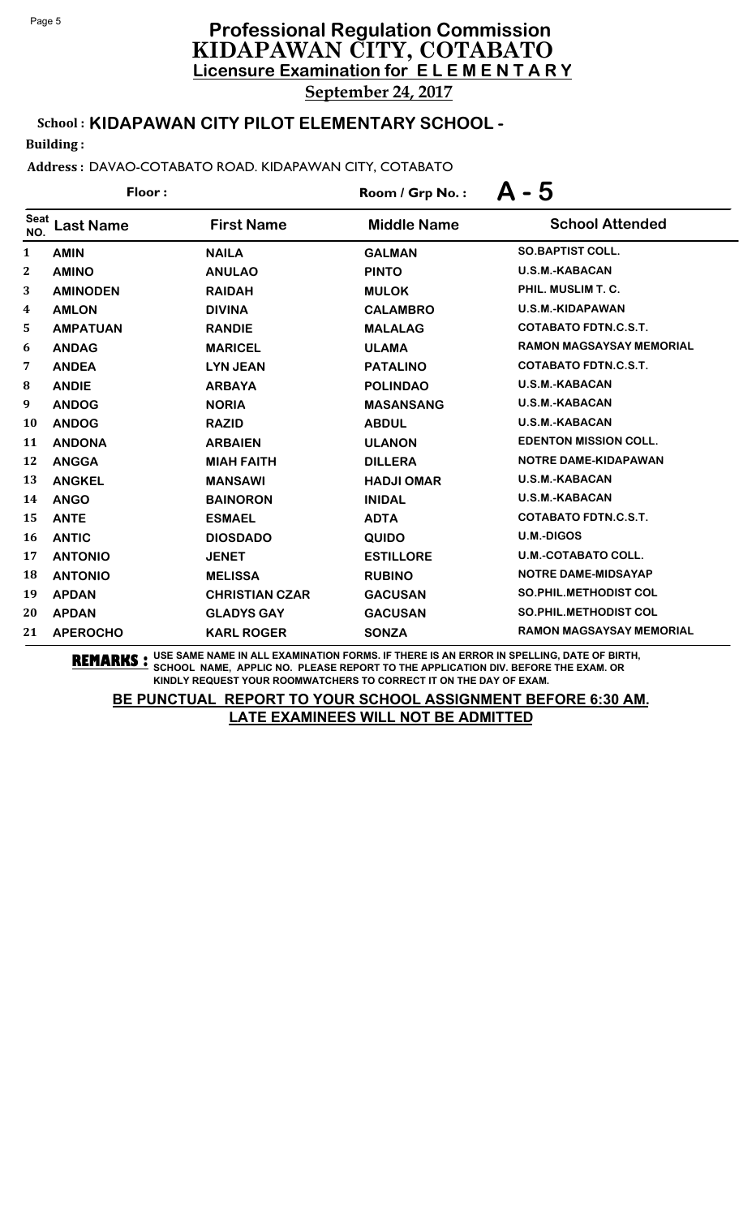# Professional Regulation Commission
## KIDAPAWAN CITY, COTABATO
### Licensure Examination for ELEMENTARY

**September 24, 2017**

**School : KIDAPAWAN CITY PILOT ELEMENTARY SCHOOL -**

**Building :**

**Address :** DAVAO-COTABATO ROAD. KIDAPAWAN CITY, COTABATO

**Floor :**

**Room / Grp No. : A - 5**

| Seat NO. | Last Name | First Name | Middle Name | School Attended |
|---|---|---|---|---|
| 1 | AMIN | NAILA | GALMAN | SO.BAPTIST COLL. |
| 2 | AMINO | ANULAO | PINTO | U.S.M.-KABACAN |
| 3 | AMINODEN | RAIDAH | MULOK | PHIL. MUSLIM T. C. |
| 4 | AMLON | DIVINA | CALAMBRO | U.S.M.-KIDAPAWAN |
| 5 | AMPATUAN | RANDIE | MALALAG | COTABATO FDTN.C.S.T. |
| 6 | ANDAG | MARICEL | ULAMA | RAMON MAGSAYSAY MEMORIAL |
| 7 | ANDEA | LYN JEAN | PATALINO | COTABATO FDTN.C.S.T. |
| 8 | ANDIE | ARBAYA | POLINDAO | U.S.M.-KABACAN |
| 9 | ANDOG | NORIA | MASANSANG | U.S.M.-KABACAN |
| 10 | ANDOG | RAZID | ABDUL | U.S.M.-KABACAN |
| 11 | ANDONA | ARBAIEN | ULANON | EDENTON MISSION COLL. |
| 12 | ANGGA | MIAH FAITH | DILLERA | NOTRE DAME-KIDAPAWAN |
| 13 | ANGKEL | MANSAWI | HADJI OMAR | U.S.M.-KABACAN |
| 14 | ANGO | BAINORON | INIDAL | U.S.M.-KABACAN |
| 15 | ANTE | ESMAEL | ADTA | COTABATO FDTN.C.S.T. |
| 16 | ANTIC | DIOSDADO | QUIDO | U.M.-DIGOS |
| 17 | ANTONIO | JENET | ESTILLORE | U.M.-COTABATO COLL. |
| 18 | ANTONIO | MELISSA | RUBINO | NOTRE DAME-MIDSAYAP |
| 19 | APDAN | CHRISTIAN CZAR | GACUSAN | SO.PHIL.METHODIST COL |
| 20 | APDAN | GLADYS GAY | GACUSAN | SO.PHIL.METHODIST COL |
| 21 | APEROCHO | KARL ROGER | SONZA | RAMON MAGSAYSAY MEMORIAL |

**REMARKS :** USE SAME NAME IN ALL EXAMINATION FORMS. IF THERE IS AN ERROR IN SPELLING, DATE OF BIRTH, SCHOOL NAME, APPLIC NO. PLEASE REPORT TO THE APPLICATION DIV. BEFORE THE EXAM. OR KINDLY REQUEST YOUR ROOMWATCHERS TO CORRECT IT ON THE DAY OF EXAM.

**BE PUNCTUAL REPORT TO YOUR SCHOOL ASSIGNMENT BEFORE 6:30 AM.**
**LATE EXAMINEES WILL NOT BE ADMITTED**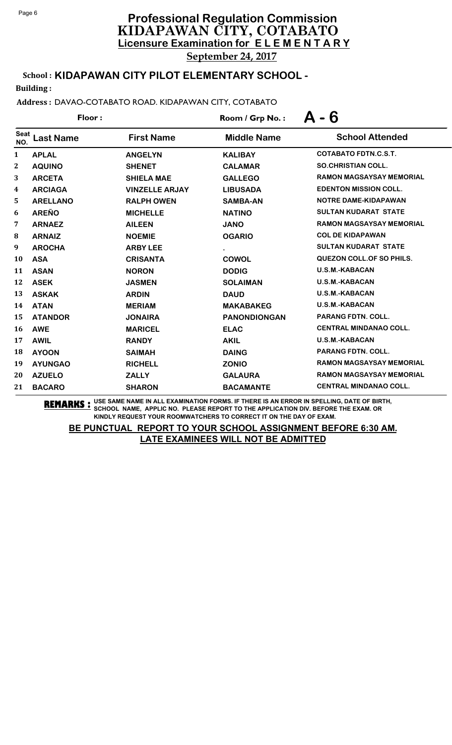# Professional Regulation Commission
## KIDAPAWAN CITY, COTABATO
### Licensure Examination for ELEMENTARY

**September 24, 2017**

**School : KIDAPAWAN CITY PILOT ELEMENTARY SCHOOL -**

**Building :**

**Address :** DAVAO-COTABATO ROAD. KIDAPAWAN CITY, COTABATO

**Floor :** 　　　　**Room / Grp No. : A - 6**

| Seat NO. | Last Name | First Name | Middle Name | School Attended |
|---|---|---|---|---|
| 1 | APLAL | ANGELYN | KALIBAY | COTABATO FDTN.C.S.T. |
| 2 | AQUINO | SHENET | CALAMAR | SO.CHRISTIAN COLL. |
| 3 | ARCETA | SHIELA MAE | GALLEGO | RAMON MAGSAYSAY MEMORIAL |
| 4 | ARCIAGA | VINZELLE ARJAY | LIBUSADA | EDENTON MISSION COLL. |
| 5 | ARELLANO | RALPH OWEN | SAMBA-AN | NOTRE DAME-KIDAPAWAN |
| 6 | AREÑO | MICHELLE | NATINO | SULTAN KUDARAT STATE |
| 7 | ARNAEZ | AILEEN | JANO | RAMON MAGSAYSAY MEMORIAL |
| 8 | ARNAIZ | NOEMIE | OGARIO | COL DE KIDAPAWAN |
| 9 | AROCHA | ARBY LEE | . | SULTAN KUDARAT STATE |
| 10 | ASA | CRISANTA | COWOL | QUEZON COLL.OF SO PHILS. |
| 11 | ASAN | NORON | DODIG | U.S.M.-KABACAN |
| 12 | ASEK | JASMEN | SOLAIMAN | U.S.M.-KABACAN |
| 13 | ASKAK | ARDIN | DAUD | U.S.M.-KABACAN |
| 14 | ATAN | MERIAM | MAKABAKEG | U.S.M.-KABACAN |
| 15 | ATANDOR | JONAIRA | PANONDIONGAN | PARANG FDTN. COLL. |
| 16 | AWE | MARICEL | ELAC | CENTRAL MINDANAO COLL. |
| 17 | AWIL | RANDY | AKIL | U.S.M.-KABACAN |
| 18 | AYOON | SAIMAH | DAING | PARANG FDTN. COLL. |
| 19 | AYUNGAO | RICHELL | ZONIO | RAMON MAGSAYSAY MEMORIAL |
| 20 | AZUELO | ZALLY | GALAURA | RAMON MAGSAYSAY MEMORIAL |
| 21 | BACARO | SHARON | BACAMANTE | CENTRAL MINDANAO COLL. |

**REMARKS :** USE SAME NAME IN ALL EXAMINATION FORMS. IF THERE IS AN ERROR IN SPELLING, DATE OF BIRTH, SCHOOL NAME, APPLIC NO. PLEASE REPORT TO THE APPLICATION DIV. BEFORE THE EXAM. OR KINDLY REQUEST YOUR ROOMWATCHERS TO CORRECT IT ON THE DAY OF EXAM.

**BE PUNCTUAL REPORT TO YOUR SCHOOL ASSIGNMENT BEFORE 6:30 AM.**
**LATE EXAMINEES WILL NOT BE ADMITTED**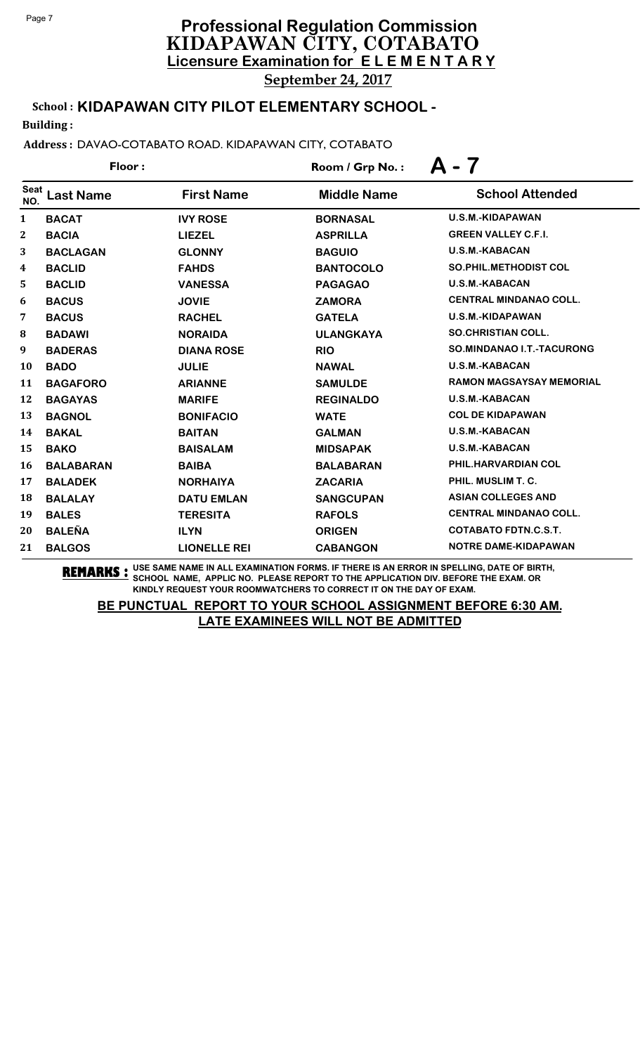# Professional Regulation Commission
# KIDAPAWAN CITY, COTABATO
## Licensure Examination for ELEMENTARY
**September 24, 2017**

**School : KIDAPAWAN CITY PILOT ELEMENTARY SCHOOL -**

**Building :**

**Address :** DAVAO-COTABATO ROAD. KIDAPAWAN CITY, COTABATO

**Floor :**

**Room / Grp No. : A - 7**

| Seat NO. | Last Name | First Name | Middle Name | School Attended |
|---|---|---|---|---|
| 1 | BACAT | IVY ROSE | BORNASAL | U.S.M.-KIDAPAWAN |
| 2 | BACIA | LIEZEL | ASPRILLA | GREEN VALLEY C.F.I. |
| 3 | BACLAGAN | GLONNY | BAGUIO | U.S.M.-KABACAN |
| 4 | BACLID | FAHDS | BANTOCOLO | SO.PHIL.METHODIST COL |
| 5 | BACLID | VANESSA | PAGAGAO | U.S.M.-KABACAN |
| 6 | BACUS | JOVIE | ZAMORA | CENTRAL MINDANAO COLL. |
| 7 | BACUS | RACHEL | GATELA | U.S.M.-KIDAPAWAN |
| 8 | BADAWI | NORAIDA | ULANGKAYA | SO.CHRISTIAN COLL. |
| 9 | BADERAS | DIANA ROSE | RIO | SO.MINDANAO I.T.-TACURONG |
| 10 | BADO | JULIE | NAWAL | U.S.M.-KABACAN |
| 11 | BAGAFORO | ARIANNE | SAMULDE | RAMON MAGSAYSAY MEMORIAL |
| 12 | BAGAYAS | MARIFE | REGINALDO | U.S.M.-KABACAN |
| 13 | BAGNOL | BONIFACIO | WATE | COL DE KIDAPAWAN |
| 14 | BAKAL | BAITAN | GALMAN | U.S.M.-KABACAN |
| 15 | BAKO | BAISALAM | MIDSAPAK | U.S.M.-KABACAN |
| 16 | BALABARAN | BAIBA | BALABARAN | PHIL.HARVARDIAN COL |
| 17 | BALADEK | NORHAIYA | ZACARIA | PHIL. MUSLIM T. C. |
| 18 | BALALAY | DATU EMLAN | SANGCUPAN | ASIAN COLLEGES AND |
| 19 | BALES | TERESITA | RAFOLS | CENTRAL MINDANAO COLL. |
| 20 | BALEÑA | ILYN | ORIGEN | COTABATO FDTN.C.S.T. |
| 21 | BALGOS | LIONELLE REI | CABANGON | NOTRE DAME-KIDAPAWAN |

**REMARKS :** USE SAME NAME IN ALL EXAMINATION FORMS. IF THERE IS AN ERROR IN SPELLING, DATE OF BIRTH, SCHOOL NAME, APPLIC NO. PLEASE REPORT TO THE APPLICATION DIV. BEFORE THE EXAM. OR KINDLY REQUEST YOUR ROOMWATCHERS TO CORRECT IT ON THE DAY OF EXAM.

**BE PUNCTUAL REPORT TO YOUR SCHOOL ASSIGNMENT BEFORE 6:30 AM.**
**LATE EXAMINEES WILL NOT BE ADMITTED**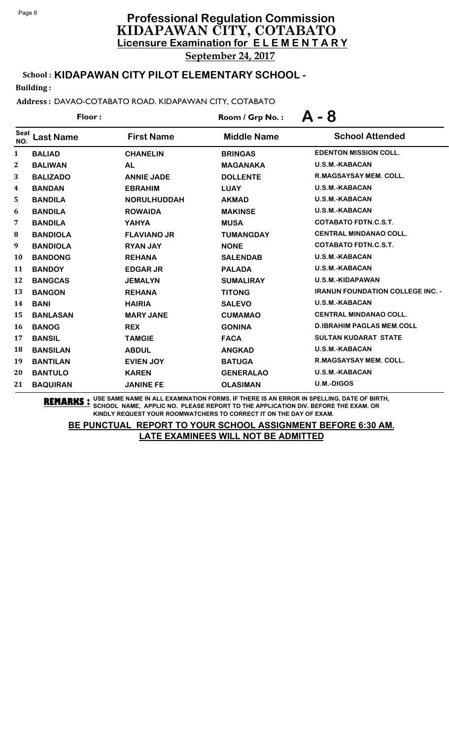# Professional Regulation Commission

## KIDAPAWAN CITY, COTABATO

### Licensure Examination for ELEMENTARY

**September 24, 2017**

**School : KIDAPAWAN CITY PILOT ELEMENTARY SCHOOL -**

**Building :**

**Address :** DAVAO-COTABATO ROAD. KIDAPAWAN CITY, COTABATO

**Floor :** 

**Room / Grp No. : A - 8**

| Seat NO. | Last Name | First Name | Middle Name | School Attended |
|---|---|---|---|---|
| 1 | BALIAD | CHANELIN | BRINGAS | EDENTON MISSION COLL. |
| 2 | BALIWAN | AL | MAGANAKA | U.S.M.-KABACAN |
| 3 | BALIZADO | ANNIE JADE | DOLLENTE | R.MAGSAYSAY MEM. COLL. |
| 4 | BANDAN | EBRAHIM | LUAY | U.S.M.-KABACAN |
| 5 | BANDILA | NORULHUDDAH | AKMAD | U.S.M.-KABACAN |
| 6 | BANDILA | ROWAIDA | MAKINSE | U.S.M.-KABACAN |
| 7 | BANDILA | YAHYA | MUSA | COTABATO FDTN.C.S.T. |
| 8 | BANDIOLA | FLAVIANO JR | TUMANGDAY | CENTRAL MINDANAO COLL. |
| 9 | BANDIOLA | RYAN JAY | NONE | COTABATO FDTN.C.S.T. |
| 10 | BANDONG | REHANA | SALENDAB | U.S.M.-KABACAN |
| 11 | BANDOY | EDGAR JR | PALADA | U.S.M.-KABACAN |
| 12 | BANGCAS | JEMALYN | SUMALIRAY | U.S.M.-KIDAPAWAN |
| 13 | BANGON | REHANA | TITONG | IRANUN FOUNDATION COLLEGE INC. - |
| 14 | BANI | HAIRIA | SALEVO | U.S.M.-KABACAN |
| 15 | BANLASAN | MARY JANE | CUMAMAO | CENTRAL MINDANAO COLL. |
| 16 | BANOG | REX | GONINA | D.IBRAHIM PAGLAS MEM.COLL |
| 17 | BANSIL | TAMGIE | FACA | SULTAN KUDARAT STATE |
| 18 | BANSILAN | ABDUL | ANGKAD | U.S.M.-KABACAN |
| 19 | BANTILAN | EVIEN JOY | BATUGA | R.MAGSAYSAY MEM. COLL. |
| 20 | BANTULO | KAREN | GENERALAO | U.S.M.-KABACAN |
| 21 | BAQUIRAN | JANINE FE | OLASIMAN | U.M.-DIGOS |

**REMARKS :** USE SAME NAME IN ALL EXAMINATION FORMS. IF THERE IS AN ERROR IN SPELLING, DATE OF BIRTH, SCHOOL NAME, APPLIC NO. PLEASE REPORT TO THE APPLICATION DIV. BEFORE THE EXAM. OR KINDLY REQUEST YOUR ROOMWATCHERS TO CORRECT IT ON THE DAY OF EXAM.

**BE PUNCTUAL REPORT TO YOUR SCHOOL ASSIGNMENT BEFORE 6:30 AM. LATE EXAMINEES WILL NOT BE ADMITTED**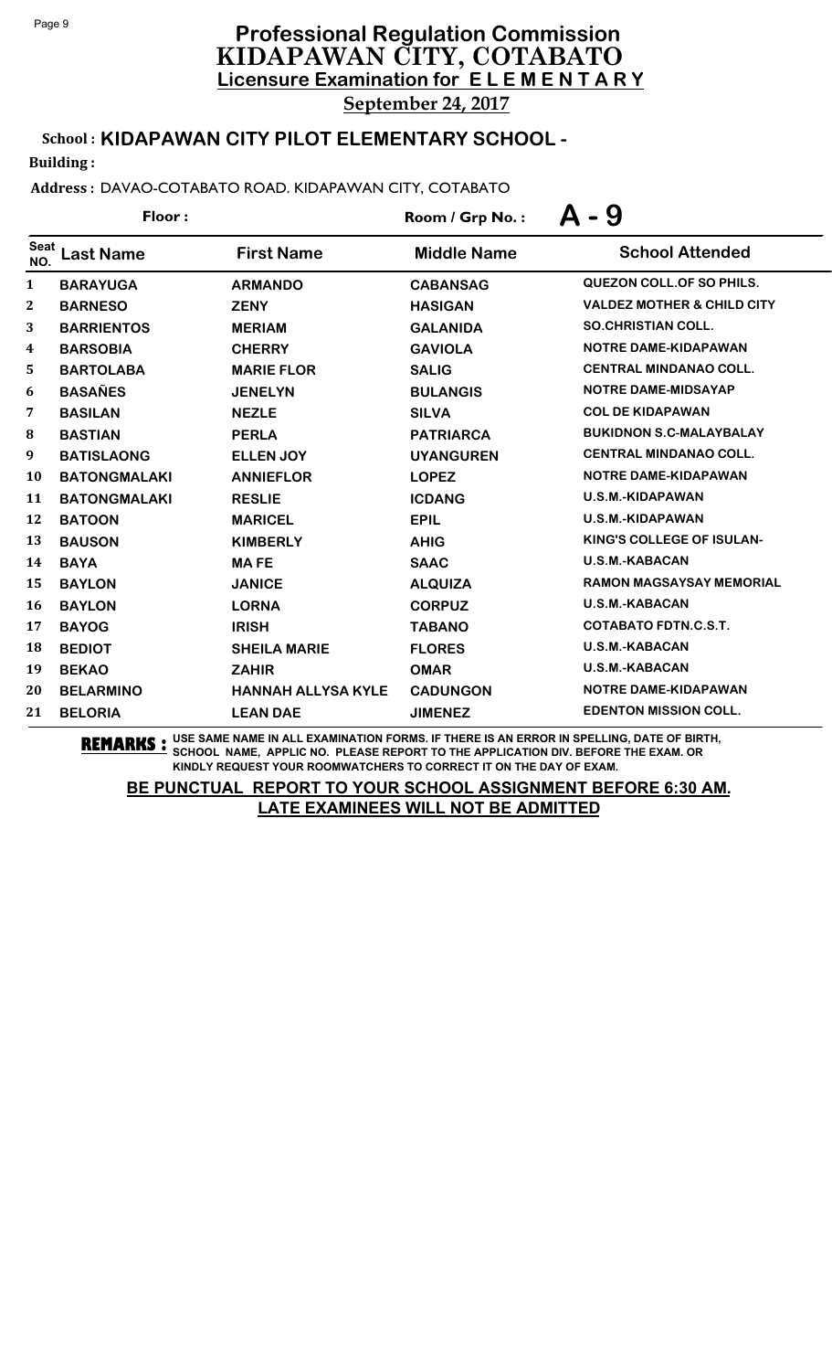# Professional Regulation Commission
## KIDAPAWAN CITY, COTABATO
### Licensure Examination for ELEMENTARY

**September 24, 2017**

**School : KIDAPAWAN CITY PILOT ELEMENTARY SCHOOL -**

**Building :**

**Address :** DAVAO-COTABATO ROAD. KIDAPAWAN CITY, COTABATO

**Floor :** **Room / Grp No. : A - 9**

| Seat NO. | Last Name | First Name | Middle Name | School Attended |
|---|---|---|---|---|
| 1 | BARAYUGA | ARMANDO | CABANSAG | QUEZON COLL.OF SO PHILS. |
| 2 | BARNESO | ZENY | HASIGAN | VALDEZ MOTHER & CHILD CITY |
| 3 | BARRIENTOS | MERIAM | GALANIDA | SO.CHRISTIAN COLL. |
| 4 | BARSOBIA | CHERRY | GAVIOLA | NOTRE DAME-KIDAPAWAN |
| 5 | BARTOLABA | MARIE FLOR | SALIG | CENTRAL MINDANAO COLL. |
| 6 | BASAÑES | JENELYN | BULANGIS | NOTRE DAME-MIDSAYAP |
| 7 | BASILAN | NEZLE | SILVA | COL DE KIDAPAWAN |
| 8 | BASTIAN | PERLA | PATRIARCA | BUKIDNON S.C-MALAYBALAY |
| 9 | BATISLAONG | ELLEN JOY | UYANGUREN | CENTRAL MINDANAO COLL. |
| 10 | BATONGMALAKI | ANNIEFLOR | LOPEZ | NOTRE DAME-KIDAPAWAN |
| 11 | BATONGMALAKI | RESLIE | ICDANG | U.S.M.-KIDAPAWAN |
| 12 | BATOON | MARICEL | EPIL | U.S.M.-KIDAPAWAN |
| 13 | BAUSON | KIMBERLY | AHIG | KING'S COLLEGE OF ISULAN- |
| 14 | BAYA | MA FE | SAAC | U.S.M.-KABACAN |
| 15 | BAYLON | JANICE | ALQUIZA | RAMON MAGSAYSAY MEMORIAL |
| 16 | BAYLON | LORNA | CORPUZ | U.S.M.-KABACAN |
| 17 | BAYOG | IRISH | TABANO | COTABATO FDTN.C.S.T. |
| 18 | BEDIOT | SHEILA MARIE | FLORES | U.S.M.-KABACAN |
| 19 | BEKAO | ZAHIR | OMAR | U.S.M.-KABACAN |
| 20 | BELARMINO | HANNAH ALLYSA KYLE | CADUNGON | NOTRE DAME-KIDAPAWAN |
| 21 | BELORIA | LEAN DAE | JIMENEZ | EDENTON MISSION COLL. |

**REMARKS :** USE SAME NAME IN ALL EXAMINATION FORMS. IF THERE IS AN ERROR IN SPELLING, DATE OF BIRTH, SCHOOL NAME, APPLIC NO. PLEASE REPORT TO THE APPLICATION DIV. BEFORE THE EXAM. OR KINDLY REQUEST YOUR ROOMWATCHERS TO CORRECT IT ON THE DAY OF EXAM.

**BE PUNCTUAL REPORT TO YOUR SCHOOL ASSIGNMENT BEFORE 6:30 AM. LATE EXAMINEES WILL NOT BE ADMITTED**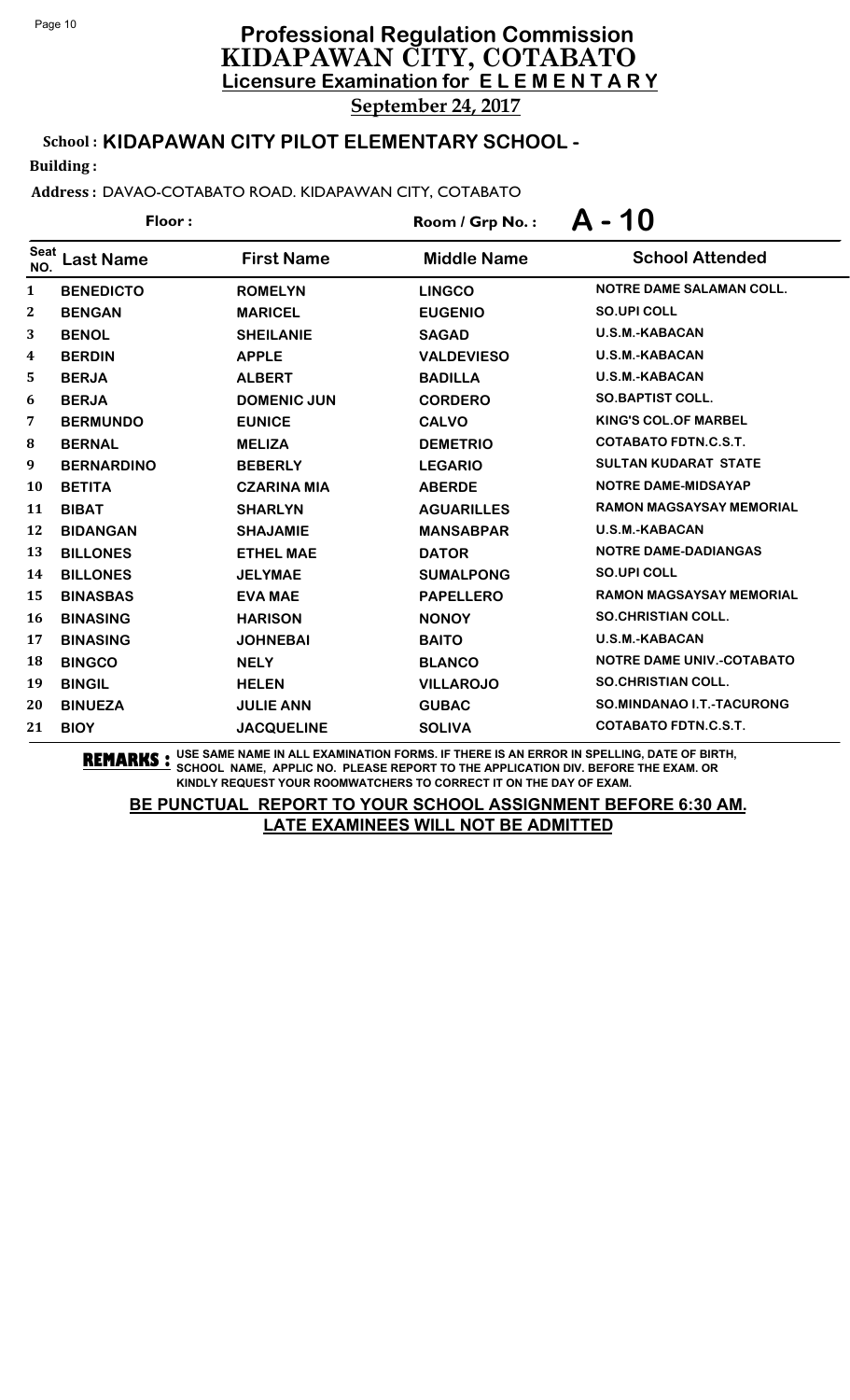# Professional Regulation Commission
## KIDAPAWAN CITY, COTABATO
### Licensure Examination for ELEMENTARY

**September 24, 2017**

**School : KIDAPAWAN CITY PILOT ELEMENTARY SCHOOL -**

**Building :**

**Address :** DAVAO-COTABATO ROAD. KIDAPAWAN CITY, COTABATO

**Floor :** **Room / Grp No. : A - 10**

| Seat NO. | Last Name | First Name | Middle Name | School Attended |
|---|---|---|---|---|
| 1 | BENEDICTO | ROMELYN | LINGCO | NOTRE DAME SALAMAN COLL. |
| 2 | BENGAN | MARICEL | EUGENIO | SO.UPI COLL |
| 3 | BENOL | SHEILANIE | SAGAD | U.S.M.-KABACAN |
| 4 | BERDIN | APPLE | VALDEVIESO | U.S.M.-KABACAN |
| 5 | BERJA | ALBERT | BADILLA | U.S.M.-KABACAN |
| 6 | BERJA | DOMENIC JUN | CORDERO | SO.BAPTIST COLL. |
| 7 | BERMUNDO | EUNICE | CALVO | KING'S COL.OF MARBEL |
| 8 | BERNAL | MELIZA | DEMETRIO | COTABATO FDTN.C.S.T. |
| 9 | BERNARDINO | BEBERLY | LEGARIO | SULTAN KUDARAT STATE |
| 10 | BETITA | CZARINA MIA | ABERDE | NOTRE DAME-MIDSAYAP |
| 11 | BIBAT | SHARLYN | AGUARILLES | RAMON MAGSAYSAY MEMORIAL |
| 12 | BIDANGAN | SHAJAMIE | MANSABPAR | U.S.M.-KABACAN |
| 13 | BILLONES | ETHEL MAE | DATOR | NOTRE DAME-DADIANGAS |
| 14 | BILLONES | JELYMAE | SUMALPONG | SO.UPI COLL |
| 15 | BINASBAS | EVA MAE | PAPELLERO | RAMON MAGSAYSAY MEMORIAL |
| 16 | BINASING | HARISON | NONOY | SO.CHRISTIAN COLL. |
| 17 | BINASING | JOHNEBAI | BAITO | U.S.M.-KABACAN |
| 18 | BINGCO | NELY | BLANCO | NOTRE DAME UNIV.-COTABATO |
| 19 | BINGIL | HELEN | VILLAROJO | SO.CHRISTIAN COLL. |
| 20 | BINUEZA | JULIE ANN | GUBAC | SO.MINDANAO I.T.-TACURONG |
| 21 | BIOY | JACQUELINE | SOLIVA | COTABATO FDTN.C.S.T. |

**REMARKS :** USE SAME NAME IN ALL EXAMINATION FORMS. IF THERE IS AN ERROR IN SPELLING, DATE OF BIRTH, SCHOOL NAME, APPLIC NO. PLEASE REPORT TO THE APPLICATION DIV. BEFORE THE EXAM. OR KINDLY REQUEST YOUR ROOMWATCHERS TO CORRECT IT ON THE DAY OF EXAM.

**BE PUNCTUAL REPORT TO YOUR SCHOOL ASSIGNMENT BEFORE 6:30 AM. LATE EXAMINEES WILL NOT BE ADMITTED**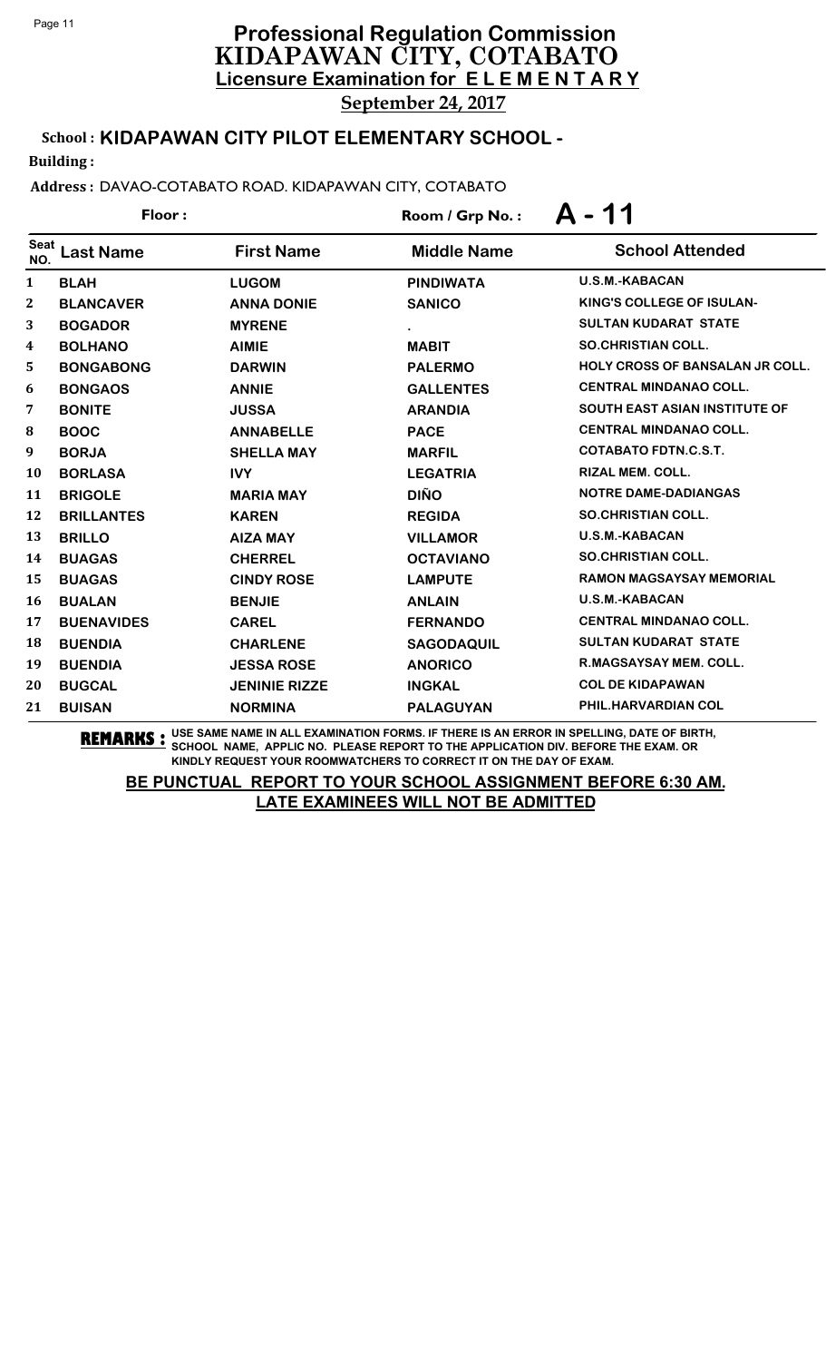# Professional Regulation Commission
## KIDAPAWAN CITY, COTABATO
### Licensure Examination for ELEMENTARY

**September 24, 2017**

**School : KIDAPAWAN CITY PILOT ELEMENTARY SCHOOL -**

**Building :**

**Address :** DAVAO-COTABATO ROAD. KIDAPAWAN CITY, COTABATO

**Floor :** 

**Room / Grp No. : A - 11**

| Seat NO. | Last Name | First Name | Middle Name | School Attended |
|---|---|---|---|---|
| 1 | BLAH | LUGOM | PINDIWATA | U.S.M.-KABACAN |
| 2 | BLANCAVER | ANNA DONIE | SANICO | KING'S COLLEGE OF ISULAN- |
| 3 | BOGADOR | MYRENE | . | SULTAN KUDARAT STATE |
| 4 | BOLHANO | AIMIE | MABIT | SO.CHRISTIAN COLL. |
| 5 | BONGABONG | DARWIN | PALERMO | HOLY CROSS OF BANSALAN JR COLL. |
| 6 | BONGAOS | ANNIE | GALLENTES | CENTRAL MINDANAO COLL. |
| 7 | BONITE | JUSSA | ARANDIA | SOUTH EAST ASIAN INSTITUTE OF |
| 8 | BOOC | ANNABELLE | PACE | CENTRAL MINDANAO COLL. |
| 9 | BORJA | SHELLA MAY | MARFIL | COTABATO FDTN.C.S.T. |
| 10 | BORLASA | IVY | LEGATRIA | RIZAL MEM. COLL. |
| 11 | BRIGOLE | MARIA MAY | DIÑO | NOTRE DAME-DADIANGAS |
| 12 | BRILLANTES | KAREN | REGIDA | SO.CHRISTIAN COLL. |
| 13 | BRILLO | AIZA MAY | VILLAMOR | U.S.M.-KABACAN |
| 14 | BUAGAS | CHERREL | OCTAVIANO | SO.CHRISTIAN COLL. |
| 15 | BUAGAS | CINDY ROSE | LAMPUTE | RAMON MAGSAYSAY MEMORIAL |
| 16 | BUALAN | BENJIE | ANLAIN | U.S.M.-KABACAN |
| 17 | BUENAVIDES | CAREL | FERNANDO | CENTRAL MINDANAO COLL. |
| 18 | BUENDIA | CHARLENE | SAGODAQUIL | SULTAN KUDARAT STATE |
| 19 | BUENDIA | JESSA ROSE | ANORICO | R.MAGSAYSAY MEM. COLL. |
| 20 | BUGCAL | JENINIE RIZZE | INGKAL | COL DE KIDAPAWAN |
| 21 | BUISAN | NORMINA | PALAGUYAN | PHIL.HARVARDIAN COL |

**REMARKS :** USE SAME NAME IN ALL EXAMINATION FORMS. IF THERE IS AN ERROR IN SPELLING, DATE OF BIRTH, SCHOOL NAME, APPLIC NO. PLEASE REPORT TO THE APPLICATION DIV. BEFORE THE EXAM. OR KINDLY REQUEST YOUR ROOMWATCHERS TO CORRECT IT ON THE DAY OF EXAM.

**BE PUNCTUAL REPORT TO YOUR SCHOOL ASSIGNMENT BEFORE 6:30 AM. LATE EXAMINEES WILL NOT BE ADMITTED**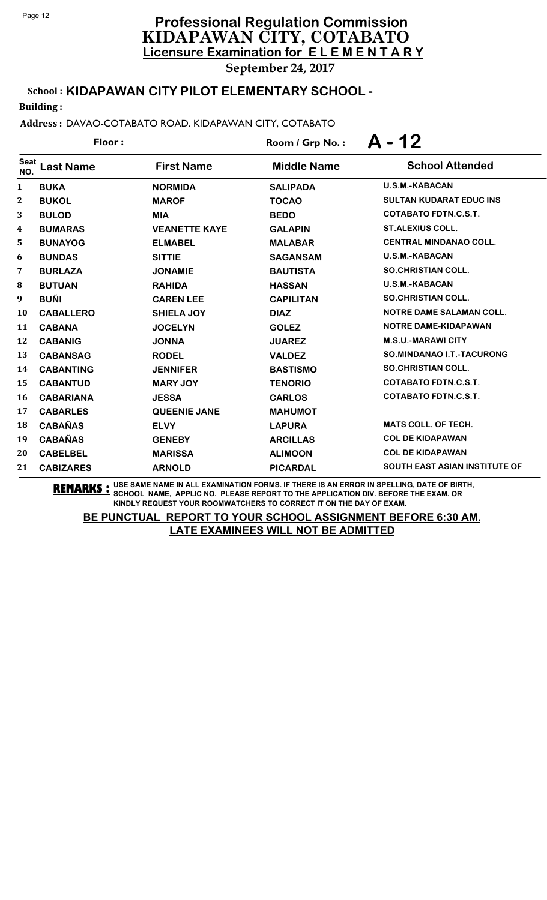# Professional Regulation Commission
## KIDAPAWAN CITY, COTABATO
### Licensure Examination for ELEMENTARY

**September 24, 2017**

**School : KIDAPAWAN CITY PILOT ELEMENTARY SCHOOL -**

**Building :**

**Address :** DAVAO-COTABATO ROAD. KIDAPAWAN CITY, COTABATO

**Floor :** **Room / Grp No. : A - 12**

| Seat NO. | Last Name | First Name | Middle Name | School Attended |
|---|---|---|---|---|
| 1 | BUKA | NORMIDA | SALIPADA | U.S.M.-KABACAN |
| 2 | BUKOL | MAROF | TOCAO | SULTAN KUDARAT EDUC INS |
| 3 | BULOD | MIA | BEDO | COTABATO FDTN.C.S.T. |
| 4 | BUMARAS | VEANETTE KAYE | GALAPIN | ST.ALEXIUS COLL. |
| 5 | BUNAYOG | ELMABEL | MALABAR | CENTRAL MINDANAO COLL. |
| 6 | BUNDAS | SITTIE | SAGANSAM | U.S.M.-KABACAN |
| 7 | BURLAZA | JONAMIE | BAUTISTA | SO.CHRISTIAN COLL. |
| 8 | BUTUAN | RAHIDA | HASSAN | U.S.M.-KABACAN |
| 9 | BUÑI | CAREN LEE | CAPILITAN | SO.CHRISTIAN COLL. |
| 10 | CABALLERO | SHIELA JOY | DIAZ | NOTRE DAME SALAMAN COLL. |
| 11 | CABANA | JOCELYN | GOLEZ | NOTRE DAME-KIDAPAWAN |
| 12 | CABANIG | JONNA | JUAREZ | M.S.U.-MARAWI CITY |
| 13 | CABANSAG | RODEL | VALDEZ | SO.MINDANAO I.T.-TACURONG |
| 14 | CABANTING | JENNIFER | BASTISMO | SO.CHRISTIAN COLL. |
| 15 | CABANTUD | MARY JOY | TENORIO | COTABATO FDTN.C.S.T. |
| 16 | CABARIANA | JESSA | CARLOS | COTABATO FDTN.C.S.T. |
| 17 | CABARLES | QUEENIE JANE | MAHUMOT | |
| 18 | CABAÑAS | ELVY | LAPURA | MATS COLL. OF TECH. |
| 19 | CABAÑAS | GENEBY | ARCILLAS | COL DE KIDAPAWAN |
| 20 | CABELBEL | MARISSA | ALIMOON | COL DE KIDAPAWAN |
| 21 | CABIZARES | ARNOLD | PICARDAL | SOUTH EAST ASIAN INSTITUTE OF |

**REMARKS :** USE SAME NAME IN ALL EXAMINATION FORMS. IF THERE IS AN ERROR IN SPELLING, DATE OF BIRTH, SCHOOL NAME, APPLIC NO. PLEASE REPORT TO THE APPLICATION DIV. BEFORE THE EXAM. OR KINDLY REQUEST YOUR ROOMWATCHERS TO CORRECT IT ON THE DAY OF EXAM.

**BE PUNCTUAL REPORT TO YOUR SCHOOL ASSIGNMENT BEFORE 6:30 AM.**
**LATE EXAMINEES WILL NOT BE ADMITTED**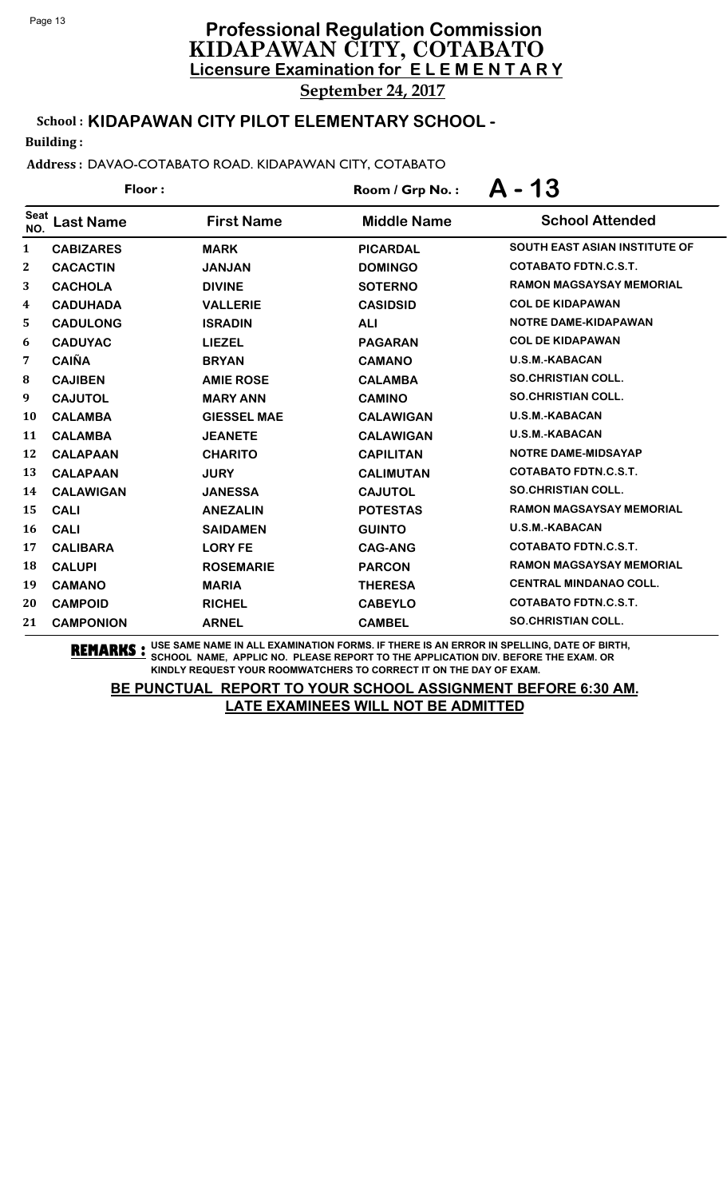# Professional Regulation Commission
## KIDAPAWAN CITY, COTABATO
### Licensure Examination for ELEMENTARY

**September 24, 2017**

**School : KIDAPAWAN CITY PILOT ELEMENTARY SCHOOL -**

**Building :**

**Address :** DAVAO-COTABATO ROAD. KIDAPAWAN CITY, COTABATO

**Floor :**

**Room / Grp No. : A - 13**

| Seat NO. | Last Name | First Name | Middle Name | School Attended |
|---|---|---|---|---|
| 1 | CABIZARES | MARK | PICARDAL | SOUTH EAST ASIAN INSTITUTE OF |
| 2 | CACACTIN | JANJAN | DOMINGO | COTABATO FDTN.C.S.T. |
| 3 | CACHOLA | DIVINE | SOTERNO | RAMON MAGSAYSAY MEMORIAL |
| 4 | CADUHADA | VALLERIE | CASIDSID | COL DE KIDAPAWAN |
| 5 | CADULONG | ISRADIN | ALI | NOTRE DAME-KIDAPAWAN |
| 6 | CADUYAC | LIEZEL | PAGARAN | COL DE KIDAPAWAN |
| 7 | CAIÑA | BRYAN | CAMANO | U.S.M.-KABACAN |
| 8 | CAJIBEN | AMIE ROSE | CALAMBA | SO.CHRISTIAN COLL. |
| 9 | CAJUTOL | MARY ANN | CAMINO | SO.CHRISTIAN COLL. |
| 10 | CALAMBA | GIESSEL MAE | CALAWIGAN | U.S.M.-KABACAN |
| 11 | CALAMBA | JEANETE | CALAWIGAN | U.S.M.-KABACAN |
| 12 | CALAPAAN | CHARITO | CAPILITAN | NOTRE DAME-MIDSAYAP |
| 13 | CALAPAAN | JURY | CALIMUTAN | COTABATO FDTN.C.S.T. |
| 14 | CALAWIGAN | JANESSA | CAJUTOL | SO.CHRISTIAN COLL. |
| 15 | CALI | ANEZALIN | POTESTAS | RAMON MAGSAYSAY MEMORIAL |
| 16 | CALI | SAIDAMEN | GUINTO | U.S.M.-KABACAN |
| 17 | CALIBARA | LORY FE | CAG-ANG | COTABATO FDTN.C.S.T. |
| 18 | CALUPI | ROSEMARIE | PARCON | RAMON MAGSAYSAY MEMORIAL |
| 19 | CAMANO | MARIA | THERESA | CENTRAL MINDANAO COLL. |
| 20 | CAMPOID | RICHEL | CABEYLO | COTABATO FDTN.C.S.T. |
| 21 | CAMPONION | ARNEL | CAMBEL | SO.CHRISTIAN COLL. |

**REMARKS :** USE SAME NAME IN ALL EXAMINATION FORMS. IF THERE IS AN ERROR IN SPELLING, DATE OF BIRTH, SCHOOL NAME, APPLIC NO. PLEASE REPORT TO THE APPLICATION DIV. BEFORE THE EXAM. OR KINDLY REQUEST YOUR ROOMWATCHERS TO CORRECT IT ON THE DAY OF EXAM.

**BE PUNCTUAL REPORT TO YOUR SCHOOL ASSIGNMENT BEFORE 6:30 AM. LATE EXAMINEES WILL NOT BE ADMITTED**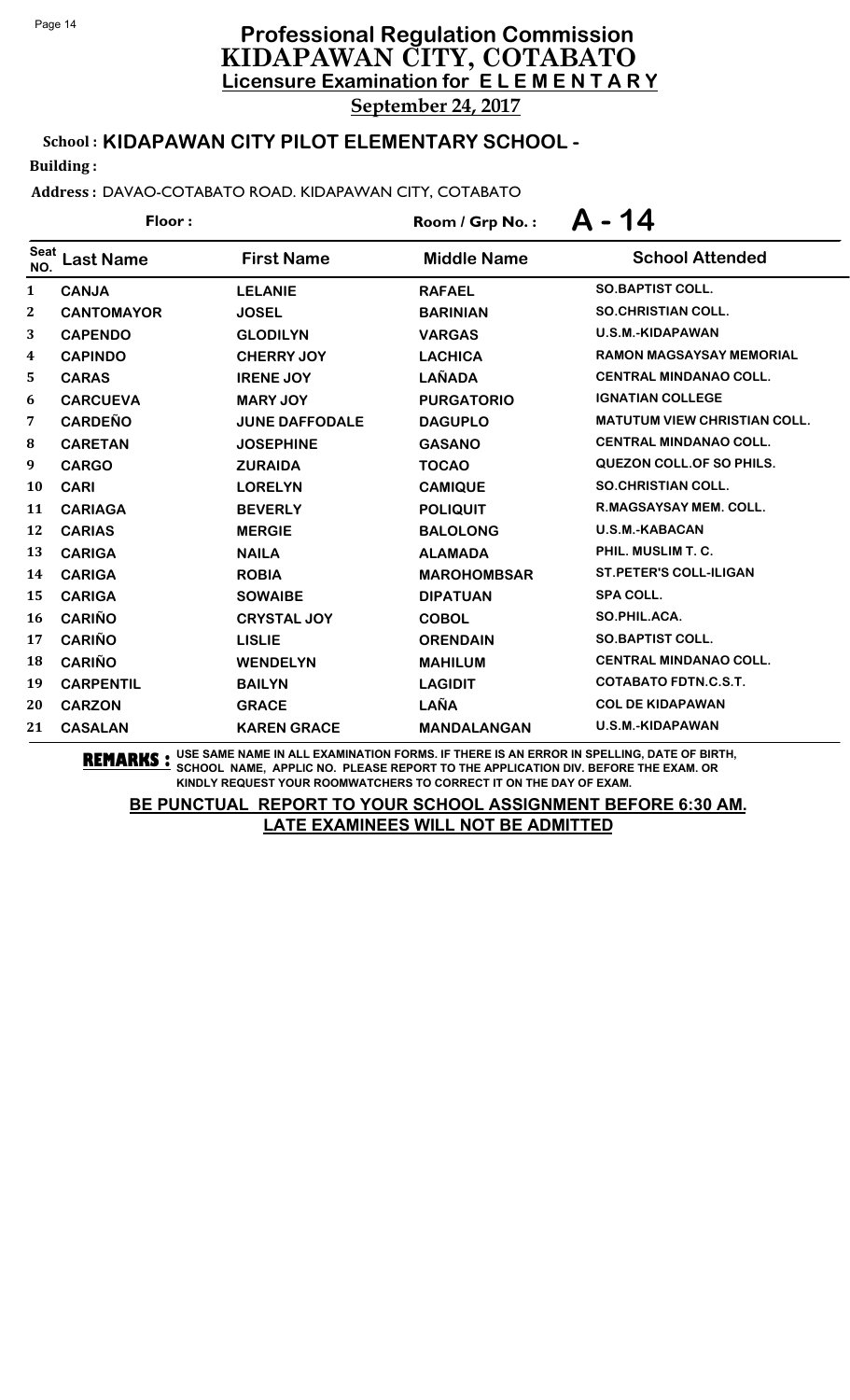# Professional Regulation Commission
## KIDAPAWAN CITY, COTABATO
### Licensure Examination for ELEMENTARY

**September 24, 2017**

**School : KIDAPAWAN CITY PILOT ELEMENTARY SCHOOL -**

**Building :**

**Address :** DAVAO-COTABATO ROAD. KIDAPAWAN CITY, COTABATO

**Floor :** &nbsp;&nbsp;&nbsp;&nbsp; **Room / Grp No. : A - 14**

| Seat NO. | Last Name | First Name | Middle Name | School Attended |
|---|---|---|---|---|
| 1 | CANJA | LELANIE | RAFAEL | SO.BAPTIST COLL. |
| 2 | CANTOMAYOR | JOSEL | BARINIAN | SO.CHRISTIAN COLL. |
| 3 | CAPENDO | GLODILYN | VARGAS | U.S.M.-KIDAPAWAN |
| 4 | CAPINDO | CHERRY JOY | LACHICA | RAMON MAGSAYSAY MEMORIAL |
| 5 | CARAS | IRENE JOY | LAÑADA | CENTRAL MINDANAO COLL. |
| 6 | CARCUEVA | MARY JOY | PURGATORIO | IGNATIAN COLLEGE |
| 7 | CARDEÑO | JUNE DAFFODALE | DAGUPLO | MATUTUM VIEW CHRISTIAN COLL. |
| 8 | CARETAN | JOSEPHINE | GASANO | CENTRAL MINDANAO COLL. |
| 9 | CARGO | ZURAIDA | TOCAO | QUEZON COLL.OF SO PHILS. |
| 10 | CARI | LORELYN | CAMIQUE | SO.CHRISTIAN COLL. |
| 11 | CARIAGA | BEVERLY | POLIQUIT | R.MAGSAYSAY MEM. COLL. |
| 12 | CARIAS | MERGIE | BALOLONG | U.S.M.-KABACAN |
| 13 | CARIGA | NAILA | ALAMADA | PHIL. MUSLIM T. C. |
| 14 | CARIGA | ROBIA | MAROHOMBSAR | ST.PETER'S COLL-ILIGAN |
| 15 | CARIGA | SOWAIBE | DIPATUAN | SPA COLL. |
| 16 | CARIÑO | CRYSTAL JOY | COBOL | SO.PHIL.ACA. |
| 17 | CARIÑO | LISLIE | ORENDAIN | SO.BAPTIST COLL. |
| 18 | CARIÑO | WENDELYN | MAHILUM | CENTRAL MINDANAO COLL. |
| 19 | CARPENTIL | BAILYN | LAGIDIT | COTABATO FDTN.C.S.T. |
| 20 | CARZON | GRACE | LAÑA | COL DE KIDAPAWAN |
| 21 | CASALAN | KAREN GRACE | MANDALANGAN | U.S.M.-KIDAPAWAN |

**REMARKS :** USE SAME NAME IN ALL EXAMINATION FORMS. IF THERE IS AN ERROR IN SPELLING, DATE OF BIRTH, SCHOOL NAME, APPLIC NO. PLEASE REPORT TO THE APPLICATION DIV. BEFORE THE EXAM. OR KINDLY REQUEST YOUR ROOMWATCHERS TO CORRECT IT ON THE DAY OF EXAM.

**BE PUNCTUAL REPORT TO YOUR SCHOOL ASSIGNMENT BEFORE 6:30 AM.**
**LATE EXAMINEES WILL NOT BE ADMITTED**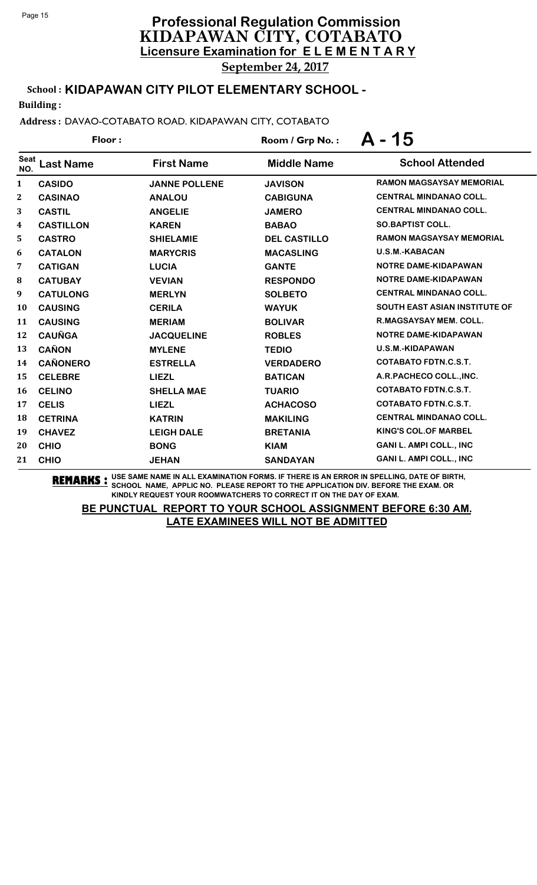# Professional Regulation Commission
## KIDAPAWAN CITY, COTABATO
### Licensure Examination for ELEMENTARY
**September 24, 2017**

**School : KIDAPAWAN CITY PILOT ELEMENTARY SCHOOL -**

**Building :**

**Address :** DAVAO-COTABATO ROAD. KIDAPAWAN CITY, COTABATO

**Floor :** **Room / Grp No. : A - 15**

| Seat NO. | Last Name | First Name | Middle Name | School Attended |
|---|---|---|---|---|
| 1 | CASIDO | JANNE POLLENE | JAVISON | RAMON MAGSAYSAY MEMORIAL |
| 2 | CASINAO | ANALOU | CABIGUNA | CENTRAL MINDANAO COLL. |
| 3 | CASTIL | ANGELIE | JAMERO | CENTRAL MINDANAO COLL. |
| 4 | CASTILLON | KAREN | BABAO | SO.BAPTIST COLL. |
| 5 | CASTRO | SHIELAMIE | DEL CASTILLO | RAMON MAGSAYSAY MEMORIAL |
| 6 | CATALON | MARYCRIS | MACASLING | U.S.M.-KABACAN |
| 7 | CATIGAN | LUCIA | GANTE | NOTRE DAME-KIDAPAWAN |
| 8 | CATUBAY | VEVIAN | RESPONDO | NOTRE DAME-KIDAPAWAN |
| 9 | CATULONG | MERLYN | SOLBETO | CENTRAL MINDANAO COLL. |
| 10 | CAUSING | CERILA | WAYUK | SOUTH EAST ASIAN INSTITUTE OF |
| 11 | CAUSING | MERIAM | BOLIVAR | R.MAGSAYSAY MEM. COLL. |
| 12 | CAUÑGA | JACQUELINE | ROBLES | NOTRE DAME-KIDAPAWAN |
| 13 | CAÑON | MYLENE | TEDIO | U.S.M.-KIDAPAWAN |
| 14 | CAÑONERO | ESTRELLA | VERDADERO | COTABATO FDTN.C.S.T. |
| 15 | CELEBRE | LIEZL | BATICAN | A.R.PACHECO COLL.,INC. |
| 16 | CELINO | SHELLA MAE | TUARIO | COTABATO FDTN.C.S.T. |
| 17 | CELIS | LIEZL | ACHACOSO | COTABATO FDTN.C.S.T. |
| 18 | CETRINA | KATRIN | MAKILING | CENTRAL MINDANAO COLL. |
| 19 | CHAVEZ | LEIGH DALE | BRETANIA | KING'S COL.OF MARBEL |
| 20 | CHIO | BONG | KIAM | GANI L. AMPI COLL., INC |
| 21 | CHIO | JEHAN | SANDAYAN | GANI L. AMPI COLL., INC |

**REMARKS :** USE SAME NAME IN ALL EXAMINATION FORMS. IF THERE IS AN ERROR IN SPELLING, DATE OF BIRTH, SCHOOL NAME, APPLIC NO. PLEASE REPORT TO THE APPLICATION DIV. BEFORE THE EXAM. OR KINDLY REQUEST YOUR ROOMWATCHERS TO CORRECT IT ON THE DAY OF EXAM.

**BE PUNCTUAL REPORT TO YOUR SCHOOL ASSIGNMENT BEFORE 6:30 AM. LATE EXAMINEES WILL NOT BE ADMITTED**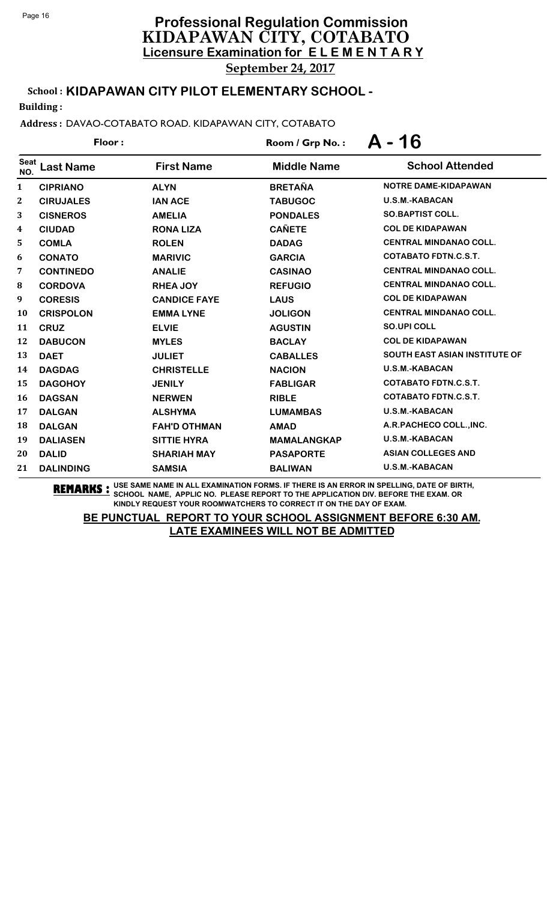# Professional Regulation Commission
## KIDAPAWAN CITY, COTABATO
### Licensure Examination for ELEMENTARY

**September 24, 2017**

**School : KIDAPAWAN CITY PILOT ELEMENTARY SCHOOL -**

**Building :**

**Address :** DAVAO-COTABATO ROAD. KIDAPAWAN CITY, COTABATO

**Floor :** 

**Room / Grp No. : A - 16**

| Seat NO. | Last Name | First Name | Middle Name | School Attended |
|---|---|---|---|---|
| 1 | CIPRIANO | ALYN | BRETAÑA | NOTRE DAME-KIDAPAWAN |
| 2 | CIRUJALES | IAN ACE | TABUGOC | U.S.M.-KABACAN |
| 3 | CISNEROS | AMELIA | PONDALES | SO.BAPTIST COLL. |
| 4 | CIUDAD | RONA LIZA | CAÑETE | COL DE KIDAPAWAN |
| 5 | COMLA | ROLEN | DADAG | CENTRAL MINDANAO COLL. |
| 6 | CONATO | MARIVIC | GARCIA | COTABATO FDTN.C.S.T. |
| 7 | CONTINEDO | ANALIE | CASINAO | CENTRAL MINDANAO COLL. |
| 8 | CORDOVA | RHEA JOY | REFUGIO | CENTRAL MINDANAO COLL. |
| 9 | CORESIS | CANDICE FAYE | LAUS | COL DE KIDAPAWAN |
| 10 | CRISPOLON | EMMA LYNE | JOLIGON | CENTRAL MINDANAO COLL. |
| 11 | CRUZ | ELVIE | AGUSTIN | SO.UPI COLL |
| 12 | DABUCON | MYLES | BACLAY | COL DE KIDAPAWAN |
| 13 | DAET | JULIET | CABALLES | SOUTH EAST ASIAN INSTITUTE OF |
| 14 | DAGDAG | CHRISTELLE | NACION | U.S.M.-KABACAN |
| 15 | DAGOHOY | JENILY | FABLIGAR | COTABATO FDTN.C.S.T. |
| 16 | DAGSAN | NERWEN | RIBLE | COTABATO FDTN.C.S.T. |
| 17 | DALGAN | ALSHYMA | LUMAMBAS | U.S.M.-KABACAN |
| 18 | DALGAN | FAH'D OTHMAN | AMAD | A.R.PACHECO COLL.,INC. |
| 19 | DALIASEN | SITTIE HYRA | MAMALANGKAP | U.S.M.-KABACAN |
| 20 | DALID | SHARIAH MAY | PASAPORTE | ASIAN COLLEGES AND |
| 21 | DALINDING | SAMSIA | BALIWAN | U.S.M.-KABACAN |

**REMARKS :** USE SAME NAME IN ALL EXAMINATION FORMS. IF THERE IS AN ERROR IN SPELLING, DATE OF BIRTH, SCHOOL NAME, APPLIC NO. PLEASE REPORT TO THE APPLICATION DIV. BEFORE THE EXAM. OR KINDLY REQUEST YOUR ROOMWATCHERS TO CORRECT IT ON THE DAY OF EXAM.

**BE PUNCTUAL REPORT TO YOUR SCHOOL ASSIGNMENT BEFORE 6:30 AM.**
**LATE EXAMINEES WILL NOT BE ADMITTED**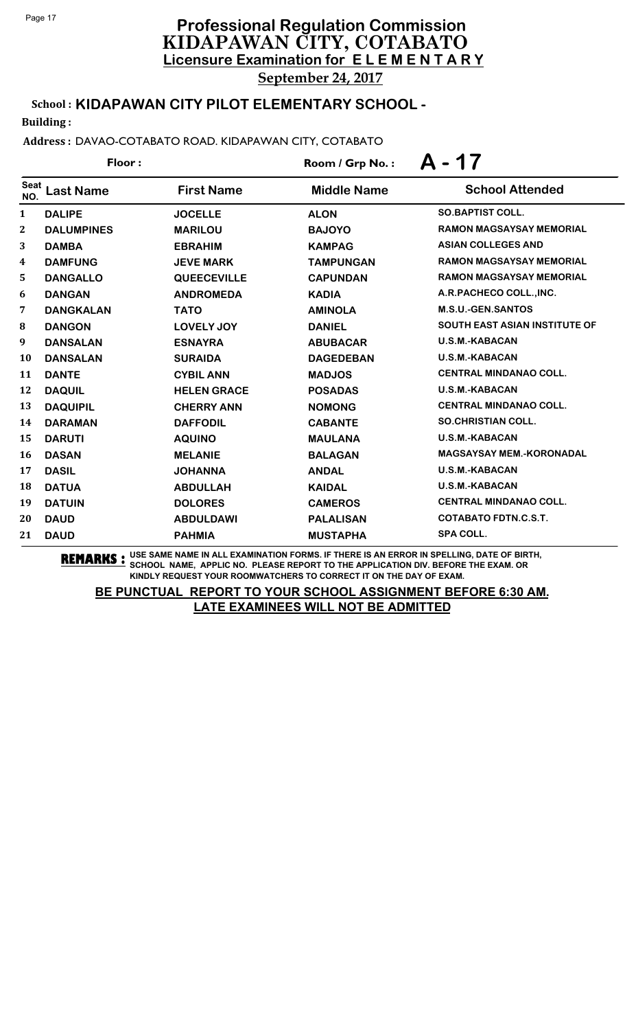# Professional Regulation Commission
## KIDAPAWAN CITY, COTABATO
### Licensure Examination for ELEMENTARY

**September 24, 2017**

**School : KIDAPAWAN CITY PILOT ELEMENTARY SCHOOL -**

**Building :**

**Address :** DAVAO-COTABATO ROAD. KIDAPAWAN CITY, COTABATO

**Floor :** **Room / Grp No. :** **A - 17**

| Seat NO. | Last Name | First Name | Middle Name | School Attended |
|---|---|---|---|---|
| 1 | DALIPE | JOCELLE | ALON | SO.BAPTIST COLL. |
| 2 | DALUMPINES | MARILOU | BAJOYO | RAMON MAGSAYSAY MEMORIAL |
| 3 | DAMBA | EBRAHIM | KAMPAG | ASIAN COLLEGES AND |
| 4 | DAMFUNG | JEVE MARK | TAMPUNGAN | RAMON MAGSAYSAY MEMORIAL |
| 5 | DANGALLO | QUEECEVILLE | CAPUNDAN | RAMON MAGSAYSAY MEMORIAL |
| 6 | DANGAN | ANDROMEDA | KADIA | A.R.PACHECO COLL.,INC. |
| 7 | DANGKALAN | TATO | AMINOLA | M.S.U.-GEN.SANTOS |
| 8 | DANGON | LOVELY JOY | DANIEL | SOUTH EAST ASIAN INSTITUTE OF |
| 9 | DANSALAN | ESNAYRA | ABUBACAR | U.S.M.-KABACAN |
| 10 | DANSALAN | SURAIDA | DAGEDEBAN | U.S.M.-KABACAN |
| 11 | DANTE | CYBIL ANN | MADJOS | CENTRAL MINDANAO COLL. |
| 12 | DAQUIL | HELEN GRACE | POSADAS | U.S.M.-KABACAN |
| 13 | DAQUIPIL | CHERRY ANN | NOMONG | CENTRAL MINDANAO COLL. |
| 14 | DARAMAN | DAFFODIL | CABANTE | SO.CHRISTIAN COLL. |
| 15 | DARUTI | AQUINO | MAULANA | U.S.M.-KABACAN |
| 16 | DASAN | MELANIE | BALAGAN | MAGSAYSAY MEM.-KORONADAL |
| 17 | DASIL | JOHANNA | ANDAL | U.S.M.-KABACAN |
| 18 | DATUA | ABDULLAH | KAIDAL | U.S.M.-KABACAN |
| 19 | DATUIN | DOLORES | CAMEROS | CENTRAL MINDANAO COLL. |
| 20 | DAUD | ABDULDAWI | PALALISAN | COTABATO FDTN.C.S.T. |
| 21 | DAUD | PAHMIA | MUSTAPHA | SPA COLL. |

**REMARKS :** USE SAME NAME IN ALL EXAMINATION FORMS. IF THERE IS AN ERROR IN SPELLING, DATE OF BIRTH, SCHOOL NAME, APPLIC NO. PLEASE REPORT TO THE APPLICATION DIV. BEFORE THE EXAM. OR KINDLY REQUEST YOUR ROOMWATCHERS TO CORRECT IT ON THE DAY OF EXAM.

**BE PUNCTUAL REPORT TO YOUR SCHOOL ASSIGNMENT BEFORE 6:30 AM.**
**LATE EXAMINEES WILL NOT BE ADMITTED**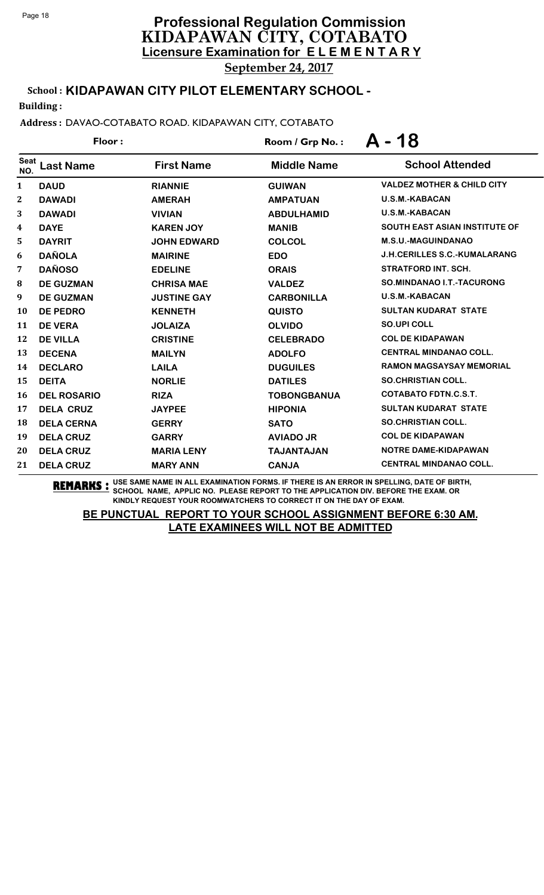# Professional Regulation Commission
## KIDAPAWAN CITY, COTABATO
### Licensure Examination for ELEMENTARY

**September 24, 2017**

**School : KIDAPAWAN CITY PILOT ELEMENTARY SCHOOL -**

**Building :**

**Address :** DAVAO-COTABATO ROAD. KIDAPAWAN CITY, COTABATO

**Floor :** 

**Room / Grp No. : A - 18**

| Seat NO. | Last Name | First Name | Middle Name | School Attended |
|---|---|---|---|---|
| 1 | DAUD | RIANNIE | GUIWAN | VALDEZ MOTHER & CHILD CITY |
| 2 | DAWADI | AMERAH | AMPATUAN | U.S.M.-KABACAN |
| 3 | DAWADI | VIVIAN | ABDULHAMID | U.S.M.-KABACAN |
| 4 | DAYE | KAREN JOY | MANIB | SOUTH EAST ASIAN INSTITUTE OF |
| 5 | DAYRIT | JOHN EDWARD | COLCOL | M.S.U.-MAGUINDANAO |
| 6 | DAÑOLA | MAIRINE | EDO | J.H.CERILLES S.C.-KUMALARANG |
| 7 | DAÑOSO | EDELINE | ORAIS | STRATFORD INT. SCH. |
| 8 | DE GUZMAN | CHRISA MAE | VALDEZ | SO.MINDANAO I.T.-TACURONG |
| 9 | DE GUZMAN | JUSTINE GAY | CARBONILLA | U.S.M.-KABACAN |
| 10 | DE PEDRO | KENNETH | QUISTO | SULTAN KUDARAT STATE |
| 11 | DE VERA | JOLAIZA | OLVIDO | SO.UPI COLL |
| 12 | DE VILLA | CRISTINE | CELEBRADO | COL DE KIDAPAWAN |
| 13 | DECENA | MAILYN | ADOLFO | CENTRAL MINDANAO COLL. |
| 14 | DECLARO | LAILA | DUGUILES | RAMON MAGSAYSAY MEMORIAL |
| 15 | DEITA | NORLIE | DATILES | SO.CHRISTIAN COLL. |
| 16 | DEL ROSARIO | RIZA | TOBONGBANUA | COTABATO FDTN.C.S.T. |
| 17 | DELA CRUZ | JAYPEE | HIPONIA | SULTAN KUDARAT STATE |
| 18 | DELA CERNA | GERRY | SATO | SO.CHRISTIAN COLL. |
| 19 | DELA CRUZ | GARRY | AVIADO JR | COL DE KIDAPAWAN |
| 20 | DELA CRUZ | MARIA LENY | TAJANTAJAN | NOTRE DAME-KIDAPAWAN |
| 21 | DELA CRUZ | MARY ANN | CANJA | CENTRAL MINDANAO COLL. |

**REMARKS :** USE SAME NAME IN ALL EXAMINATION FORMS. IF THERE IS AN ERROR IN SPELLING, DATE OF BIRTH, SCHOOL NAME, APPLIC NO. PLEASE REPORT TO THE APPLICATION DIV. BEFORE THE EXAM. OR KINDLY REQUEST YOUR ROOMWATCHERS TO CORRECT IT ON THE DAY OF EXAM.

**BE PUNCTUAL REPORT TO YOUR SCHOOL ASSIGNMENT BEFORE 6:30 AM.**
**LATE EXAMINEES WILL NOT BE ADMITTED**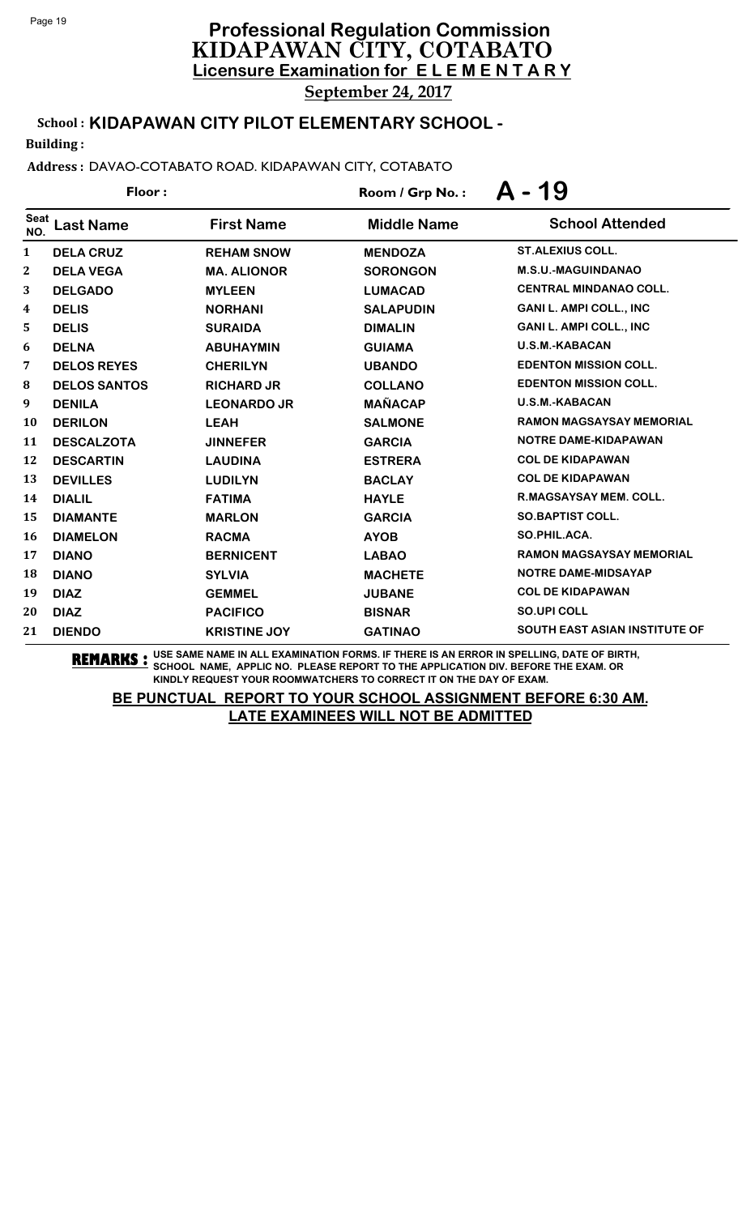# Professional Regulation Commission
## KIDAPAWAN CITY, COTABATO
### Licensure Examination for ELEMENTARY

**September 24, 2017**

**School : KIDAPAWAN CITY PILOT ELEMENTARY SCHOOL -**

**Building :**

**Address :** DAVAO-COTABATO ROAD. KIDAPAWAN CITY, COTABATO

**Floor :** **Room / Grp No. :** **A - 19**

| Seat NO. | Last Name | First Name | Middle Name | School Attended |
|---|---|---|---|---|
| 1 | DELA CRUZ | REHAM SNOW | MENDOZA | ST.ALEXIUS COLL. |
| 2 | DELA VEGA | MA. ALIONOR | SORONGON | M.S.U.-MAGUINDANAO |
| 3 | DELGADO | MYLEEN | LUMACAD | CENTRAL MINDANAO COLL. |
| 4 | DELIS | NORHANI | SALAPUDIN | GANI L. AMPI COLL., INC |
| 5 | DELIS | SURAIDA | DIMALIN | GANI L. AMPI COLL., INC |
| 6 | DELNA | ABUHAYMIN | GUIAMA | U.S.M.-KABACAN |
| 7 | DELOS REYES | CHERILYN | UBANDO | EDENTON MISSION COLL. |
| 8 | DELOS SANTOS | RICHARD JR | COLLANO | EDENTON MISSION COLL. |
| 9 | DENILA | LEONARDO JR | MAÑACAP | U.S.M.-KABACAN |
| 10 | DERILON | LEAH | SALMONE | RAMON MAGSAYSAY MEMORIAL |
| 11 | DESCALZOTA | JINNEFER | GARCIA | NOTRE DAME-KIDAPAWAN |
| 12 | DESCARTIN | LAUDINA | ESTRERA | COL DE KIDAPAWAN |
| 13 | DEVILLES | LUDILYN | BACLAY | COL DE KIDAPAWAN |
| 14 | DIALIL | FATIMA | HAYLE | R.MAGSAYSAY MEM. COLL. |
| 15 | DIAMANTE | MARLON | GARCIA | SO.BAPTIST COLL. |
| 16 | DIAMELON | RACMA | AYOB | SO.PHIL.ACA. |
| 17 | DIANO | BERNICENT | LABAO | RAMON MAGSAYSAY MEMORIAL |
| 18 | DIANO | SYLVIA | MACHETE | NOTRE DAME-MIDSAYAP |
| 19 | DIAZ | GEMMEL | JUBANE | COL DE KIDAPAWAN |
| 20 | DIAZ | PACIFICO | BISNAR | SO.UPI COLL |
| 21 | DIENDO | KRISTINE JOY | GATINAO | SOUTH EAST ASIAN INSTITUTE OF |

**REMARKS :** USE SAME NAME IN ALL EXAMINATION FORMS. IF THERE IS AN ERROR IN SPELLING, DATE OF BIRTH, SCHOOL NAME, APPLIC NO. PLEASE REPORT TO THE APPLICATION DIV. BEFORE THE EXAM. OR KINDLY REQUEST YOUR ROOMWATCHERS TO CORRECT IT ON THE DAY OF EXAM.

**BE PUNCTUAL REPORT TO YOUR SCHOOL ASSIGNMENT BEFORE 6:30 AM.**
**LATE EXAMINEES WILL NOT BE ADMITTED**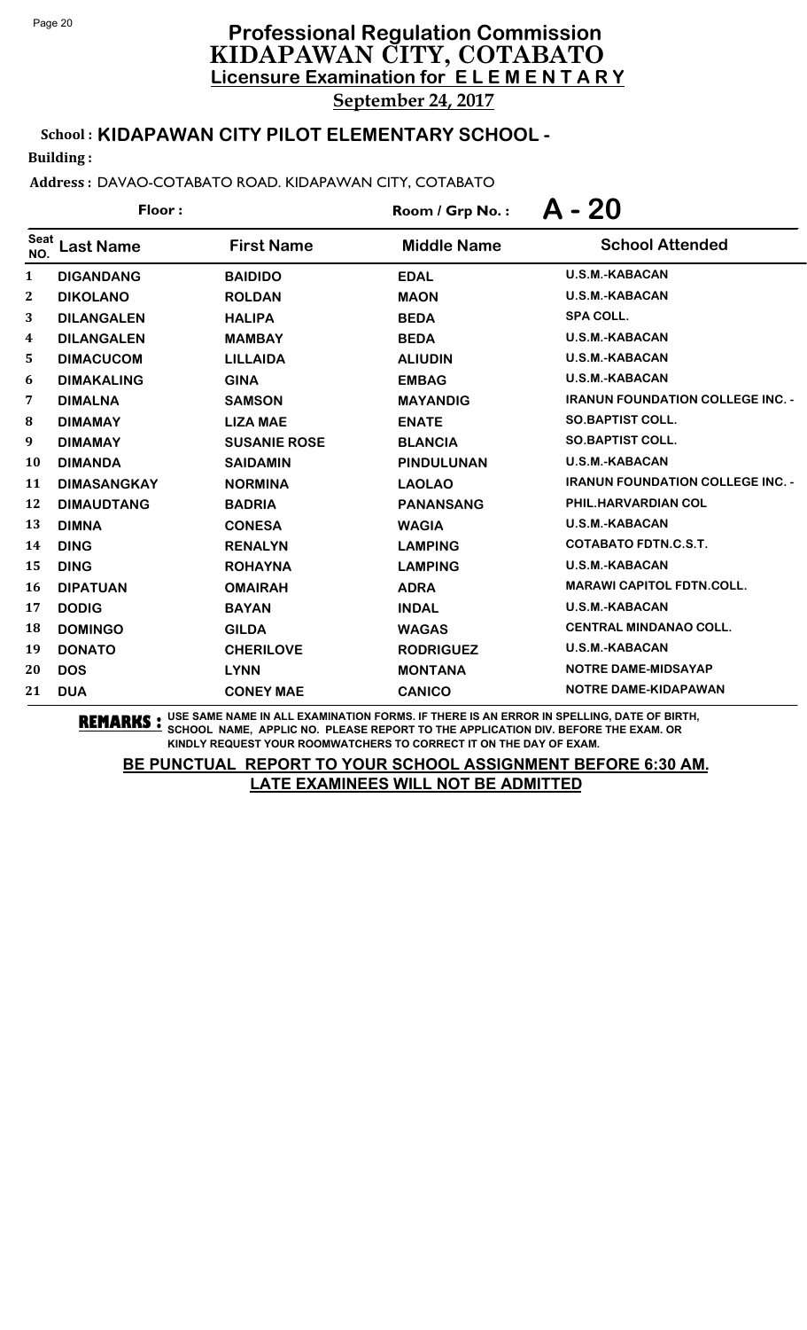# Professional Regulation Commission
## KIDAPAWAN CITY, COTABATO
### Licensure Examination for ELEMENTARY

**September 24, 2017**

**School : KIDAPAWAN CITY PILOT ELEMENTARY SCHOOL -**

**Building :**

**Address :** DAVAO-COTABATO ROAD. KIDAPAWAN CITY, COTABATO

**Floor :** 

**Room / Grp No. : A - 20**

| Seat NO. | Last Name | First Name | Middle Name | School Attended |
|---|---|---|---|---|
| 1 | DIGANDANG | BAIDIDO | EDAL | U.S.M.-KABACAN |
| 2 | DIKOLANO | ROLDAN | MAON | U.S.M.-KABACAN |
| 3 | DILANGALEN | HALIPA | BEDA | SPA COLL. |
| 4 | DILANGALEN | MAMBAY | BEDA | U.S.M.-KABACAN |
| 5 | DIMACUCOM | LILLAIDA | ALIUDIN | U.S.M.-KABACAN |
| 6 | DIMAKALING | GINA | EMBAG | U.S.M.-KABACAN |
| 7 | DIMALNA | SAMSON | MAYANDIG | IRANUN FOUNDATION COLLEGE INC. - |
| 8 | DIMAMAY | LIZA MAE | ENATE | SO.BAPTIST COLL. |
| 9 | DIMAMAY | SUSANIE ROSE | BLANCIA | SO.BAPTIST COLL. |
| 10 | DIMANDA | SAIDAMIN | PINDULUNAN | U.S.M.-KABACAN |
| 11 | DIMASANGKAY | NORMINA | LAOLAO | IRANUN FOUNDATION COLLEGE INC. - |
| 12 | DIMAUDTANG | BADRIA | PANANSANG | PHIL.HARVARDIAN COL |
| 13 | DIMNA | CONESA | WAGIA | U.S.M.-KABACAN |
| 14 | DING | RENALYN | LAMPING | COTABATO FDTN.C.S.T. |
| 15 | DING | ROHAYNA | LAMPING | U.S.M.-KABACAN |
| 16 | DIPATUAN | OMAIRAH | ADRA | MARAWI CAPITOL FDTN.COLL. |
| 17 | DODIG | BAYAN | INDAL | U.S.M.-KABACAN |
| 18 | DOMINGO | GILDA | WAGAS | CENTRAL MINDANAO COLL. |
| 19 | DONATO | CHERILOVE | RODRIGUEZ | U.S.M.-KABACAN |
| 20 | DOS | LYNN | MONTANA | NOTRE DAME-MIDSAYAP |
| 21 | DUA | CONEY MAE | CANICO | NOTRE DAME-KIDAPAWAN |

**REMARKS :** USE SAME NAME IN ALL EXAMINATION FORMS. IF THERE IS AN ERROR IN SPELLING, DATE OF BIRTH, SCHOOL NAME, APPLIC NO. PLEASE REPORT TO THE APPLICATION DIV. BEFORE THE EXAM. OR KINDLY REQUEST YOUR ROOMWATCHERS TO CORRECT IT ON THE DAY OF EXAM.

**BE PUNCTUAL REPORT TO YOUR SCHOOL ASSIGNMENT BEFORE 6:30 AM. LATE EXAMINEES WILL NOT BE ADMITTED**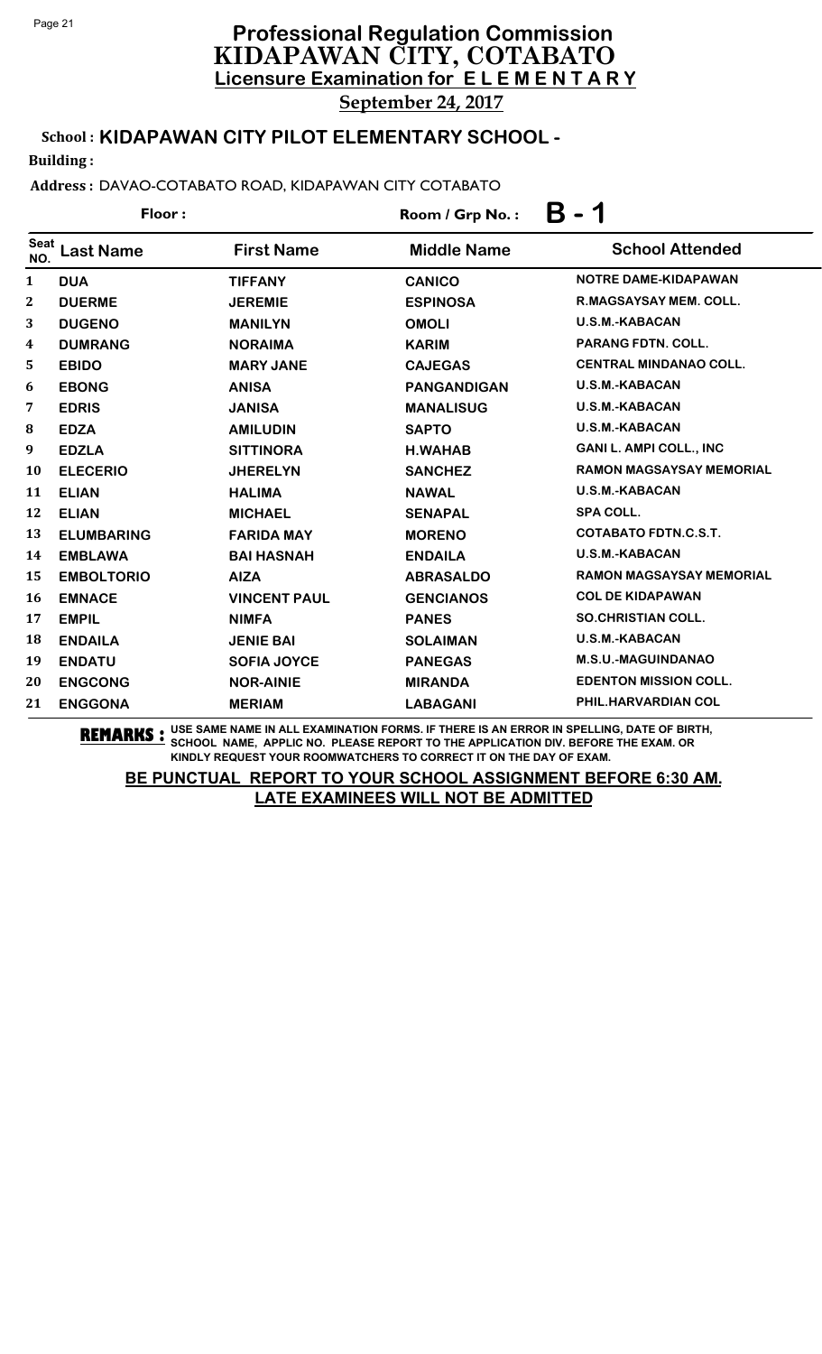# Professional Regulation Commission
## KIDAPAWAN CITY, COTABATO
### Licensure Examination for ELEMENTARY

**September 24, 2017**

**School : KIDAPAWAN CITY PILOT ELEMENTARY SCHOOL -**

**Building :**

**Address :** DAVAO-COTABATO ROAD, KIDAPAWAN CITY COTABATO

**Floor :** **Room / Grp No. : B - 1**

| Seat NO. | Last Name | First Name | Middle Name | School Attended |
|---|---|---|---|---|
| 1 | DUA | TIFFANY | CANICO | NOTRE DAME-KIDAPAWAN |
| 2 | DUERME | JEREMIE | ESPINOSA | R.MAGSAYSAY MEM. COLL. |
| 3 | DUGENO | MANILYN | OMOLI | U.S.M.-KABACAN |
| 4 | DUMRANG | NORAIMA | KARIM | PARANG FDTN. COLL. |
| 5 | EBIDO | MARY JANE | CAJEGAS | CENTRAL MINDANAO COLL. |
| 6 | EBONG | ANISA | PANGANDIGAN | U.S.M.-KABACAN |
| 7 | EDRIS | JANISA | MANALISUG | U.S.M.-KABACAN |
| 8 | EDZA | AMILUDIN | SAPTO | U.S.M.-KABACAN |
| 9 | EDZLA | SITTINORA | H.WAHAB | GANI L. AMPI COLL., INC |
| 10 | ELECERIO | JHERELYN | SANCHEZ | RAMON MAGSAYSAY MEMORIAL |
| 11 | ELIAN | HALIMA | NAWAL | U.S.M.-KABACAN |
| 12 | ELIAN | MICHAEL | SENAPAL | SPA COLL. |
| 13 | ELUMBARING | FARIDA MAY | MORENO | COTABATO FDTN.C.S.T. |
| 14 | EMBLAWA | BAI HASNAH | ENDAILA | U.S.M.-KABACAN |
| 15 | EMBOLTORIO | AIZA | ABRASALDO | RAMON MAGSAYSAY MEMORIAL |
| 16 | EMNACE | VINCENT PAUL | GENCIANOS | COL DE KIDAPAWAN |
| 17 | EMPIL | NIMFA | PANES | SO.CHRISTIAN COLL. |
| 18 | ENDAILA | JENIE BAI | SOLAIMAN | U.S.M.-KABACAN |
| 19 | ENDATU | SOFIA JOYCE | PANEGAS | M.S.U.-MAGUINDANAO |
| 20 | ENGCONG | NOR-AINIE | MIRANDA | EDENTON MISSION COLL. |
| 21 | ENGGONA | MERIAM | LABAGANI | PHIL.HARVARDIAN COL |

**REMARKS :** USE SAME NAME IN ALL EXAMINATION FORMS. IF THERE IS AN ERROR IN SPELLING, DATE OF BIRTH, SCHOOL NAME, APPLIC NO. PLEASE REPORT TO THE APPLICATION DIV. BEFORE THE EXAM. OR KINDLY REQUEST YOUR ROOMWATCHERS TO CORRECT IT ON THE DAY OF EXAM.

**BE PUNCTUAL REPORT TO YOUR SCHOOL ASSIGNMENT BEFORE 6:30 AM.**
**LATE EXAMINEES WILL NOT BE ADMITTED**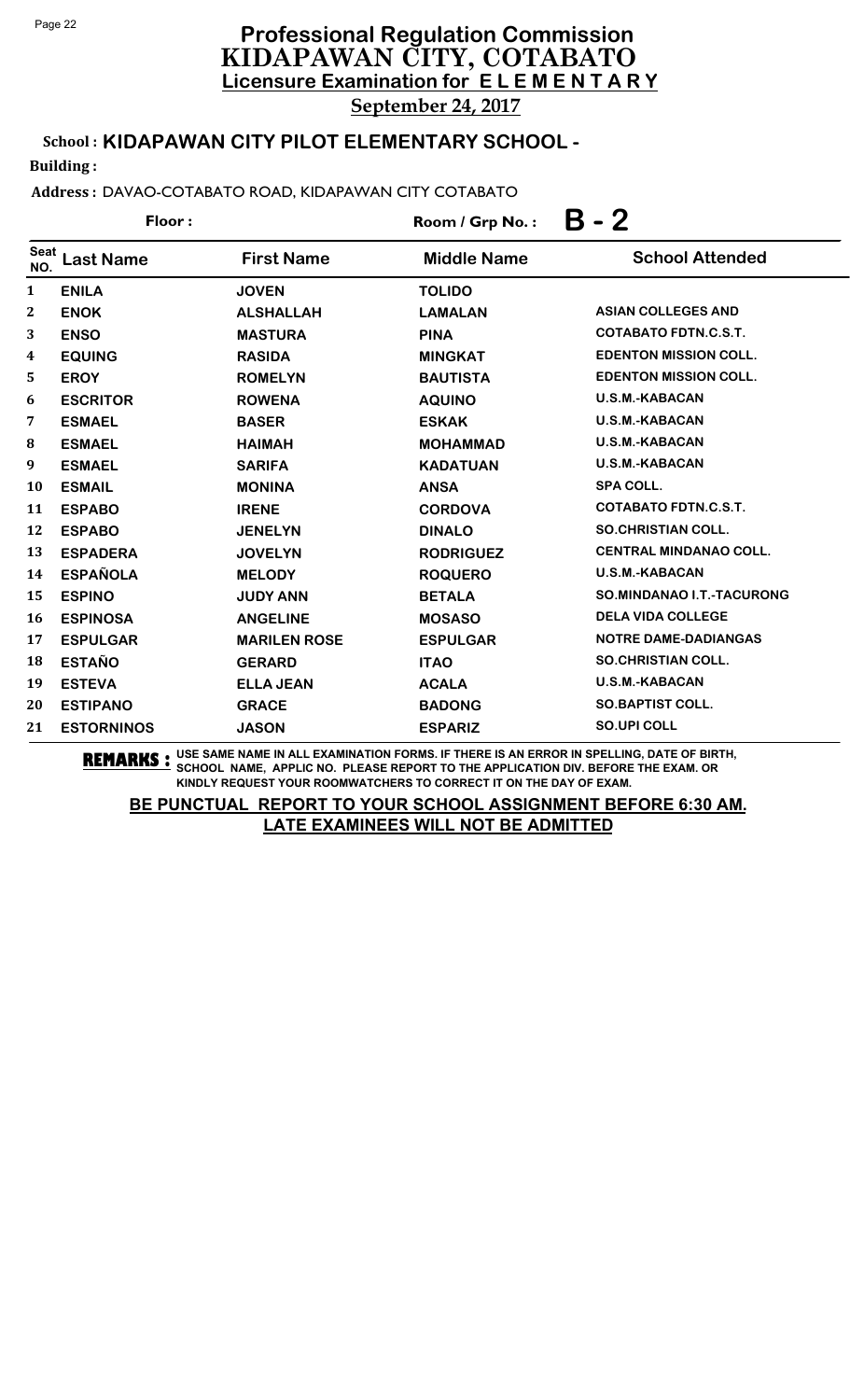# Professional Regulation Commission
## KIDAPAWAN CITY, COTABATO
### Licensure Examination for ELEMENTARY

**September 24, 2017**

**School : KIDAPAWAN CITY PILOT ELEMENTARY SCHOOL -**

**Building :**

**Address :** DAVAO-COTABATO ROAD, KIDAPAWAN CITY COTABATO

**Floor :** | **Room / Grp No. : B - 2**

| Seat NO. | Last Name | First Name | Middle Name | School Attended |
|---|---|---|---|---|
| 1 | ENILA | JOVEN | TOLIDO | |
| 2 | ENOK | ALSHALLAH | LAMALAN | ASIAN COLLEGES AND |
| 3 | ENSO | MASTURA | PINA | COTABATO FDTN.C.S.T. |
| 4 | EQUING | RASIDA | MINGKAT | EDENTON MISSION COLL. |
| 5 | EROY | ROMELYN | BAUTISTA | EDENTON MISSION COLL. |
| 6 | ESCRITOR | ROWENA | AQUINO | U.S.M.-KABACAN |
| 7 | ESMAEL | BASER | ESKAK | U.S.M.-KABACAN |
| 8 | ESMAEL | HAIMAH | MOHAMMAD | U.S.M.-KABACAN |
| 9 | ESMAEL | SARIFA | KADATUAN | U.S.M.-KABACAN |
| 10 | ESMAIL | MONINA | ANSA | SPA COLL. |
| 11 | ESPABO | IRENE | CORDOVA | COTABATO FDTN.C.S.T. |
| 12 | ESPABO | JENELYN | DINALO | SO.CHRISTIAN COLL. |
| 13 | ESPADERA | JOVELYN | RODRIGUEZ | CENTRAL MINDANAO COLL. |
| 14 | ESPAÑOLA | MELODY | ROQUERO | U.S.M.-KABACAN |
| 15 | ESPINO | JUDY ANN | BETALA | SO.MINDANAO I.T.-TACURONG |
| 16 | ESPINOSA | ANGELINE | MOSASO | DELA VIDA COLLEGE |
| 17 | ESPULGAR | MARILEN ROSE | ESPULGAR | NOTRE DAME-DADIANGAS |
| 18 | ESTAÑO | GERARD | ITAO | SO.CHRISTIAN COLL. |
| 19 | ESTEVA | ELLA JEAN | ACALA | U.S.M.-KABACAN |
| 20 | ESTIPANO | GRACE | BADONG | SO.BAPTIST COLL. |
| 21 | ESTORNINOS | JASON | ESPARIZ | SO.UPI COLL |

**REMARKS :** USE SAME NAME IN ALL EXAMINATION FORMS. IF THERE IS AN ERROR IN SPELLING, DATE OF BIRTH, SCHOOL NAME, APPLIC NO. PLEASE REPORT TO THE APPLICATION DIV. BEFORE THE EXAM. OR KINDLY REQUEST YOUR ROOMWATCHERS TO CORRECT IT ON THE DAY OF EXAM.

**BE PUNCTUAL REPORT TO YOUR SCHOOL ASSIGNMENT BEFORE 6:30 AM. LATE EXAMINEES WILL NOT BE ADMITTED**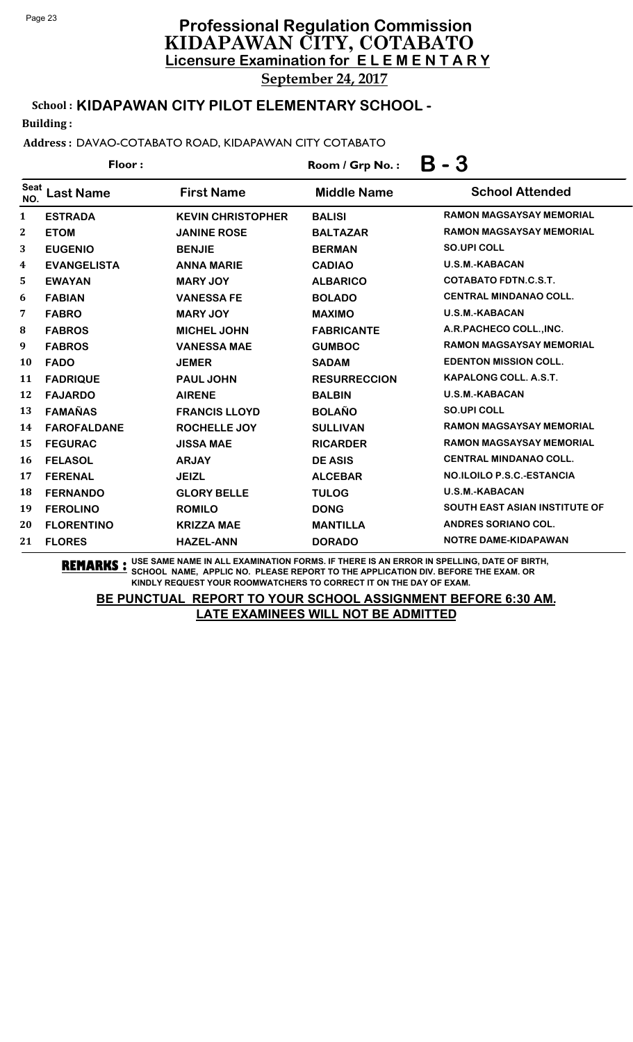# Professional Regulation Commission
# KIDAPAWAN CITY, COTABATO
## Licensure Examination for ELEMENTARY
**September 24, 2017**

**School : KIDAPAWAN CITY PILOT ELEMENTARY SCHOOL -**

**Building :**

**Address :** DAVAO-COTABATO ROAD, KIDAPAWAN CITY COTABATO

**Floor :**

**Room / Grp No. : B - 3**

| Seat NO. | Last Name | First Name | Middle Name | School Attended |
|---|---|---|---|---|
| 1 | ESTRADA | KEVIN CHRISTOPHER | BALISI | RAMON MAGSAYSAY MEMORIAL |
| 2 | ETOM | JANINE ROSE | BALTAZAR | RAMON MAGSAYSAY MEMORIAL |
| 3 | EUGENIO | BENJIE | BERMAN | SO.UPI COLL |
| 4 | EVANGELISTA | ANNA MARIE | CADIAO | U.S.M.-KABACAN |
| 5 | EWAYAN | MARY JOY | ALBARICO | COTABATO FDTN.C.S.T. |
| 6 | FABIAN | VANESSA FE | BOLADO | CENTRAL MINDANAO COLL. |
| 7 | FABRO | MARY JOY | MAXIMO | U.S.M.-KABACAN |
| 8 | FABROS | MICHEL JOHN | FABRICANTE | A.R.PACHECO COLL.,INC. |
| 9 | FABROS | VANESSA MAE | GUMBOC | RAMON MAGSAYSAY MEMORIAL |
| 10 | FADO | JEMER | SADAM | EDENTON MISSION COLL. |
| 11 | FADRIQUE | PAUL JOHN | RESURRECCION | KAPALONG COLL. A.S.T. |
| 12 | FAJARDO | AIRENE | BALBIN | U.S.M.-KABACAN |
| 13 | FAMAÑAS | FRANCIS LLOYD | BOLAÑO | SO.UPI COLL |
| 14 | FAROFALDANE | ROCHELLE JOY | SULLIVAN | RAMON MAGSAYSAY MEMORIAL |
| 15 | FEGURAC | JISSA MAE | RICARDER | RAMON MAGSAYSAY MEMORIAL |
| 16 | FELASOL | ARJAY | DE ASIS | CENTRAL MINDANAO COLL. |
| 17 | FERENAL | JEIZL | ALCEBAR | NO.ILOILO P.S.C.-ESTANCIA |
| 18 | FERNANDO | GLORY BELLE | TULOG | U.S.M.-KABACAN |
| 19 | FEROLINO | ROMILO | DONG | SOUTH EAST ASIAN INSTITUTE OF |
| 20 | FLORENTINO | KRIZZA MAE | MANTILLA | ANDRES SORIANO COL. |
| 21 | FLORES | HAZEL-ANN | DORADO | NOTRE DAME-KIDAPAWAN |

**REMARKS :** USE SAME NAME IN ALL EXAMINATION FORMS. IF THERE IS AN ERROR IN SPELLING, DATE OF BIRTH, SCHOOL NAME, APPLIC NO. PLEASE REPORT TO THE APPLICATION DIV. BEFORE THE EXAM. OR KINDLY REQUEST YOUR ROOMWATCHERS TO CORRECT IT ON THE DAY OF EXAM.

**BE PUNCTUAL REPORT TO YOUR SCHOOL ASSIGNMENT BEFORE 6:30 AM.**
**LATE EXAMINEES WILL NOT BE ADMITTED**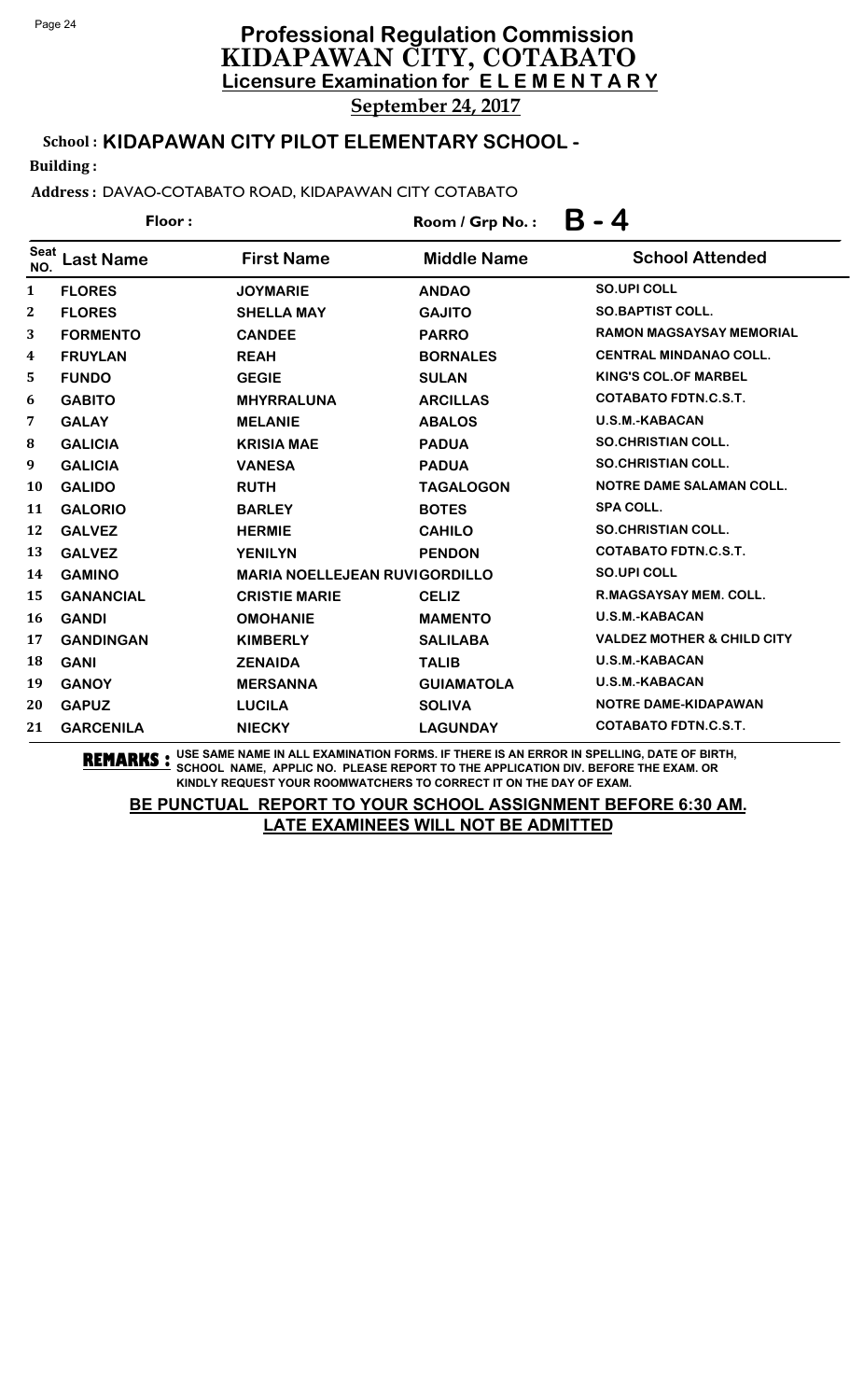# Professional Regulation Commission
## KIDAPAWAN CITY, COTABATO
### Licensure Examination for ELEMENTARY

**September 24, 2017**

**School : KIDAPAWAN CITY PILOT ELEMENTARY SCHOOL -**

**Building :**

**Address :** DAVAO-COTABATO ROAD, KIDAPAWAN CITY COTABATO

**Floor :** **Room / Grp No. : B - 4**

| Seat NO. | Last Name | First Name | Middle Name | School Attended |
|---|---|---|---|---|
| 1 | FLORES | JOYMARIE | ANDAO | SO.UPI COLL |
| 2 | FLORES | SHELLA MAY | GAJITO | SO.BAPTIST COLL. |
| 3 | FORMENTO | CANDEE | PARRO | RAMON MAGSAYSAY MEMORIAL |
| 4 | FRUYLAN | REAH | BORNALES | CENTRAL MINDANAO COLL. |
| 5 | FUNDO | GEGIE | SULAN | KING'S COL.OF MARBEL |
| 6 | GABITO | MHYRRALUNA | ARCILLAS | COTABATO FDTN.C.S.T. |
| 7 | GALAY | MELANIE | ABALOS | U.S.M.-KABACAN |
| 8 | GALICIA | KRISIA MAE | PADUA | SO.CHRISTIAN COLL. |
| 9 | GALICIA | VANESA | PADUA | SO.CHRISTIAN COLL. |
| 10 | GALIDO | RUTH | TAGALOGON | NOTRE DAME SALAMAN COLL. |
| 11 | GALORIO | BARLEY | BOTES | SPA COLL. |
| 12 | GALVEZ | HERMIE | CAHILO | SO.CHRISTIAN COLL. |
| 13 | GALVEZ | YENILYN | PENDON | COTABATO FDTN.C.S.T. |
| 14 | GAMINO | MARIA NOELLEJEAN RUVI | GORDILLO | SO.UPI COLL |
| 15 | GANANCIAL | CRISTIE MARIE | CELIZ | R.MAGSAYSAY MEM. COLL. |
| 16 | GANDI | OMOHANIE | MAMENTO | U.S.M.-KABACAN |
| 17 | GANDINGAN | KIMBERLY | SALILABA | VALDEZ MOTHER & CHILD CITY |
| 18 | GANI | ZENAIDA | TALIB | U.S.M.-KABACAN |
| 19 | GANOY | MERSANNA | GUIAMATOLA | U.S.M.-KABACAN |
| 20 | GAPUZ | LUCILA | SOLIVA | NOTRE DAME-KIDAPAWAN |
| 21 | GARCENILA | NIECKY | LAGUNDAY | COTABATO FDTN.C.S.T. |

**REMARKS :** USE SAME NAME IN ALL EXAMINATION FORMS. IF THERE IS AN ERROR IN SPELLING, DATE OF BIRTH, SCHOOL NAME, APPLIC NO. PLEASE REPORT TO THE APPLICATION DIV. BEFORE THE EXAM. OR KINDLY REQUEST YOUR ROOMWATCHERS TO CORRECT IT ON THE DAY OF EXAM.

**BE PUNCTUAL REPORT TO YOUR SCHOOL ASSIGNMENT BEFORE 6:30 AM.**
**LATE EXAMINEES WILL NOT BE ADMITTED**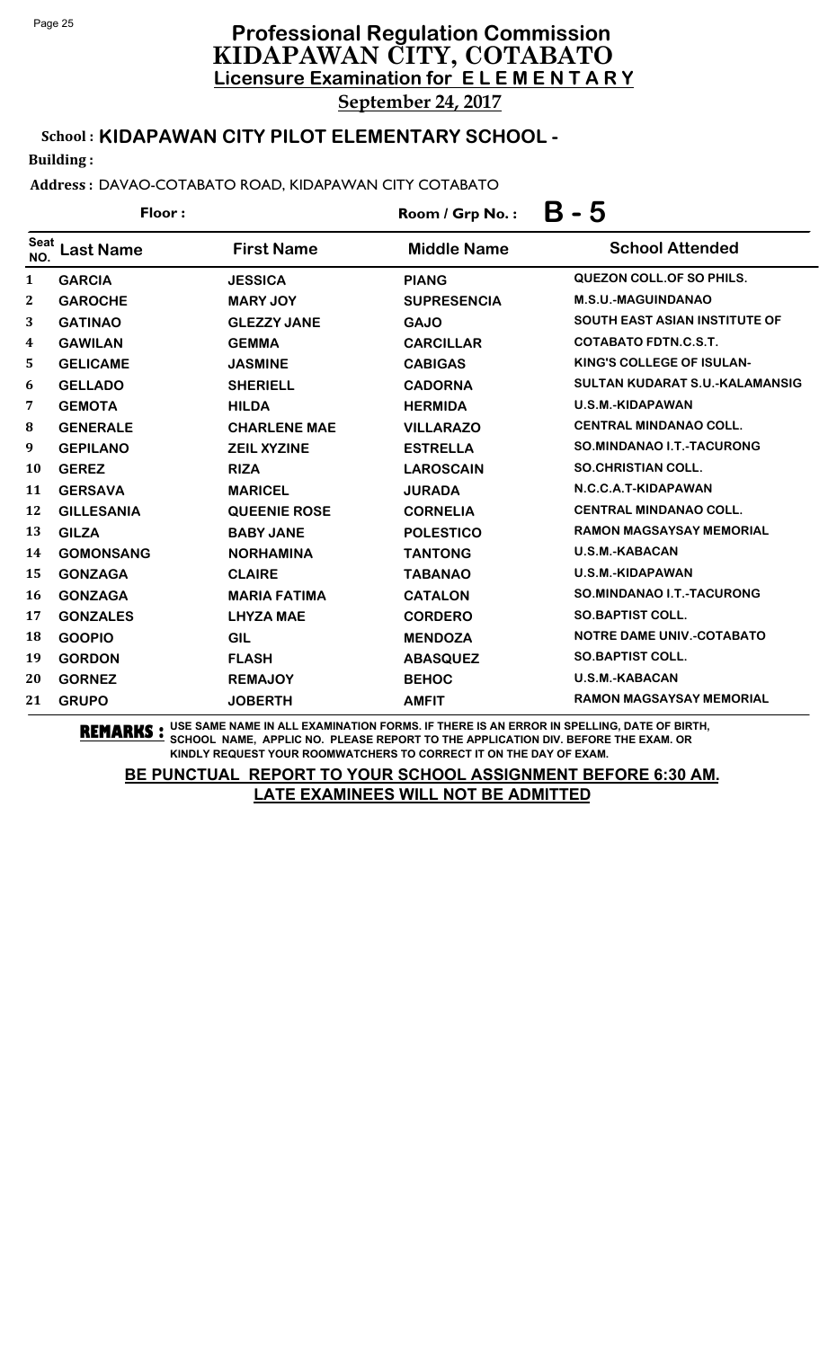# Professional Regulation Commission
## KIDAPAWAN CITY, COTABATO
### Licensure Examination for ELEMENTARY

**September 24, 2017**

**School : KIDAPAWAN CITY PILOT ELEMENTARY SCHOOL -**

**Building :**

**Address :** DAVAO-COTABATO ROAD, KIDAPAWAN CITY COTABATO

**Floor :** **Room / Grp No. : B - 5**

| Seat NO. | Last Name | First Name | Middle Name | School Attended |
|---|---|---|---|---|
| 1 | GARCIA | JESSICA | PIANG | QUEZON COLL.OF SO PHILS. |
| 2 | GAROCHE | MARY JOY | SUPRESENCIA | M.S.U.-MAGUINDANAO |
| 3 | GATINAO | GLEZZY JANE | GAJO | SOUTH EAST ASIAN INSTITUTE OF |
| 4 | GAWILAN | GEMMA | CARCILLAR | COTABATO FDTN.C.S.T. |
| 5 | GELICAME | JASMINE | CABIGAS | KING'S COLLEGE OF ISULAN- |
| 6 | GELLADO | SHERIELL | CADORNA | SULTAN KUDARAT S.U.-KALAMANSIG |
| 7 | GEMOTA | HILDA | HERMIDA | U.S.M.-KIDAPAWAN |
| 8 | GENERALE | CHARLENE MAE | VILLARAZO | CENTRAL MINDANAO COLL. |
| 9 | GEPILANO | ZEIL XYZINE | ESTRELLA | SO.MINDANAO I.T.-TACURONG |
| 10 | GEREZ | RIZA | LAROSCAIN | SO.CHRISTIAN COLL. |
| 11 | GERSAVA | MARICEL | JURADA | N.C.C.A.T-KIDAPAWAN |
| 12 | GILLESANIA | QUEENIE ROSE | CORNELIA | CENTRAL MINDANAO COLL. |
| 13 | GILZA | BABY JANE | POLESTICO | RAMON MAGSAYSAY MEMORIAL |
| 14 | GOMONSANG | NORHAMINA | TANTONG | U.S.M.-KABACAN |
| 15 | GONZAGA | CLAIRE | TABANAO | U.S.M.-KIDAPAWAN |
| 16 | GONZAGA | MARIA FATIMA | CATALON | SO.MINDANAO I.T.-TACURONG |
| 17 | GONZALES | LHYZA MAE | CORDERO | SO.BAPTIST COLL. |
| 18 | GOOPIO | GIL | MENDOZA | NOTRE DAME UNIV.-COTABATO |
| 19 | GORDON | FLASH | ABASQUEZ | SO.BAPTIST COLL. |
| 20 | GORNEZ | REMAJOY | BEHOC | U.S.M.-KABACAN |
| 21 | GRUPO | JOBERTH | AMFIT | RAMON MAGSAYSAY MEMORIAL |

**REMARKS :** USE SAME NAME IN ALL EXAMINATION FORMS. IF THERE IS AN ERROR IN SPELLING, DATE OF BIRTH, SCHOOL NAME, APPLIC NO. PLEASE REPORT TO THE APPLICATION DIV. BEFORE THE EXAM. OR KINDLY REQUEST YOUR ROOMWATCHERS TO CORRECT IT ON THE DAY OF EXAM.

**BE PUNCTUAL REPORT TO YOUR SCHOOL ASSIGNMENT BEFORE 6:30 AM. LATE EXAMINEES WILL NOT BE ADMITTED**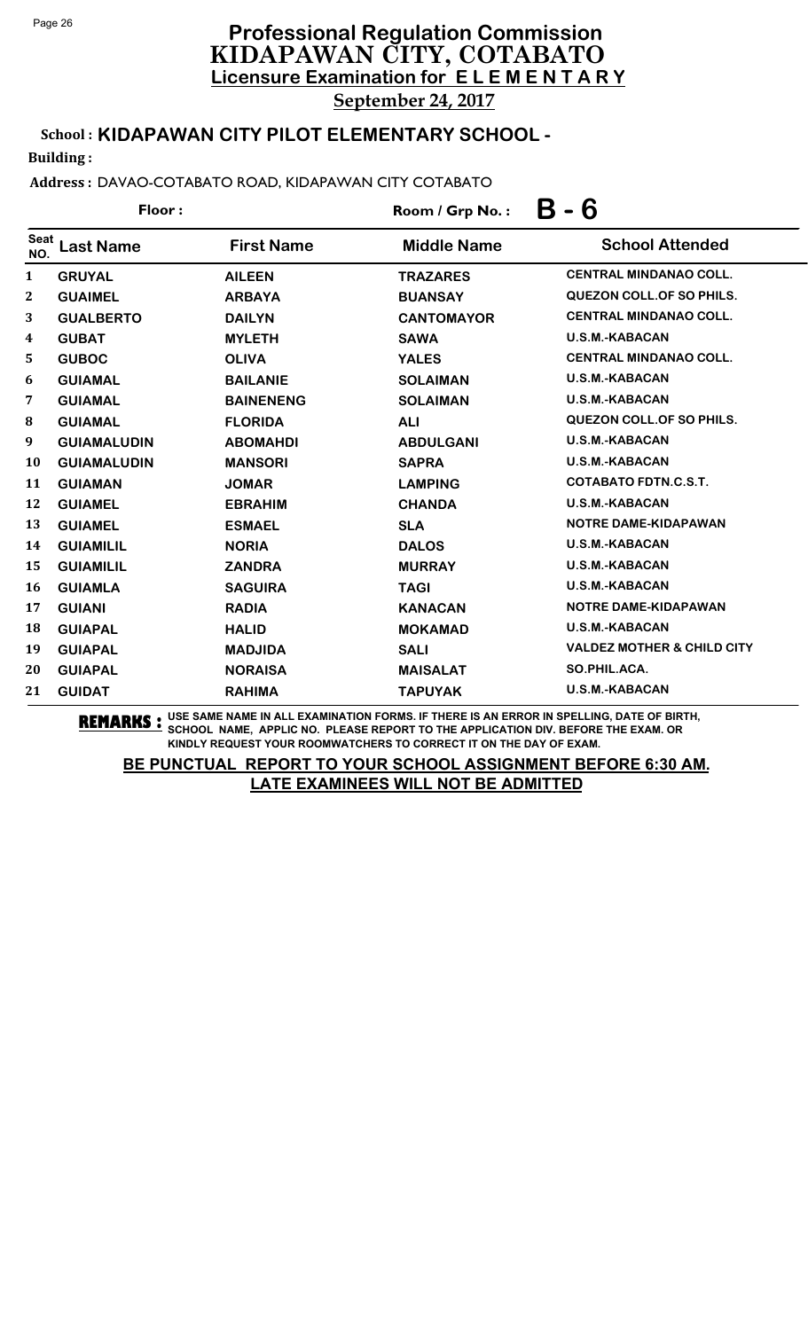# Professional Regulation Commission
## KIDAPAWAN CITY, COTABATO
### Licensure Examination for ELEMENTARY

**September 24, 2017**

**School : KIDAPAWAN CITY PILOT ELEMENTARY SCHOOL -**

**Building :**

**Address :** DAVAO-COTABATO ROAD, KIDAPAWAN CITY COTABATO

**Floor :** 

**Room / Grp No. : B - 6**

| Seat NO. | Last Name | First Name | Middle Name | School Attended |
|---|---|---|---|---|
| 1 | GRUYAL | AILEEN | TRAZARES | CENTRAL MINDANAO COLL. |
| 2 | GUAIMEL | ARBAYA | BUANSAY | QUEZON COLL.OF SO PHILS. |
| 3 | GUALBERTO | DAILYN | CANTOMAYOR | CENTRAL MINDANAO COLL. |
| 4 | GUBAT | MYLETH | SAWA | U.S.M.-KABACAN |
| 5 | GUBOC | OLIVA | YALES | CENTRAL MINDANAO COLL. |
| 6 | GUIAMAL | BAILANIE | SOLAIMAN | U.S.M.-KABACAN |
| 7 | GUIAMAL | BAINENENG | SOLAIMAN | U.S.M.-KABACAN |
| 8 | GUIAMAL | FLORIDA | ALI | QUEZON COLL.OF SO PHILS. |
| 9 | GUIAMALUDIN | ABOMAHDI | ABDULGANI | U.S.M.-KABACAN |
| 10 | GUIAMALUDIN | MANSORI | SAPRA | U.S.M.-KABACAN |
| 11 | GUIAMAN | JOMAR | LAMPING | COTABATO FDTN.C.S.T. |
| 12 | GUIAMEL | EBRAHIM | CHANDA | U.S.M.-KABACAN |
| 13 | GUIAMEL | ESMAEL | SLA | NOTRE DAME-KIDAPAWAN |
| 14 | GUIAMILIL | NORIA | DALOS | U.S.M.-KABACAN |
| 15 | GUIAMILIL | ZANDRA | MURRAY | U.S.M.-KABACAN |
| 16 | GUIAMLA | SAGUIRA | TAGI | U.S.M.-KABACAN |
| 17 | GUIANI | RADIA | KANACAN | NOTRE DAME-KIDAPAWAN |
| 18 | GUIAPAL | HALID | MOKAMAD | U.S.M.-KABACAN |
| 19 | GUIAPAL | MADJIDA | SALI | VALDEZ MOTHER & CHILD CITY |
| 20 | GUIAPAL | NORAISA | MAISALAT | SO.PHIL.ACA. |
| 21 | GUIDAT | RAHIMA | TAPUYAK | U.S.M.-KABACAN |

**REMARKS :** USE SAME NAME IN ALL EXAMINATION FORMS. IF THERE IS AN ERROR IN SPELLING, DATE OF BIRTH, SCHOOL NAME, APPLIC NO. PLEASE REPORT TO THE APPLICATION DIV. BEFORE THE EXAM. OR KINDLY REQUEST YOUR ROOMWATCHERS TO CORRECT IT ON THE DAY OF EXAM.

**BE PUNCTUAL REPORT TO YOUR SCHOOL ASSIGNMENT BEFORE 6:30 AM. LATE EXAMINEES WILL NOT BE ADMITTED**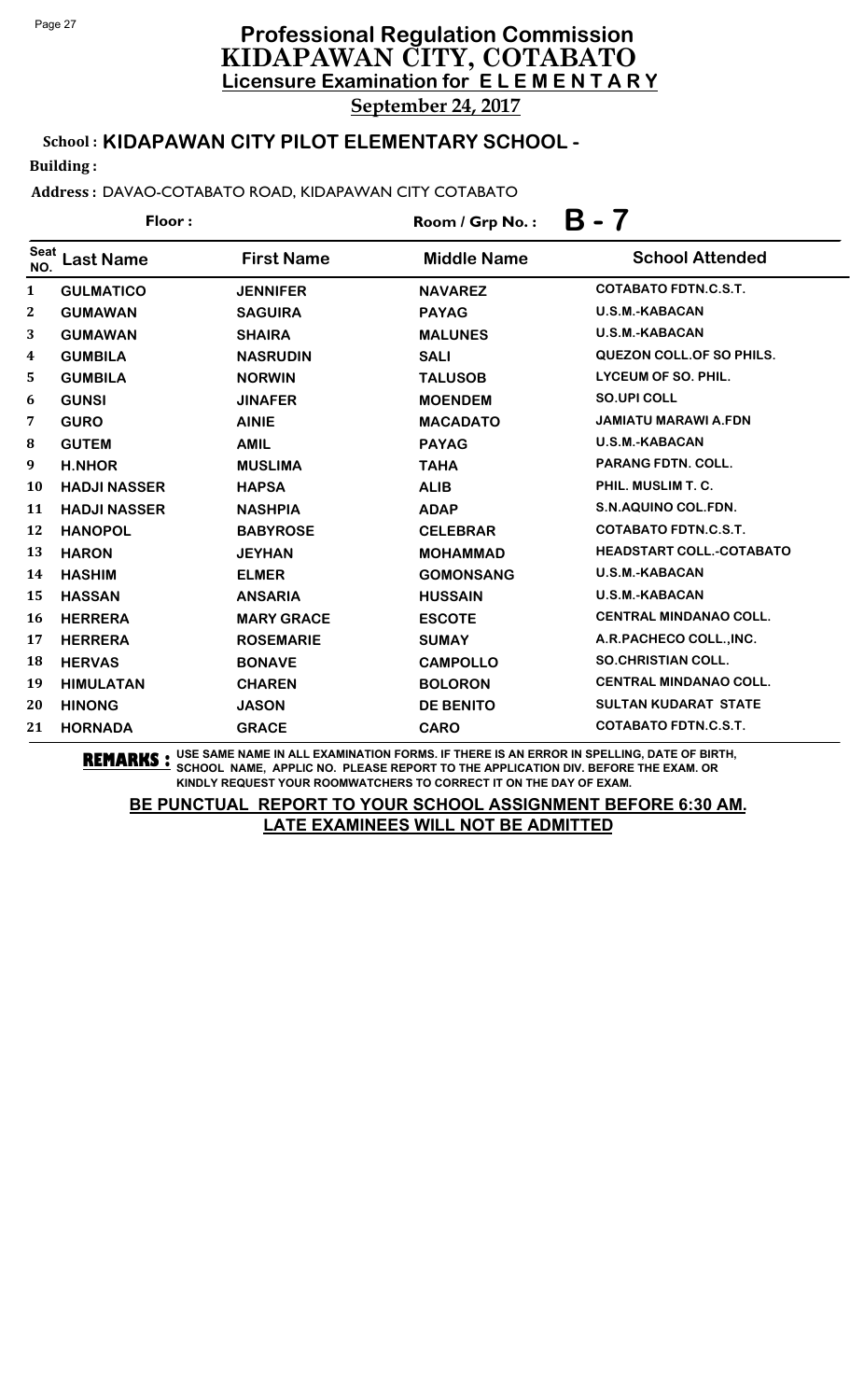# Professional Regulation Commission
## KIDAPAWAN CITY, COTABATO
### Licensure Examination for ELEMENTARY
**September 24, 2017**

**School : KIDAPAWAN CITY PILOT ELEMENTARY SCHOOL -**

**Building :**

**Address :** DAVAO-COTABATO ROAD, KIDAPAWAN CITY COTABATO

**Floor :** 

**Room / Grp No. : B - 7**

| Seat NO. | Last Name | First Name | Middle Name | School Attended |
|---|---|---|---|---|
| 1 | GULMATICO | JENNIFER | NAVAREZ | COTABATO FDTN.C.S.T. |
| 2 | GUMAWAN | SAGUIRA | PAYAG | U.S.M.-KABACAN |
| 3 | GUMAWAN | SHAIRA | MALUNES | U.S.M.-KABACAN |
| 4 | GUMBILA | NASRUDIN | SALI | QUEZON COLL.OF SO PHILS. |
| 5 | GUMBILA | NORWIN | TALUSOB | LYCEUM OF SO. PHIL. |
| 6 | GUNSI | JINAFER | MOENDEM | SO.UPI COLL |
| 7 | GURO | AINIE | MACADATO | JAMIATU MARAWI A.FDN |
| 8 | GUTEM | AMIL | PAYAG | U.S.M.-KABACAN |
| 9 | H.NHOR | MUSLIMA | TAHA | PARANG FDTN. COLL. |
| 10 | HADJI NASSER | HAPSA | ALIB | PHIL. MUSLIM T. C. |
| 11 | HADJI NASSER | NASHPIA | ADAP | S.N.AQUINO COL.FDN. |
| 12 | HANOPOL | BABYROSE | CELEBRAR | COTABATO FDTN.C.S.T. |
| 13 | HARON | JEYHAN | MOHAMMAD | HEADSTART COLL.-COTABATO |
| 14 | HASHIM | ELMER | GOMONSANG | U.S.M.-KABACAN |
| 15 | HASSAN | ANSARIA | HUSSAIN | U.S.M.-KABACAN |
| 16 | HERRERA | MARY GRACE | ESCOTE | CENTRAL MINDANAO COLL. |
| 17 | HERRERA | ROSEMARIE | SUMAY | A.R.PACHECO COLL.,INC. |
| 18 | HERVAS | BONAVE | CAMPOLLO | SO.CHRISTIAN COLL. |
| 19 | HIMULATAN | CHAREN | BOLORON | CENTRAL MINDANAO COLL. |
| 20 | HINONG | JASON | DE BENITO | SULTAN KUDARAT STATE |
| 21 | HORNADA | GRACE | CARO | COTABATO FDTN.C.S.T. |

**REMARKS :** USE SAME NAME IN ALL EXAMINATION FORMS. IF THERE IS AN ERROR IN SPELLING, DATE OF BIRTH, SCHOOL NAME, APPLIC NO. PLEASE REPORT TO THE APPLICATION DIV. BEFORE THE EXAM. OR KINDLY REQUEST YOUR ROOMWATCHERS TO CORRECT IT ON THE DAY OF EXAM.

**BE PUNCTUAL REPORT TO YOUR SCHOOL ASSIGNMENT BEFORE 6:30 AM. LATE EXAMINEES WILL NOT BE ADMITTED**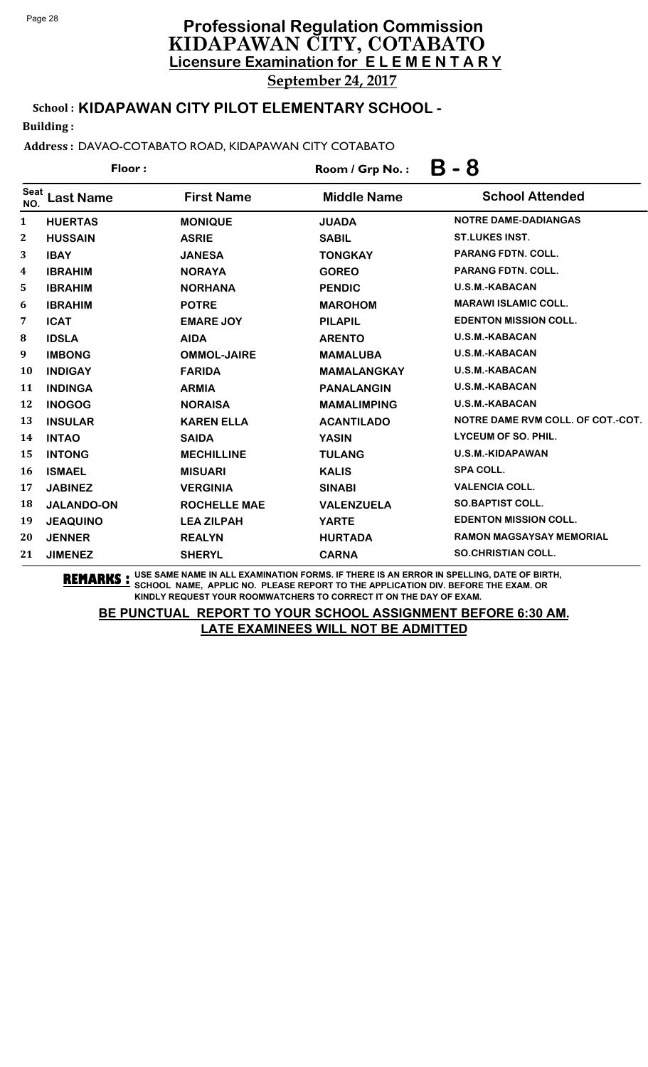# Professional Regulation Commission
## KIDAPAWAN CITY, COTABATO
### Licensure Examination for ELEMENTARY

**September 24, 2017**

**School : KIDAPAWAN CITY PILOT ELEMENTARY SCHOOL -**

**Building :**

**Address :** DAVAO-COTABATO ROAD, KIDAPAWAN CITY COTABATO

**Floor :** 

**Room / Grp No. : B - 8**

| Seat NO. | Last Name | First Name | Middle Name | School Attended |
|---|---|---|---|---|
| 1 | HUERTAS | MONIQUE | JUADA | NOTRE DAME-DADIANGAS |
| 2 | HUSSAIN | ASRIE | SABIL | ST.LUKES INST. |
| 3 | IBAY | JANESA | TONGKAY | PARANG FDTN. COLL. |
| 4 | IBRAHIM | NORAYA | GOREO | PARANG FDTN. COLL. |
| 5 | IBRAHIM | NORHANA | PENDIC | U.S.M.-KABACAN |
| 6 | IBRAHIM | POTRE | MAROHOM | MARAWI ISLAMIC COLL. |
| 7 | ICAT | EMARE JOY | PILAPIL | EDENTON MISSION COLL. |
| 8 | IDSLA | AIDA | ARENTO | U.S.M.-KABACAN |
| 9 | IMBONG | OMMOL-JAIRE | MAMALUBA | U.S.M.-KABACAN |
| 10 | INDIGAY | FARIDA | MAMALANGKAY | U.S.M.-KABACAN |
| 11 | INDINGA | ARMIA | PANALANGIN | U.S.M.-KABACAN |
| 12 | INOGOG | NORAISA | MAMALIMPING | U.S.M.-KABACAN |
| 13 | INSULAR | KAREN ELLA | ACANTILADO | NOTRE DAME RVM COLL. OF COT.-COT. |
| 14 | INTAO | SAIDA | YASIN | LYCEUM OF SO. PHIL. |
| 15 | INTONG | MECHILLINE | TULANG | U.S.M.-KIDAPAWAN |
| 16 | ISMAEL | MISUARI | KALIS | SPA COLL. |
| 17 | JABINEZ | VERGINIA | SINABI | VALENCIA COLL. |
| 18 | JALANDO-ON | ROCHELLE MAE | VALENZUELA | SO.BAPTIST COLL. |
| 19 | JEAQUINO | LEA ZILPAH | YARTE | EDENTON MISSION COLL. |
| 20 | JENNER | REALYN | HURTADA | RAMON MAGSAYSAY MEMORIAL |
| 21 | JIMENEZ | SHERYL | CARNA | SO.CHRISTIAN COLL. |

**REMARKS :** USE SAME NAME IN ALL EXAMINATION FORMS. IF THERE IS AN ERROR IN SPELLING, DATE OF BIRTH, SCHOOL NAME, APPLIC NO. PLEASE REPORT TO THE APPLICATION DIV. BEFORE THE EXAM. OR KINDLY REQUEST YOUR ROOMWATCHERS TO CORRECT IT ON THE DAY OF EXAM.

**BE PUNCTUAL REPORT TO YOUR SCHOOL ASSIGNMENT BEFORE 6:30 AM.**
**LATE EXAMINEES WILL NOT BE ADMITTED**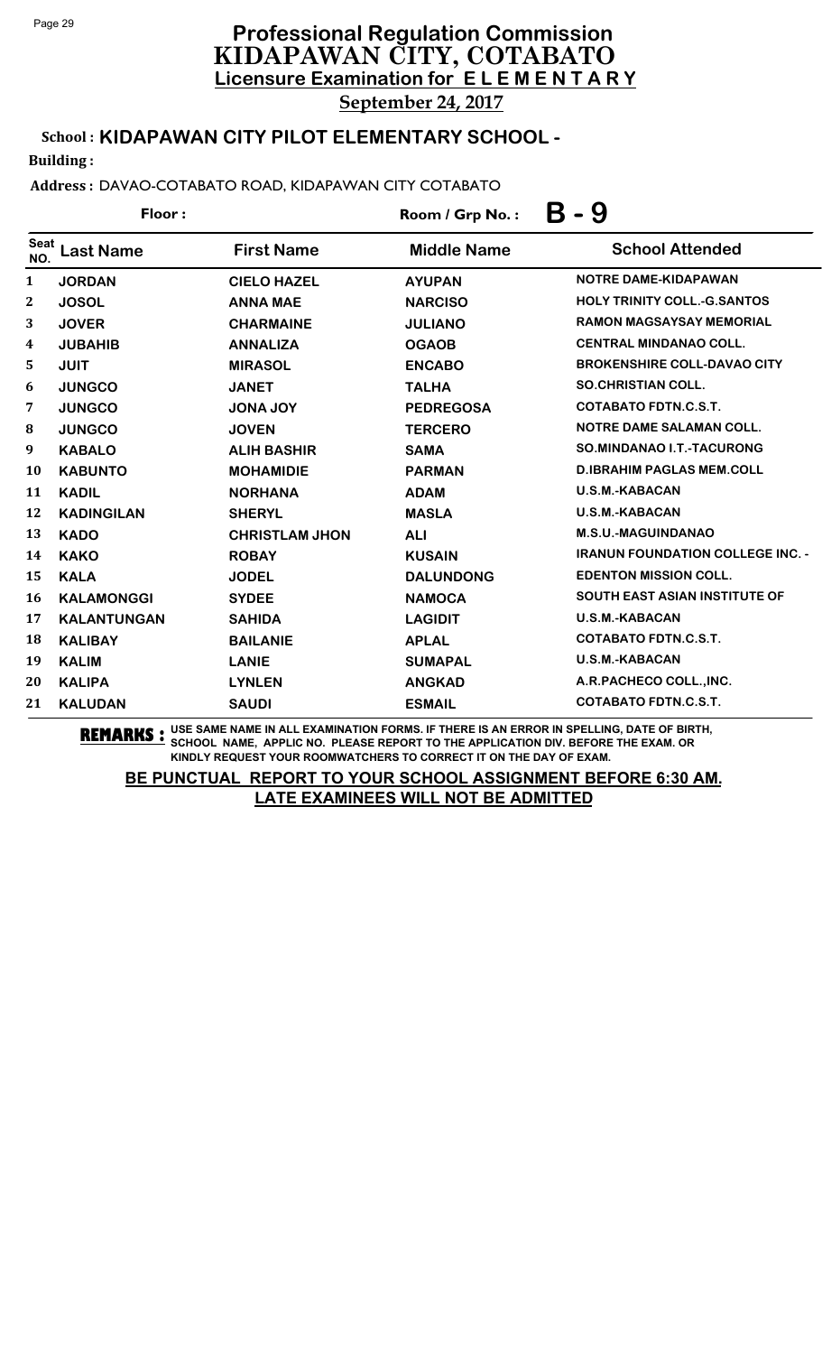# Professional Regulation Commission
## KIDAPAWAN CITY, COTABATO
### Licensure Examination for ELEMENTARY

**September 24, 2017**

**School : KIDAPAWAN CITY PILOT ELEMENTARY SCHOOL -**

**Building :**

**Address :** DAVAO-COTABATO ROAD, KIDAPAWAN CITY COTABATO

**Floor :** **Room / Grp No. : B - 9**

| Seat NO. | Last Name | First Name | Middle Name | School Attended |
|---|---|---|---|---|
| 1 | JORDAN | CIELO HAZEL | AYUPAN | NOTRE DAME-KIDAPAWAN |
| 2 | JOSOL | ANNA MAE | NARCISO | HOLY TRINITY COLL.-G.SANTOS |
| 3 | JOVER | CHARMAINE | JULIANO | RAMON MAGSAYSAY MEMORIAL |
| 4 | JUBAHIB | ANNALIZA | OGAOB | CENTRAL MINDANAO COLL. |
| 5 | JUIT | MIRASOL | ENCABO | BROKENSHIRE COLL-DAVAO CITY |
| 6 | JUNGCO | JANET | TALHA | SO.CHRISTIAN COLL. |
| 7 | JUNGCO | JONA JOY | PEDREGOSA | COTABATO FDTN.C.S.T. |
| 8 | JUNGCO | JOVEN | TERCERO | NOTRE DAME SALAMAN COLL. |
| 9 | KABALO | ALIH BASHIR | SAMA | SO.MINDANAO I.T.-TACURONG |
| 10 | KABUNTO | MOHAMIDIE | PARMAN | D.IBRAHIM PAGLAS MEM.COLL |
| 11 | KADIL | NORHANA | ADAM | U.S.M.-KABACAN |
| 12 | KADINGILAN | SHERYL | MASLA | U.S.M.-KABACAN |
| 13 | KADO | CHRISTLAM JHON | ALI | M.S.U.-MAGUINDANAO |
| 14 | KAKO | ROBAY | KUSAIN | IRANUN FOUNDATION COLLEGE INC. - |
| 15 | KALA | JODEL | DALUNDONG | EDENTON MISSION COLL. |
| 16 | KALAMONGGI | SYDEE | NAMOCA | SOUTH EAST ASIAN INSTITUTE OF |
| 17 | KALANTUNGAN | SAHIDA | LAGIDIT | U.S.M.-KABACAN |
| 18 | KALIBAY | BAILANIE | APLAL | COTABATO FDTN.C.S.T. |
| 19 | KALIM | LANIE | SUMAPAL | U.S.M.-KABACAN |
| 20 | KALIPA | LYNLEN | ANGKAD | A.R.PACHECO COLL.,INC. |
| 21 | KALUDAN | SAUDI | ESMAIL | COTABATO FDTN.C.S.T. |

**REMARKS :** USE SAME NAME IN ALL EXAMINATION FORMS. IF THERE IS AN ERROR IN SPELLING, DATE OF BIRTH, SCHOOL NAME, APPLIC NO. PLEASE REPORT TO THE APPLICATION DIV. BEFORE THE EXAM. OR KINDLY REQUEST YOUR ROOMWATCHERS TO CORRECT IT ON THE DAY OF EXAM.

**BE PUNCTUAL REPORT TO YOUR SCHOOL ASSIGNMENT BEFORE 6:30 AM.**
**LATE EXAMINEES WILL NOT BE ADMITTED**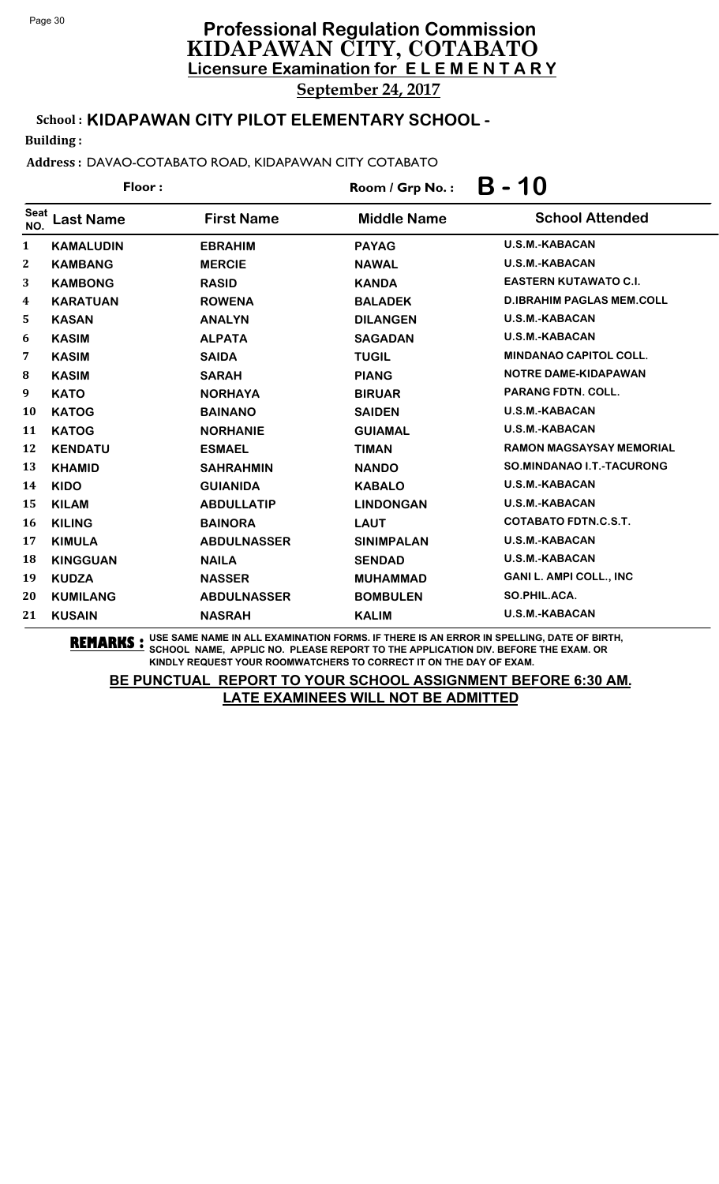# Professional Regulation Commission
## KIDAPAWAN CITY, COTABATO
### Licensure Examination for ELEMENTARY
**September 24, 2017**

**School : KIDAPAWAN CITY PILOT ELEMENTARY SCHOOL -**

**Building :**

**Address :** DAVAO-COTABATO ROAD, KIDAPAWAN CITY COTABATO

**Floor :** **Room / Grp No. : B - 10**

| Seat NO. | Last Name | First Name | Middle Name | School Attended |
|---|---|---|---|---|
| 1 | KAMALUDIN | EBRAHIM | PAYAG | U.S.M.-KABACAN |
| 2 | KAMBANG | MERCIE | NAWAL | U.S.M.-KABACAN |
| 3 | KAMBONG | RASID | KANDA | EASTERN KUTAWATO C.I. |
| 4 | KARATUAN | ROWENA | BALADEK | D.IBRAHIM PAGLAS MEM.COLL |
| 5 | KASAN | ANALYN | DILANGEN | U.S.M.-KABACAN |
| 6 | KASIM | ALPATA | SAGADAN | U.S.M.-KABACAN |
| 7 | KASIM | SAIDA | TUGIL | MINDANAO CAPITOL COLL. |
| 8 | KASIM | SARAH | PIANG | NOTRE DAME-KIDAPAWAN |
| 9 | KATO | NORHAYA | BIRUAR | PARANG FDTN. COLL. |
| 10 | KATOG | BAINANO | SAIDEN | U.S.M.-KABACAN |
| 11 | KATOG | NORHANIE | GUIAMAL | U.S.M.-KABACAN |
| 12 | KENDATU | ESMAEL | TIMAN | RAMON MAGSAYSAY MEMORIAL |
| 13 | KHAMID | SAHRAHMIN | NANDO | SO.MINDANAO I.T.-TACURONG |
| 14 | KIDO | GUIANIDA | KABALO | U.S.M.-KABACAN |
| 15 | KILAM | ABDULLATIP | LINDONGAN | U.S.M.-KABACAN |
| 16 | KILING | BAINORA | LAUT | COTABATO FDTN.C.S.T. |
| 17 | KIMULA | ABDULNASSER | SINIMPALAN | U.S.M.-KABACAN |
| 18 | KINGGUAN | NAILA | SENDAD | U.S.M.-KABACAN |
| 19 | KUDZA | NASSER | MUHAMMAD | GANI L. AMPI COLL., INC |
| 20 | KUMILANG | ABDULNASSER | BOMBULEN | SO.PHIL.ACA. |
| 21 | KUSAIN | NASRAH | KALIM | U.S.M.-KABACAN |

**REMARKS :** USE SAME NAME IN ALL EXAMINATION FORMS. IF THERE IS AN ERROR IN SPELLING, DATE OF BIRTH, SCHOOL NAME, APPLIC NO. PLEASE REPORT TO THE APPLICATION DIV. BEFORE THE EXAM. OR KINDLY REQUEST YOUR ROOMWATCHERS TO CORRECT IT ON THE DAY OF EXAM.

**BE PUNCTUAL REPORT TO YOUR SCHOOL ASSIGNMENT BEFORE 6:30 AM.**
**LATE EXAMINEES WILL NOT BE ADMITTED**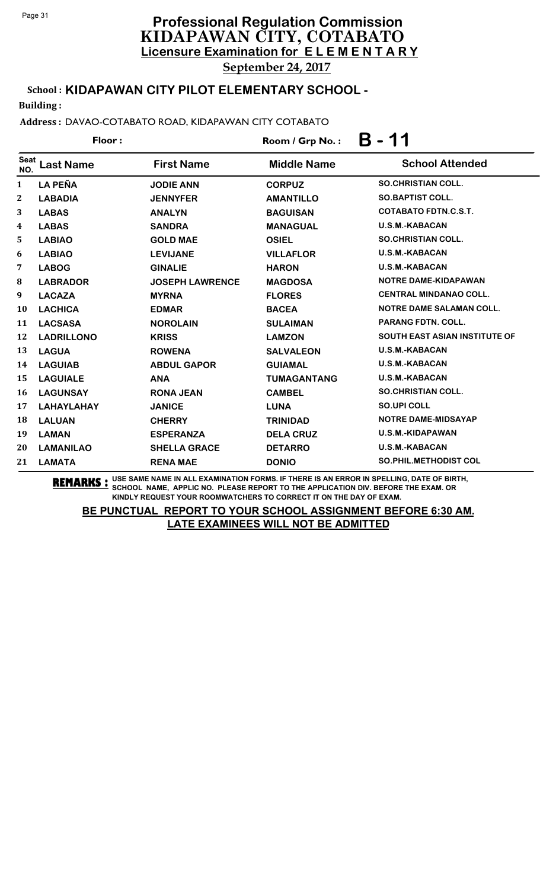# Professional Regulation Commission
## KIDAPAWAN CITY, COTABATO
### Licensure Examination for ELEMENTARY

**September 24, 2017**

**School : KIDAPAWAN CITY PILOT ELEMENTARY SCHOOL -**

**Building :**

**Address :** DAVAO-COTABATO ROAD, KIDAPAWAN CITY COTABATO

**Floor :** **Room / Grp No. : B - 11**

| Seat NO. | Last Name | First Name | Middle Name | School Attended |
|---|---|---|---|---|
| 1 | LA PEÑA | JODIE ANN | CORPUZ | SO.CHRISTIAN COLL. |
| 2 | LABADIA | JENNYFER | AMANTILLO | SO.BAPTIST COLL. |
| 3 | LABAS | ANALYN | BAGUISAN | COTABATO FDTN.C.S.T. |
| 4 | LABAS | SANDRA | MANAGUAL | U.S.M.-KABACAN |
| 5 | LABIAO | GOLD MAE | OSIEL | SO.CHRISTIAN COLL. |
| 6 | LABIAO | LEVIJANE | VILLAFLOR | U.S.M.-KABACAN |
| 7 | LABOG | GINALIE | HARON | U.S.M.-KABACAN |
| 8 | LABRADOR | JOSEPH LAWRENCE | MAGDOSA | NOTRE DAME-KIDAPAWAN |
| 9 | LACAZA | MYRNA | FLORES | CENTRAL MINDANAO COLL. |
| 10 | LACHICA | EDMAR | BACEA | NOTRE DAME SALAMAN COLL. |
| 11 | LACSASA | NOROLAIN | SULAIMAN | PARANG FDTN. COLL. |
| 12 | LADRILLONO | KRISS | LAMZON | SOUTH EAST ASIAN INSTITUTE OF |
| 13 | LAGUA | ROWENA | SALVALEON | U.S.M.-KABACAN |
| 14 | LAGUIAB | ABDUL GAPOR | GUIAMAL | U.S.M.-KABACAN |
| 15 | LAGUIALE | ANA | TUMAGANTANG | U.S.M.-KABACAN |
| 16 | LAGUNSAY | RONA JEAN | CAMBEL | SO.CHRISTIAN COLL. |
| 17 | LAHAYLAHAY | JANICE | LUNA | SO.UPI COLL |
| 18 | LALUAN | CHERRY | TRINIDAD | NOTRE DAME-MIDSAYAP |
| 19 | LAMAN | ESPERANZA | DELA CRUZ | U.S.M.-KIDAPAWAN |
| 20 | LAMANILAO | SHELLA GRACE | DETARRO | U.S.M.-KABACAN |
| 21 | LAMATA | RENA MAE | DONIO | SO.PHIL.METHODIST COL |

**REMARKS :** USE SAME NAME IN ALL EXAMINATION FORMS. IF THERE IS AN ERROR IN SPELLING, DATE OF BIRTH, SCHOOL NAME, APPLIC NO. PLEASE REPORT TO THE APPLICATION DIV. BEFORE THE EXAM. OR KINDLY REQUEST YOUR ROOMWATCHERS TO CORRECT IT ON THE DAY OF EXAM.

**BE PUNCTUAL REPORT TO YOUR SCHOOL ASSIGNMENT BEFORE 6:30 AM.**
**LATE EXAMINEES WILL NOT BE ADMITTED**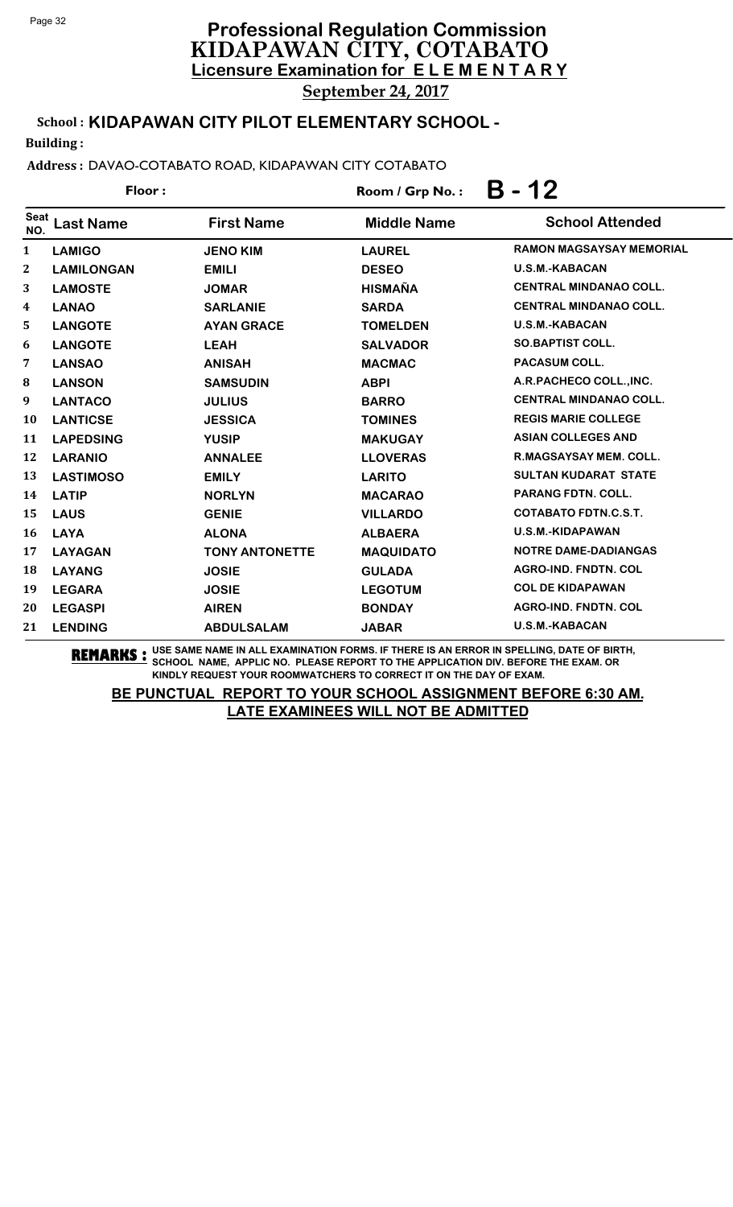# Professional Regulation Commission
# KIDAPAWAN CITY, COTABATO
## Licensure Examination for ELEMENTARY

**September 24, 2017**

**School : KIDAPAWAN CITY PILOT ELEMENTARY SCHOOL -**

**Building :**

**Address :** DAVAO-COTABATO ROAD, KIDAPAWAN CITY COTABATO

**Floor :** **Room / Grp No. : B - 12**

| Seat NO. | Last Name | First Name | Middle Name | School Attended |
|---|---|---|---|---|
| 1 | LAMIGO | JENO KIM | LAUREL | RAMON MAGSAYSAY MEMORIAL |
| 2 | LAMILONGAN | EMILI | DESEO | U.S.M.-KABACAN |
| 3 | LAMOSTE | JOMAR | HISMAÑA | CENTRAL MINDANAO COLL. |
| 4 | LANAO | SARLANIE | SARDA | CENTRAL MINDANAO COLL. |
| 5 | LANGOTE | AYAN GRACE | TOMELDEN | U.S.M.-KABACAN |
| 6 | LANGOTE | LEAH | SALVADOR | SO.BAPTIST COLL. |
| 7 | LANSAO | ANISAH | MACMAC | PACASUM COLL. |
| 8 | LANSON | SAMSUDIN | ABPI | A.R.PACHECO COLL.,INC. |
| 9 | LANTACO | JULIUS | BARRO | CENTRAL MINDANAO COLL. |
| 10 | LANTICSE | JESSICA | TOMINES | REGIS MARIE COLLEGE |
| 11 | LAPEDSING | YUSIP | MAKUGAY | ASIAN COLLEGES AND |
| 12 | LARANIO | ANNALEE | LLOVERAS | R.MAGSAYSAY MEM. COLL. |
| 13 | LASTIMOSO | EMILY | LARITO | SULTAN KUDARAT STATE |
| 14 | LATIP | NORLYN | MACARAO | PARANG FDTN. COLL. |
| 15 | LAUS | GENIE | VILLARDO | COTABATO FDTN.C.S.T. |
| 16 | LAYA | ALONA | ALBAERA | U.S.M.-KIDAPAWAN |
| 17 | LAYAGAN | TONY ANTONETTE | MAQUIDATO | NOTRE DAME-DADIANGAS |
| 18 | LAYANG | JOSIE | GULADA | AGRO-IND. FNDTN. COL |
| 19 | LEGARA | JOSIE | LEGOTUM | COL DE KIDAPAWAN |
| 20 | LEGASPI | AIREN | BONDAY | AGRO-IND. FNDTN. COL |
| 21 | LENDING | ABDULSALAM | JABAR | U.S.M.-KABACAN |

**REMARKS :** USE SAME NAME IN ALL EXAMINATION FORMS. IF THERE IS AN ERROR IN SPELLING, DATE OF BIRTH, SCHOOL NAME, APPLIC NO. PLEASE REPORT TO THE APPLICATION DIV. BEFORE THE EXAM. OR KINDLY REQUEST YOUR ROOMWATCHERS TO CORRECT IT ON THE DAY OF EXAM.

**BE PUNCTUAL REPORT TO YOUR SCHOOL ASSIGNMENT BEFORE 6:30 AM. LATE EXAMINEES WILL NOT BE ADMITTED**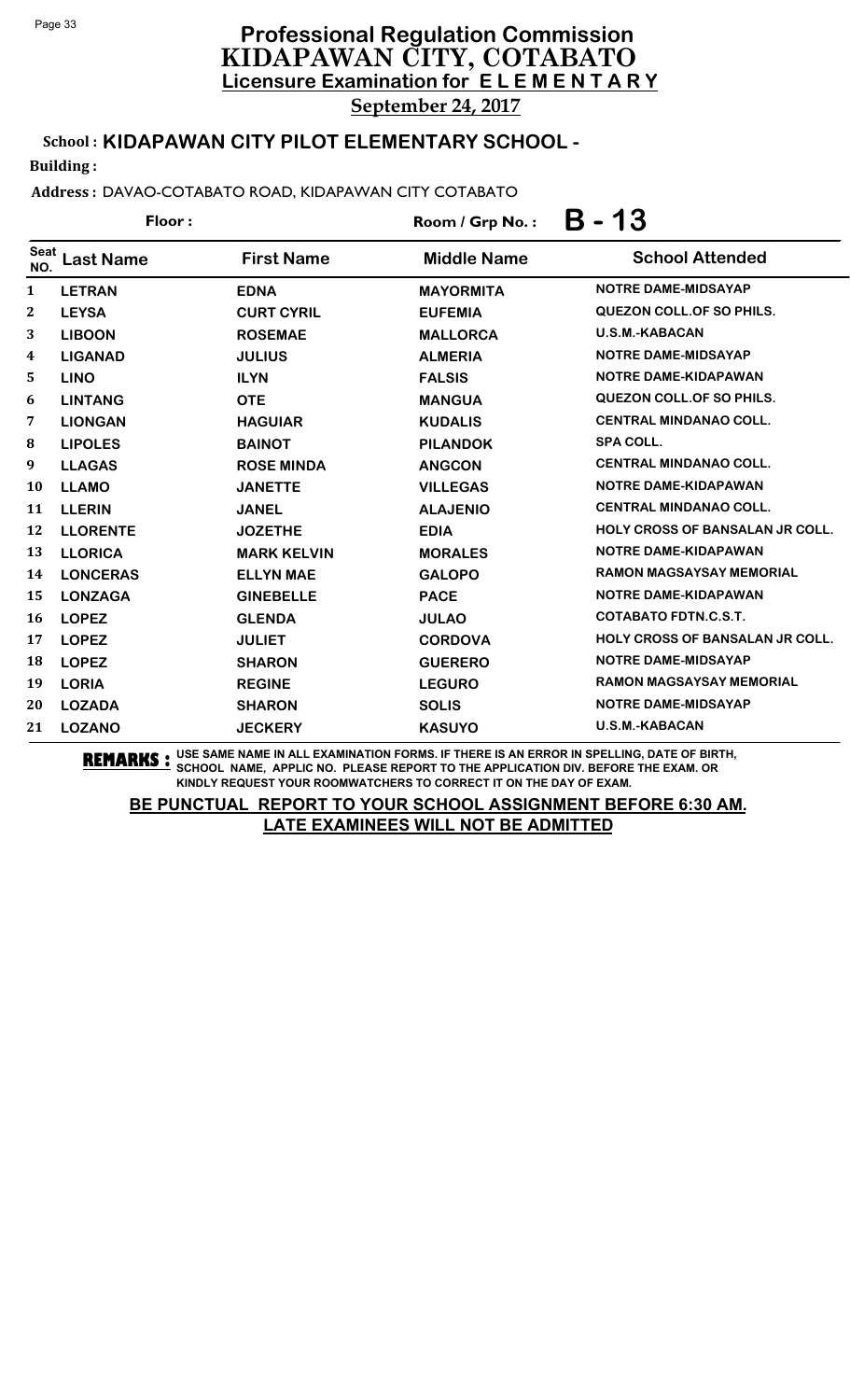# Professional Regulation Commission
# KIDAPAWAN CITY, COTABATO
## Licensure Examination for ELEMENTARY
**September 24, 2017**

**School : KIDAPAWAN CITY PILOT ELEMENTARY SCHOOL -**

**Building :**

**Address :** DAVAO-COTABATO ROAD, KIDAPAWAN CITY COTABATO

**Floor :** **Room / Grp No. : B - 13**

| Seat NO. | Last Name | First Name | Middle Name | School Attended |
|---|---|---|---|---|
| 1 | LETRAN | EDNA | MAYORMITA | NOTRE DAME-MIDSAYAP |
| 2 | LEYSA | CURT CYRIL | EUFEMIA | QUEZON COLL.OF SO PHILS. |
| 3 | LIBOON | ROSEMAE | MALLORCA | U.S.M.-KABACAN |
| 4 | LIGANAD | JULIUS | ALMERIA | NOTRE DAME-MIDSAYAP |
| 5 | LINO | ILYN | FALSIS | NOTRE DAME-KIDAPAWAN |
| 6 | LINTANG | OTE | MANGUA | QUEZON COLL.OF SO PHILS. |
| 7 | LIONGAN | HAGUIAR | KUDALIS | CENTRAL MINDANAO COLL. |
| 8 | LIPOLES | BAINOT | PILANDOK | SPA COLL. |
| 9 | LLAGAS | ROSE MINDA | ANGCON | CENTRAL MINDANAO COLL. |
| 10 | LLAMO | JANETTE | VILLEGAS | NOTRE DAME-KIDAPAWAN |
| 11 | LLERIN | JANEL | ALAJENIO | CENTRAL MINDANAO COLL. |
| 12 | LLORENTE | JOZETHE | EDIA | HOLY CROSS OF BANSALAN JR COLL. |
| 13 | LLORICA | MARK KELVIN | MORALES | NOTRE DAME-KIDAPAWAN |
| 14 | LONCERAS | ELLYN MAE | GALOPO | RAMON MAGSAYSAY MEMORIAL |
| 15 | LONZAGA | GINEBELLE | PACE | NOTRE DAME-KIDAPAWAN |
| 16 | LOPEZ | GLENDA | JULAO | COTABATO FDTN.C.S.T. |
| 17 | LOPEZ | JULIET | CORDOVA | HOLY CROSS OF BANSALAN JR COLL. |
| 18 | LOPEZ | SHARON | GUERERO | NOTRE DAME-MIDSAYAP |
| 19 | LORIA | REGINE | LEGURO | RAMON MAGSAYSAY MEMORIAL |
| 20 | LOZADA | SHARON | SOLIS | NOTRE DAME-MIDSAYAP |
| 21 | LOZANO | JECKERY | KASUYO | U.S.M.-KABACAN |

**REMARKS :** USE SAME NAME IN ALL EXAMINATION FORMS. IF THERE IS AN ERROR IN SPELLING, DATE OF BIRTH, SCHOOL NAME, APPLIC NO. PLEASE REPORT TO THE APPLICATION DIV. BEFORE THE EXAM. OR KINDLY REQUEST YOUR ROOMWATCHERS TO CORRECT IT ON THE DAY OF EXAM.

**BE PUNCTUAL REPORT TO YOUR SCHOOL ASSIGNMENT BEFORE 6:30 AM.**
**LATE EXAMINEES WILL NOT BE ADMITTED**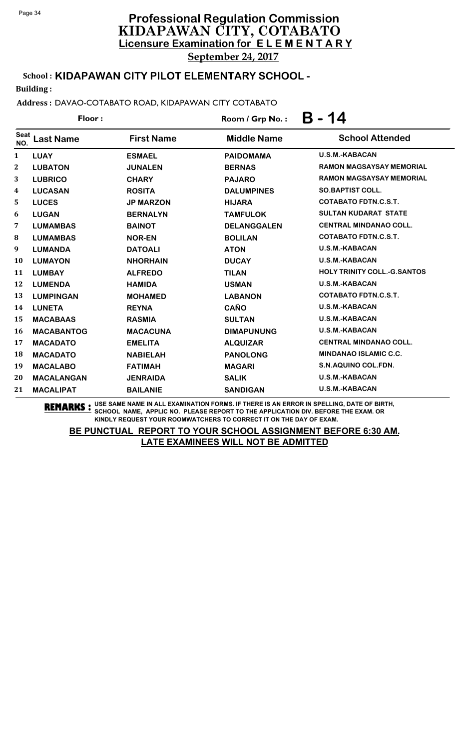# Professional Regulation Commission
## KIDAPAWAN CITY, COTABATO
### Licensure Examination for ELEMENTARY

**September 24, 2017**

**School : KIDAPAWAN CITY PILOT ELEMENTARY SCHOOL -**

**Building :**

**Address :** DAVAO-COTABATO ROAD, KIDAPAWAN CITY COTABATO

**Floor :** **Room / Grp No. : B - 14**

| Seat NO. | Last Name | First Name | Middle Name | School Attended |
|---|---|---|---|---|
| 1 | LUAY | ESMAEL | PAIDOMAMA | U.S.M.-KABACAN |
| 2 | LUBATON | JUNALEN | BERNAS | RAMON MAGSAYSAY MEMORIAL |
| 3 | LUBRICO | CHARY | PAJARO | RAMON MAGSAYSAY MEMORIAL |
| 4 | LUCASAN | ROSITA | DALUMPINES | SO.BAPTIST COLL. |
| 5 | LUCES | JP MARZON | HIJARA | COTABATO FDTN.C.S.T. |
| 6 | LUGAN | BERNALYN | TAMFULOK | SULTAN KUDARAT STATE |
| 7 | LUMAMBAS | BAINOT | DELANGGALEN | CENTRAL MINDANAO COLL. |
| 8 | LUMAMBAS | NOR-EN | BOLILAN | COTABATO FDTN.C.S.T. |
| 9 | LUMANDA | DATOALI | ATON | U.S.M.-KABACAN |
| 10 | LUMAYON | NHORHAIN | DUCAY | U.S.M.-KABACAN |
| 11 | LUMBAY | ALFREDO | TILAN | HOLY TRINITY COLL.-G.SANTOS |
| 12 | LUMENDA | HAMIDA | USMAN | U.S.M.-KABACAN |
| 13 | LUMPINGAN | MOHAMED | LABANON | COTABATO FDTN.C.S.T. |
| 14 | LUNETA | REYNA | CAÑO | U.S.M.-KABACAN |
| 15 | MACABAAS | RASMIA | SULTAN | U.S.M.-KABACAN |
| 16 | MACABANTOG | MACACUNA | DIMAPUNUNG | U.S.M.-KABACAN |
| 17 | MACADATO | EMELITA | ALQUIZAR | CENTRAL MINDANAO COLL. |
| 18 | MACADATO | NABIELAH | PANOLONG | MINDANAO ISLAMIC C.C. |
| 19 | MACALABO | FATIMAH | MAGARI | S.N.AQUINO COL.FDN. |
| 20 | MACALANGAN | JENRAIDA | SALIK | U.S.M.-KABACAN |
| 21 | MACALIPAT | BAILANIE | SANDIGAN | U.S.M.-KABACAN |

**REMARKS :** USE SAME NAME IN ALL EXAMINATION FORMS. IF THERE IS AN ERROR IN SPELLING, DATE OF BIRTH, SCHOOL NAME, APPLIC NO. PLEASE REPORT TO THE APPLICATION DIV. BEFORE THE EXAM. OR KINDLY REQUEST YOUR ROOMWATCHERS TO CORRECT IT ON THE DAY OF EXAM.

**BE PUNCTUAL REPORT TO YOUR SCHOOL ASSIGNMENT BEFORE 6:30 AM. LATE EXAMINEES WILL NOT BE ADMITTED**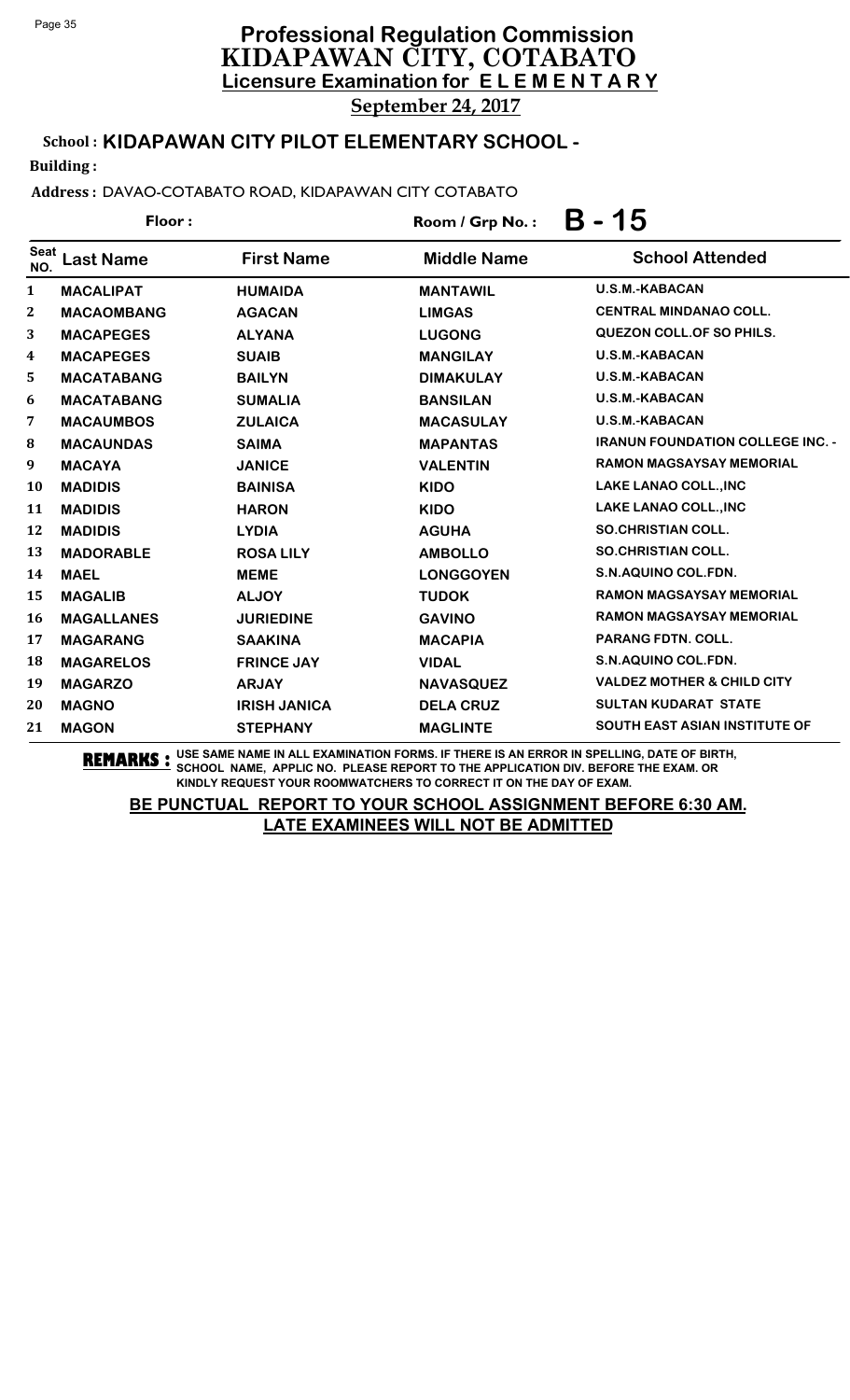# Professional Regulation Commission
## KIDAPAWAN CITY, COTABATO
### Licensure Examination for E L E M E N T A R Y

**September 24, 2017**

**School : KIDAPAWAN CITY PILOT ELEMENTARY SCHOOL -**

**Building :**

**Address :** DAVAO-COTABATO ROAD, KIDAPAWAN CITY COTABATO

**Floor :** **Room / Grp No. : B - 15**

| Seat NO. | Last Name | First Name | Middle Name | School Attended |
|---|---|---|---|---|
| 1 | MACALIPAT | HUMAIDA | MANTAWIL | U.S.M.-KABACAN |
| 2 | MACAOMBANG | AGACAN | LIMGAS | CENTRAL MINDANAO COLL. |
| 3 | MACAPEGES | ALYANA | LUGONG | QUEZON COLL.OF SO PHILS. |
| 4 | MACAPEGES | SUAIB | MANGILAY | U.S.M.-KABACAN |
| 5 | MACATABANG | BAILYN | DIMAKULAY | U.S.M.-KABACAN |
| 6 | MACATABANG | SUMALIA | BANSILAN | U.S.M.-KABACAN |
| 7 | MACAUMBOS | ZULAICA | MACASULAY | U.S.M.-KABACAN |
| 8 | MACAUNDAS | SAIMA | MAPANTAS | IRANUN FOUNDATION COLLEGE INC. - |
| 9 | MACAYA | JANICE | VALENTIN | RAMON MAGSAYSAY MEMORIAL |
| 10 | MADIDIS | BAINISA | KIDO | LAKE LANAO COLL.,INC |
| 11 | MADIDIS | HARON | KIDO | LAKE LANAO COLL.,INC |
| 12 | MADIDIS | LYDIA | AGUHA | SO.CHRISTIAN COLL. |
| 13 | MADORABLE | ROSA LILY | AMBOLLO | SO.CHRISTIAN COLL. |
| 14 | MAEL | MEME | LONGGOYEN | S.N.AQUINO COL.FDN. |
| 15 | MAGALIB | ALJOY | TUDOK | RAMON MAGSAYSAY MEMORIAL |
| 16 | MAGALLANES | JURIEDINE | GAVINO | RAMON MAGSAYSAY MEMORIAL |
| 17 | MAGARANG | SAAKINA | MACAPIA | PARANG FDTN. COLL. |
| 18 | MAGARELOS | FRINCE JAY | VIDAL | S.N.AQUINO COL.FDN. |
| 19 | MAGARZO | ARJAY | NAVASQUEZ | VALDEZ MOTHER & CHILD CITY |
| 20 | MAGNO | IRISH JANICA | DELA CRUZ | SULTAN KUDARAT STATE |
| 21 | MAGON | STEPHANY | MAGLINTE | SOUTH EAST ASIAN INSTITUTE OF |

**REMARKS :** USE SAME NAME IN ALL EXAMINATION FORMS. IF THERE IS AN ERROR IN SPELLING, DATE OF BIRTH, SCHOOL NAME, APPLIC NO. PLEASE REPORT TO THE APPLICATION DIV. BEFORE THE EXAM. OR KINDLY REQUEST YOUR ROOMWATCHERS TO CORRECT IT ON THE DAY OF EXAM.

**BE PUNCTUAL REPORT TO YOUR SCHOOL ASSIGNMENT BEFORE 6:30 AM.**
**LATE EXAMINEES WILL NOT BE ADMITTED**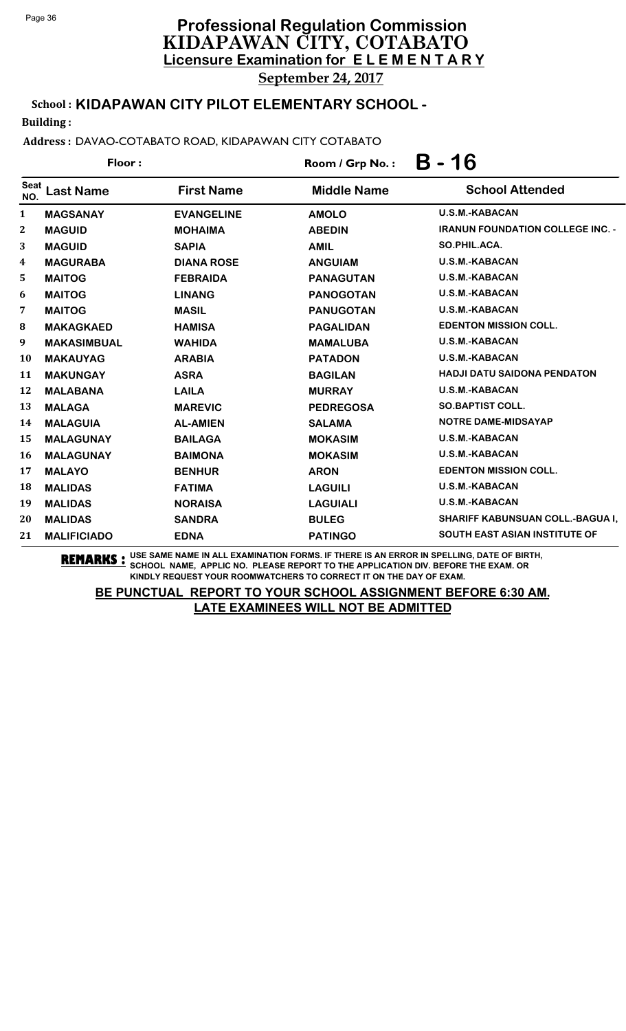# Professional Regulation Commission
## KIDAPAWAN CITY, COTABATO
### Licensure Examination for ELEMENTARY

**September 24, 2017**

**School : KIDAPAWAN CITY PILOT ELEMENTARY SCHOOL -**

**Building :**

**Address :** DAVAO-COTABATO ROAD, KIDAPAWAN CITY COTABATO

**Floor :** **Room / Grp No. : B - 16**

| Seat NO. | Last Name | First Name | Middle Name | School Attended |
|---|---|---|---|---|
| 1 | MAGSANAY | EVANGELINE | AMOLO | U.S.M.-KABACAN |
| 2 | MAGUID | MOHAIMA | ABEDIN | IRANUN FOUNDATION COLLEGE INC. - |
| 3 | MAGUID | SAPIA | AMIL | SO.PHIL.ACA. |
| 4 | MAGURABA | DIANA ROSE | ANGUIAM | U.S.M.-KABACAN |
| 5 | MAITOG | FEBRAIDA | PANAGUTAN | U.S.M.-KABACAN |
| 6 | MAITOG | LINANG | PANOGOTAN | U.S.M.-KABACAN |
| 7 | MAITOG | MASIL | PANUGOTAN | U.S.M.-KABACAN |
| 8 | MAKAGKAED | HAMISA | PAGALIDAN | EDENTON MISSION COLL. |
| 9 | MAKASIMBUAL | WAHIDA | MAMALUBA | U.S.M.-KABACAN |
| 10 | MAKAUYAG | ARABIA | PATADON | U.S.M.-KABACAN |
| 11 | MAKUNGAY | ASRA | BAGILAN | HADJI DATU SAIDONA PENDATON |
| 12 | MALABANA | LAILA | MURRAY | U.S.M.-KABACAN |
| 13 | MALAGA | MAREVIC | PEDREGOSA | SO.BAPTIST COLL. |
| 14 | MALAGUIA | AL-AMIEN | SALAMA | NOTRE DAME-MIDSAYAP |
| 15 | MALAGUNAY | BAILAGA | MOKASIM | U.S.M.-KABACAN |
| 16 | MALAGUNAY | BAIMONA | MOKASIM | U.S.M.-KABACAN |
| 17 | MALAYO | BENHUR | ARON | EDENTON MISSION COLL. |
| 18 | MALIDAS | FATIMA | LAGUILI | U.S.M.-KABACAN |
| 19 | MALIDAS | NORAISA | LAGUIALI | U.S.M.-KABACAN |
| 20 | MALIDAS | SANDRA | BULEG | SHARIFF KABUNSUAN COLL.-BAGUA I, |
| 21 | MALIFICIADO | EDNA | PATINGO | SOUTH EAST ASIAN INSTITUTE OF |

**REMARKS :** USE SAME NAME IN ALL EXAMINATION FORMS. IF THERE IS AN ERROR IN SPELLING, DATE OF BIRTH, SCHOOL NAME, APPLIC NO. PLEASE REPORT TO THE APPLICATION DIV. BEFORE THE EXAM. OR KINDLY REQUEST YOUR ROOMWATCHERS TO CORRECT IT ON THE DAY OF EXAM.

**BE PUNCTUAL REPORT TO YOUR SCHOOL ASSIGNMENT BEFORE 6:30 AM. LATE EXAMINEES WILL NOT BE ADMITTED**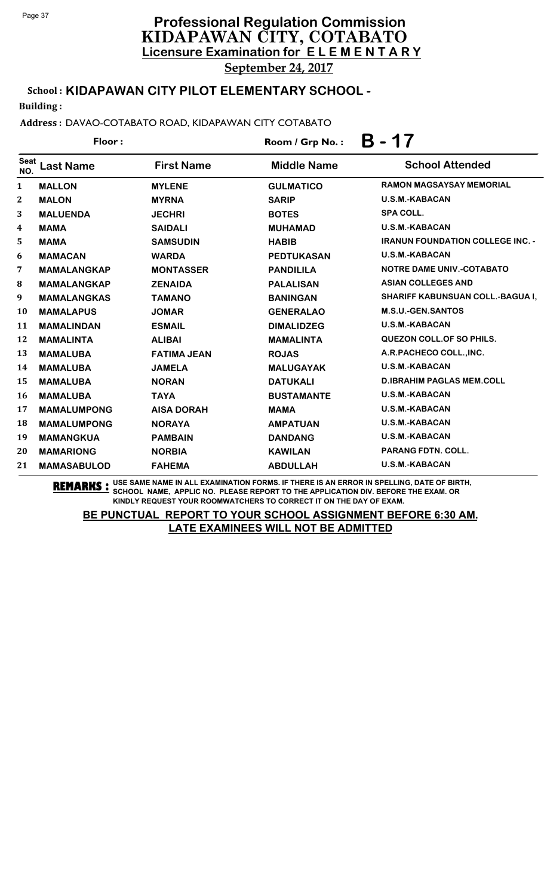# Professional Regulation Commission
## KIDAPAWAN CITY, COTABATO
### Licensure Examination for ELEMENTARY

**September 24, 2017**

**School : KIDAPAWAN CITY PILOT ELEMENTARY SCHOOL -**

**Building :**

**Address :** DAVAO-COTABATO ROAD, KIDAPAWAN CITY COTABATO

**Floor :** **Room / Grp No. : B - 17**

| Seat NO. | Last Name | First Name | Middle Name | School Attended |
|---|---|---|---|---|
| 1 | MALLON | MYLENE | GULMATICO | RAMON MAGSAYSAY MEMORIAL |
| 2 | MALON | MYRNA | SARIP | U.S.M.-KABACAN |
| 3 | MALUENDA | JECHRI | BOTES | SPA COLL. |
| 4 | MAMA | SAIDALI | MUHAMAD | U.S.M.-KABACAN |
| 5 | MAMA | SAMSUDIN | HABIB | IRANUN FOUNDATION COLLEGE INC. - |
| 6 | MAMACAN | WARDA | PEDTUKASAN | U.S.M.-KABACAN |
| 7 | MAMALANGKAP | MONTASSER | PANDILILA | NOTRE DAME UNIV.-COTABATO |
| 8 | MAMALANGKAP | ZENAIDA | PALALISAN | ASIAN COLLEGES AND |
| 9 | MAMALANGKAS | TAMANO | BANINGAN | SHARIFF KABUNSUAN COLL.-BAGUA I, |
| 10 | MAMALAPUS | JOMAR | GENERALAO | M.S.U.-GEN.SANTOS |
| 11 | MAMALINDAN | ESMAIL | DIMALIDZEG | U.S.M.-KABACAN |
| 12 | MAMALINTA | ALIBAI | MAMALINTA | QUEZON COLL.OF SO PHILS. |
| 13 | MAMALUBA | FATIMA JEAN | ROJAS | A.R.PACHECO COLL.,INC. |
| 14 | MAMALUBA | JAMELA | MALUGAYAK | U.S.M.-KABACAN |
| 15 | MAMALUBA | NORAN | DATUKALI | D.IBRAHIM PAGLAS MEM.COLL |
| 16 | MAMALUBA | TAYA | BUSTAMANTE | U.S.M.-KABACAN |
| 17 | MAMALUMPONG | AISA DORAH | MAMA | U.S.M.-KABACAN |
| 18 | MAMALUMPONG | NORAYA | AMPATUAN | U.S.M.-KABACAN |
| 19 | MAMANGKUA | PAMBAIN | DANDANG | U.S.M.-KABACAN |
| 20 | MAMARIONG | NORBIA | KAWILAN | PARANG FDTN. COLL. |
| 21 | MAMASABULOD | FAHEMA | ABDULLAH | U.S.M.-KABACAN |

**REMARKS :** USE SAME NAME IN ALL EXAMINATION FORMS. IF THERE IS AN ERROR IN SPELLING, DATE OF BIRTH, SCHOOL NAME, APPLIC NO. PLEASE REPORT TO THE APPLICATION DIV. BEFORE THE EXAM. OR KINDLY REQUEST YOUR ROOMWATCHERS TO CORRECT IT ON THE DAY OF EXAM.

**BE PUNCTUAL REPORT TO YOUR SCHOOL ASSIGNMENT BEFORE 6:30 AM. LATE EXAMINEES WILL NOT BE ADMITTED**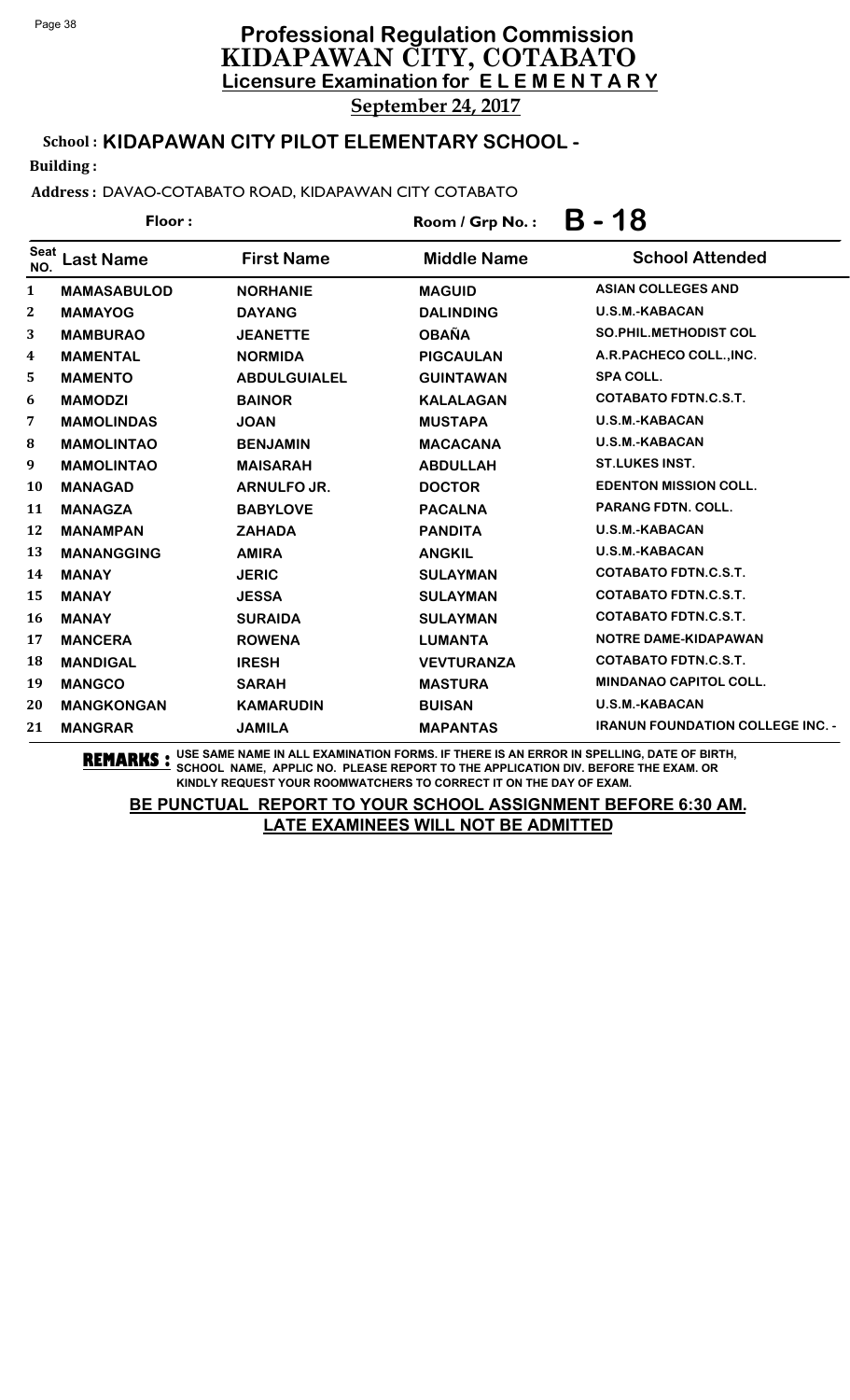# Professional Regulation Commission
## KIDAPAWAN CITY, COTABATO
### Licensure Examination for ELEMENTARY

**September 24, 2017**

**School : KIDAPAWAN CITY PILOT ELEMENTARY SCHOOL -**

**Building :**

**Address :** DAVAO-COTABATO ROAD, KIDAPAWAN CITY COTABATO

**Floor :** **Room / Grp No. : B - 18**

| Seat NO. | Last Name | First Name | Middle Name | School Attended |
|---|---|---|---|---|
| 1 | MAMASABULOD | NORHANIE | MAGUID | ASIAN COLLEGES AND |
| 2 | MAMAYOG | DAYANG | DALINDING | U.S.M.-KABACAN |
| 3 | MAMBURAO | JEANETTE | OBAÑA | SO.PHIL.METHODIST COL |
| 4 | MAMENTAL | NORMIDA | PIGCAULAN | A.R.PACHECO COLL.,INC. |
| 5 | MAMENTO | ABDULGUIALEL | GUINTAWAN | SPA COLL. |
| 6 | MAMODZI | BAINOR | KALALAGAN | COTABATO FDTN.C.S.T. |
| 7 | MAMOLINDAS | JOAN | MUSTAPA | U.S.M.-KABACAN |
| 8 | MAMOLINTAO | BENJAMIN | MACACANA | U.S.M.-KABACAN |
| 9 | MAMOLINTAO | MAISARAH | ABDULLAH | ST.LUKES INST. |
| 10 | MANAGAD | ARNULFO JR. | DOCTOR | EDENTON MISSION COLL. |
| 11 | MANAGZA | BABYLOVE | PACALNA | PARANG FDTN. COLL. |
| 12 | MANAMPAN | ZAHADA | PANDITA | U.S.M.-KABACAN |
| 13 | MANANGGING | AMIRA | ANGKIL | U.S.M.-KABACAN |
| 14 | MANAY | JERIC | SULAYMAN | COTABATO FDTN.C.S.T. |
| 15 | MANAY | JESSA | SULAYMAN | COTABATO FDTN.C.S.T. |
| 16 | MANAY | SURAIDA | SULAYMAN | COTABATO FDTN.C.S.T. |
| 17 | MANCERA | ROWENA | LUMANTA | NOTRE DAME-KIDAPAWAN |
| 18 | MANDIGAL | IRESH | VEVTURANZA | COTABATO FDTN.C.S.T. |
| 19 | MANGCO | SARAH | MASTURA | MINDANAO CAPITOL COLL. |
| 20 | MANGKONGAN | KAMARUDIN | BUISAN | U.S.M.-KABACAN |
| 21 | MANGRAR | JAMILA | MAPANTAS | IRANUN FOUNDATION COLLEGE INC. - |

**REMARKS :** USE SAME NAME IN ALL EXAMINATION FORMS. IF THERE IS AN ERROR IN SPELLING, DATE OF BIRTH, SCHOOL NAME, APPLIC NO. PLEASE REPORT TO THE APPLICATION DIV. BEFORE THE EXAM. OR KINDLY REQUEST YOUR ROOMWATCHERS TO CORRECT IT ON THE DAY OF EXAM.

**BE PUNCTUAL REPORT TO YOUR SCHOOL ASSIGNMENT BEFORE 6:30 AM.**
**LATE EXAMINEES WILL NOT BE ADMITTED**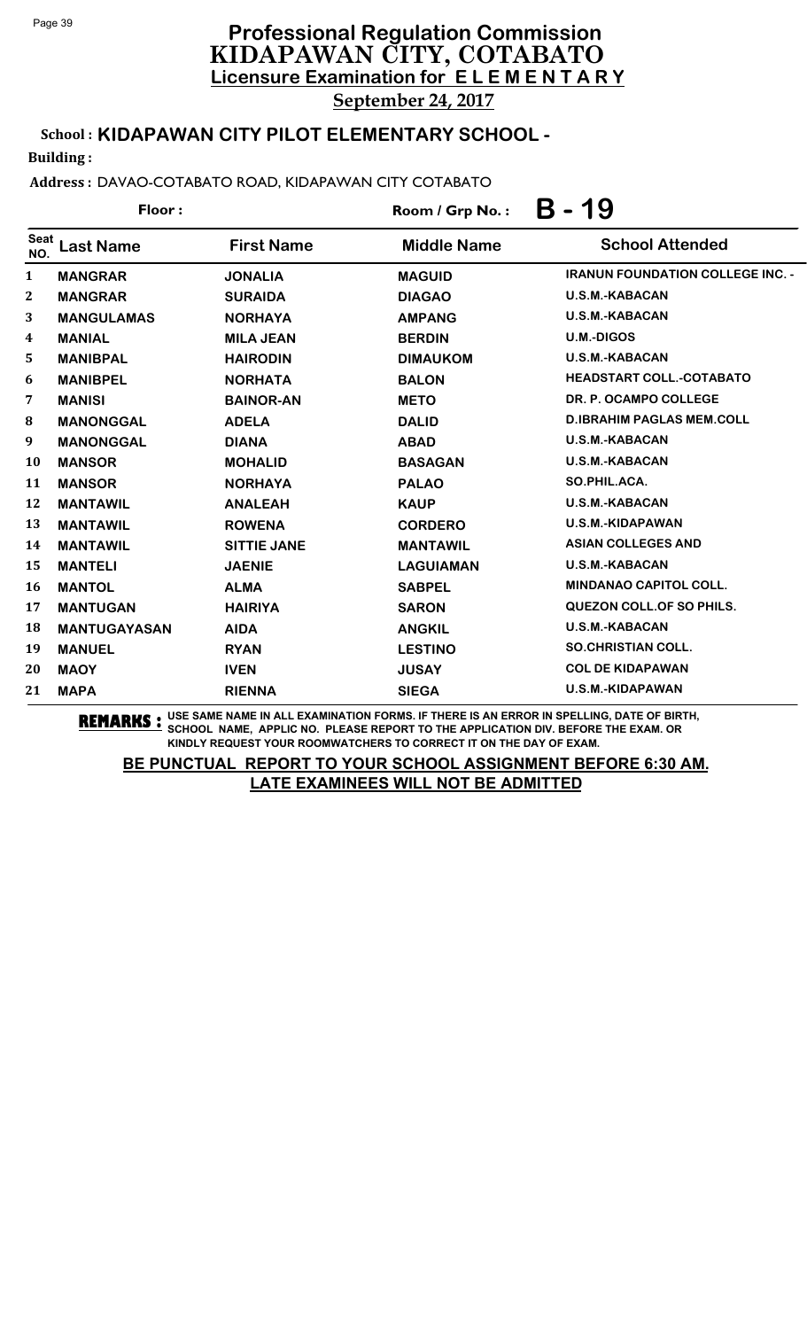# Professional Regulation Commission
## KIDAPAWAN CITY, COTABATO
### Licensure Examination for ELEMENTARY

**September 24, 2017**

**School : KIDAPAWAN CITY PILOT ELEMENTARY SCHOOL -**

**Building :**

**Address :** DAVAO-COTABATO ROAD, KIDAPAWAN CITY COTABATO

**Floor :** 

**Room / Grp No. : B - 19**

| Seat NO. | Last Name | First Name | Middle Name | School Attended |
|---|---|---|---|---|
| 1 | MANGRAR | JONALIA | MAGUID | IRANUN FOUNDATION COLLEGE INC. - |
| 2 | MANGRAR | SURAIDA | DIAGAO | U.S.M.-KABACAN |
| 3 | MANGULAMAS | NORHAYA | AMPANG | U.S.M.-KABACAN |
| 4 | MANIAL | MILA JEAN | BERDIN | U.M.-DIGOS |
| 5 | MANIBPAL | HAIRODIN | DIMAUKOM | U.S.M.-KABACAN |
| 6 | MANIBPEL | NORHATA | BALON | HEADSTART COLL.-COTABATO |
| 7 | MANISI | BAINOR-AN | METO | DR. P. OCAMPO COLLEGE |
| 8 | MANONGGAL | ADELA | DALID | D.IBRAHIM PAGLAS MEM.COLL |
| 9 | MANONGGAL | DIANA | ABAD | U.S.M.-KABACAN |
| 10 | MANSOR | MOHALID | BASAGAN | U.S.M.-KABACAN |
| 11 | MANSOR | NORHAYA | PALAO | SO.PHIL.ACA. |
| 12 | MANTAWIL | ANALEAH | KAUP | U.S.M.-KABACAN |
| 13 | MANTAWIL | ROWENA | CORDERO | U.S.M.-KIDAPAWAN |
| 14 | MANTAWIL | SITTIE JANE | MANTAWIL | ASIAN COLLEGES AND |
| 15 | MANTELI | JAENIE | LAGUIAMAN | U.S.M.-KABACAN |
| 16 | MANTOL | ALMA | SABPEL | MINDANAO CAPITOL COLL. |
| 17 | MANTUGAN | HAIRIYA | SARON | QUEZON COLL.OF SO PHILS. |
| 18 | MANTUGAYASAN | AIDA | ANGKIL | U.S.M.-KABACAN |
| 19 | MANUEL | RYAN | LESTINO | SO.CHRISTIAN COLL. |
| 20 | MAOY | IVEN | JUSAY | COL DE KIDAPAWAN |
| 21 | MAPA | RIENNA | SIEGA | U.S.M.-KIDAPAWAN |

**REMARKS :** USE SAME NAME IN ALL EXAMINATION FORMS. IF THERE IS AN ERROR IN SPELLING, DATE OF BIRTH, SCHOOL NAME, APPLIC NO. PLEASE REPORT TO THE APPLICATION DIV. BEFORE THE EXAM. OR KINDLY REQUEST YOUR ROOMWATCHERS TO CORRECT IT ON THE DAY OF EXAM.

**BE PUNCTUAL REPORT TO YOUR SCHOOL ASSIGNMENT BEFORE 6:30 AM. LATE EXAMINEES WILL NOT BE ADMITTED**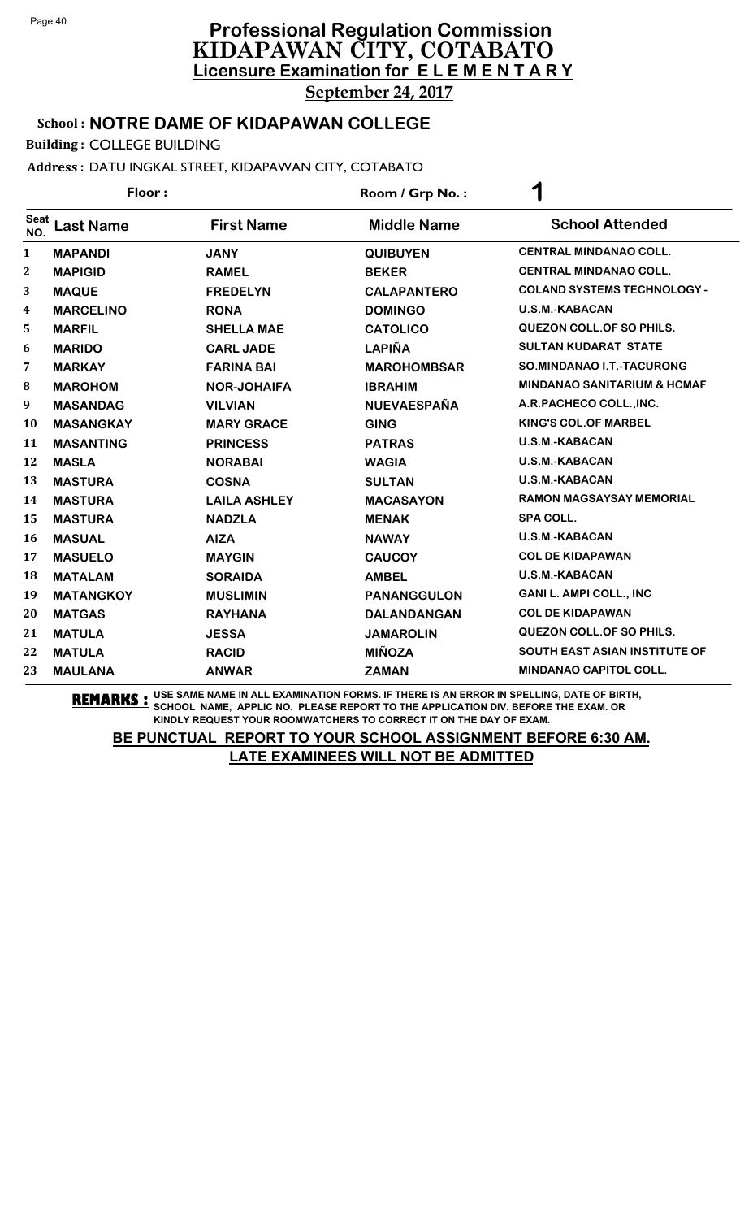# Professional Regulation Commission
## KIDAPAWAN CITY, COTABATO
### Licensure Examination for ELEMENTARY

**September 24, 2017**

**School : NOTRE DAME OF KIDAPAWAN COLLEGE**

**Building :** COLLEGE BUILDING

**Address :** DATU INGKAL STREET, KIDAPAWAN CITY, COTABATO

**Floor :**  **Room / Grp No. :** 1

| Seat NO. | Last Name | First Name | Middle Name | School Attended |
|---|---|---|---|---|
| 1 | MAPANDI | JANY | QUIBUYEN | CENTRAL MINDANAO COLL. |
| 2 | MAPIGID | RAMEL | BEKER | CENTRAL MINDANAO COLL. |
| 3 | MAQUE | FREDELYN | CALAPANTERO | COLAND SYSTEMS TECHNOLOGY - |
| 4 | MARCELINO | RONA | DOMINGO | U.S.M.-KABACAN |
| 5 | MARFIL | SHELLA MAE | CATOLICO | QUEZON COLL.OF SO PHILS. |
| 6 | MARIDO | CARL JADE | LAPIÑA | SULTAN KUDARAT STATE |
| 7 | MARKAY | FARINA BAI | MAROHOMBSAR | SO.MINDANAO I.T.-TACURONG |
| 8 | MAROHOM | NOR-JOHAIFA | IBRAHIM | MINDANAO SANITARIUM & HCMAF |
| 9 | MASANDAG | VILVIAN | NUEVAESPAÑA | A.R.PACHECO COLL.,INC. |
| 10 | MASANGKAY | MARY GRACE | GING | KING'S COL.OF MARBEL |
| 11 | MASANTING | PRINCESS | PATRAS | U.S.M.-KABACAN |
| 12 | MASLA | NORABAI | WAGIA | U.S.M.-KABACAN |
| 13 | MASTURA | COSNA | SULTAN | U.S.M.-KABACAN |
| 14 | MASTURA | LAILA ASHLEY | MACASAYON | RAMON MAGSAYSAY MEMORIAL |
| 15 | MASTURA | NADZLA | MENAK | SPA COLL. |
| 16 | MASUAL | AIZA | NAWAY | U.S.M.-KABACAN |
| 17 | MASUELO | MAYGIN | CAUCOY | COL DE KIDAPAWAN |
| 18 | MATALAM | SORAIDA | AMBEL | U.S.M.-KABACAN |
| 19 | MATANGKOY | MUSLIMIN | PANANGGULON | GANI L. AMPI COLL., INC |
| 20 | MATGAS | RAYHANA | DALANDANGAN | COL DE KIDAPAWAN |
| 21 | MATULA | JESSA | JAMAROLIN | QUEZON COLL.OF SO PHILS. |
| 22 | MATULA | RACID | MIÑOZA | SOUTH EAST ASIAN INSTITUTE OF |
| 23 | MAULANA | ANWAR | ZAMAN | MINDANAO CAPITOL COLL. |

**REMARKS :** USE SAME NAME IN ALL EXAMINATION FORMS. IF THERE IS AN ERROR IN SPELLING, DATE OF BIRTH, SCHOOL NAME, APPLIC NO. PLEASE REPORT TO THE APPLICATION DIV. BEFORE THE EXAM. OR KINDLY REQUEST YOUR ROOMWATCHERS TO CORRECT IT ON THE DAY OF EXAM.

**BE PUNCTUAL REPORT TO YOUR SCHOOL ASSIGNMENT BEFORE 6:30 AM.**
**LATE EXAMINEES WILL NOT BE ADMITTED**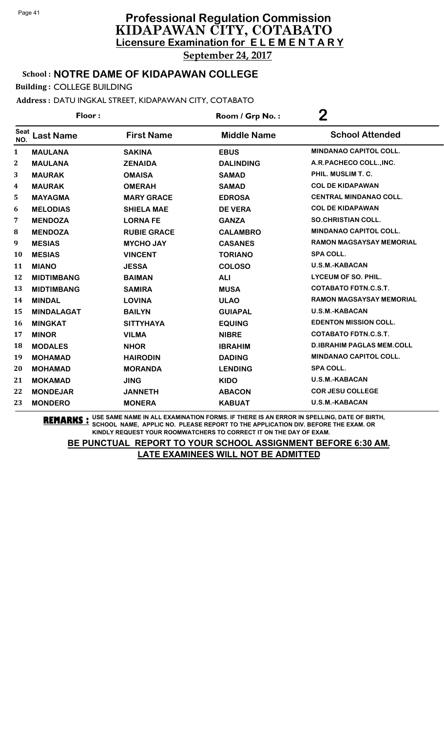# Professional Regulation Commission
## KIDAPAWAN CITY, COTABATO
### Licensure Examination for ELEMENTARY
**September 24, 2017**

**School : NOTRE DAME OF KIDAPAWAN COLLEGE**

**Building :** COLLEGE BUILDING

**Address :** DATU INGKAL STREET, KIDAPAWAN CITY, COTABATO

**Floor :** | **Room / Grp No. :** 2

| Seat NO. | Last Name | First Name | Middle Name | School Attended |
|---|---|---|---|---|
| 1 | MAULANA | SAKINA | EBUS | MINDANAO CAPITOL COLL. |
| 2 | MAULANA | ZENAIDA | DALINDING | A.R.PACHECO COLL.,INC. |
| 3 | MAURAK | OMAISA | SAMAD | PHIL. MUSLIM T. C. |
| 4 | MAURAK | OMERAH | SAMAD | COL DE KIDAPAWAN |
| 5 | MAYAGMA | MARY GRACE | EDROSA | CENTRAL MINDANAO COLL. |
| 6 | MELODIAS | SHIELA MAE | DE VERA | COL DE KIDAPAWAN |
| 7 | MENDOZA | LORNA FE | GANZA | SO.CHRISTIAN COLL. |
| 8 | MENDOZA | RUBIE GRACE | CALAMBRO | MINDANAO CAPITOL COLL. |
| 9 | MESIAS | MYCHO JAY | CASANES | RAMON MAGSAYSAY MEMORIAL |
| 10 | MESIAS | VINCENT | TORIANO | SPA COLL. |
| 11 | MIANO | JESSA | COLOSO | U.S.M.-KABACAN |
| 12 | MIDTIMBANG | BAIMAN | ALI | LYCEUM OF SO. PHIL. |
| 13 | MIDTIMBANG | SAMIRA | MUSA | COTABATO FDTN.C.S.T. |
| 14 | MINDAL | LOVINA | ULAO | RAMON MAGSAYSAY MEMORIAL |
| 15 | MINDALAGAT | BAILYN | GUIAPAL | U.S.M.-KABACAN |
| 16 | MINGKAT | SITTYHAYA | EQUING | EDENTON MISSION COLL. |
| 17 | MINOR | VILMA | NIBRE | COTABATO FDTN.C.S.T. |
| 18 | MODALES | NHOR | IBRAHIM | D.IBRAHIM PAGLAS MEM.COLL |
| 19 | MOHAMAD | HAIRODIN | DADING | MINDANAO CAPITOL COLL. |
| 20 | MOHAMAD | MORANDA | LENDING | SPA COLL. |
| 21 | MOKAMAD | JING | KIDO | U.S.M.-KABACAN |
| 22 | MONDEJAR | JANNETH | ABACON | COR JESU COLLEGE |
| 23 | MONDERO | MONERA | KABUAT | U.S.M.-KABACAN |

**REMARKS :** USE SAME NAME IN ALL EXAMINATION FORMS. IF THERE IS AN ERROR IN SPELLING, DATE OF BIRTH, SCHOOL NAME, APPLIC NO. PLEASE REPORT TO THE APPLICATION DIV. BEFORE THE EXAM. OR KINDLY REQUEST YOUR ROOMWATCHERS TO CORRECT IT ON THE DAY OF EXAM.

**BE PUNCTUAL REPORT TO YOUR SCHOOL ASSIGNMENT BEFORE 6:30 AM.**
**LATE EXAMINEES WILL NOT BE ADMITTED**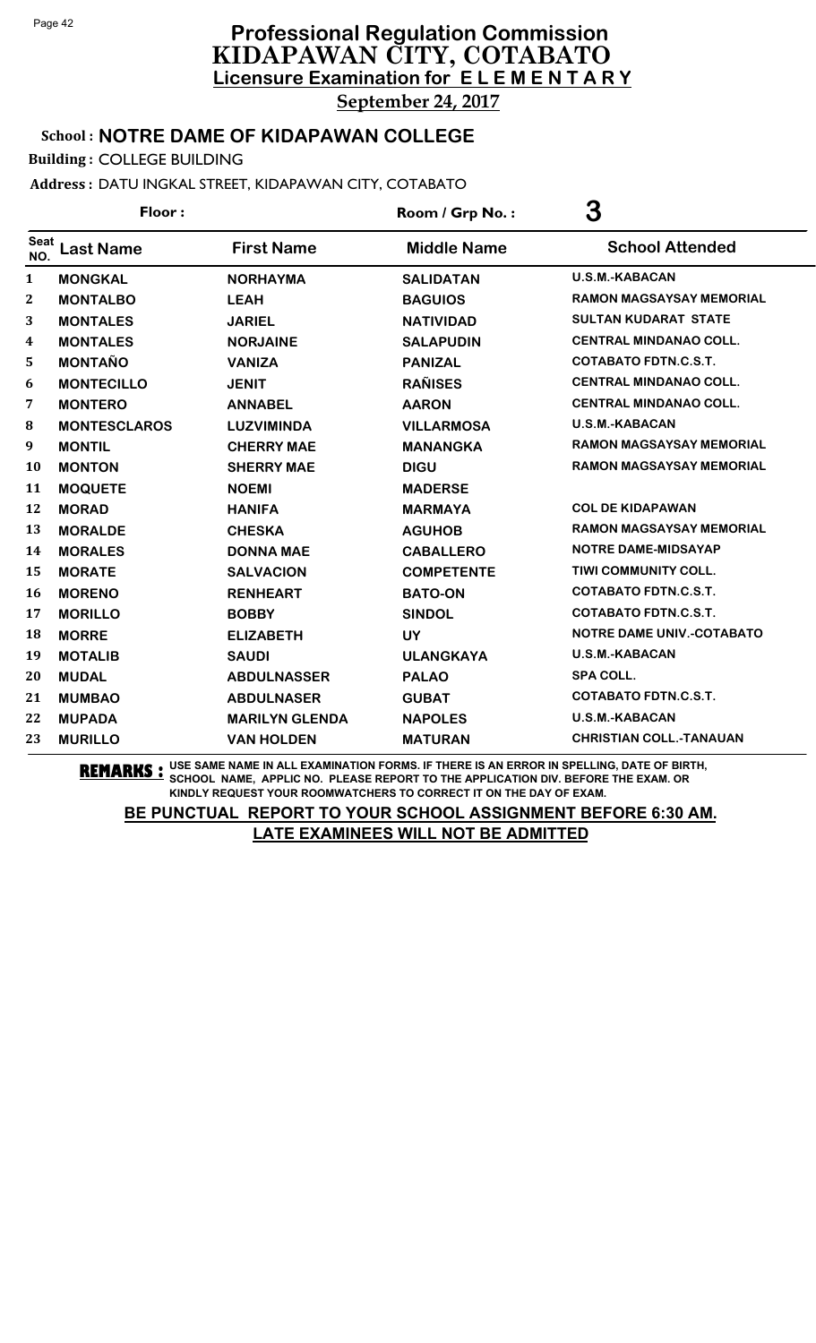# Professional Regulation Commission
## KIDAPAWAN CITY, COTABATO
### Licensure Examination for ELEMENTARY
**September 24, 2017**

**School : NOTRE DAME OF KIDAPAWAN COLLEGE**

**Building :** COLLEGE BUILDING

**Address :** DATU INGKAL STREET, KIDAPAWAN CITY, COTABATO

**Floor :** **Room / Grp No. :** 3

| Seat NO. | Last Name | First Name | Middle Name | School Attended |
|---|---|---|---|---|
| 1 | MONGKAL | NORHAYMA | SALIDATAN | U.S.M.-KABACAN |
| 2 | MONTALBO | LEAH | BAGUIOS | RAMON MAGSAYSAY MEMORIAL |
| 3 | MONTALES | JARIEL | NATIVIDAD | SULTAN KUDARAT STATE |
| 4 | MONTALES | NORJAINE | SALAPUDIN | CENTRAL MINDANAO COLL. |
| 5 | MONTAÑO | VANIZA | PANIZAL | COTABATO FDTN.C.S.T. |
| 6 | MONTECILLO | JENIT | RAÑISES | CENTRAL MINDANAO COLL. |
| 7 | MONTERO | ANNABEL | AARON | CENTRAL MINDANAO COLL. |
| 8 | MONTESCLAROS | LUZVIMINDA | VILLARMOSA | U.S.M.-KABACAN |
| 9 | MONTIL | CHERRY MAE | MANANGKA | RAMON MAGSAYSAY MEMORIAL |
| 10 | MONTON | SHERRY MAE | DIGU | RAMON MAGSAYSAY MEMORIAL |
| 11 | MOQUETE | NOEMI | MADERSE | |
| 12 | MORAD | HANIFA | MARMAYA | COL DE KIDAPAWAN |
| 13 | MORALDE | CHESKA | AGUHOB | RAMON MAGSAYSAY MEMORIAL |
| 14 | MORALES | DONNA MAE | CABALLERO | NOTRE DAME-MIDSAYAP |
| 15 | MORATE | SALVACION | COMPETENTE | TIWI COMMUNITY COLL. |
| 16 | MORENO | RENHEART | BATO-ON | COTABATO FDTN.C.S.T. |
| 17 | MORILLO | BOBBY | SINDOL | COTABATO FDTN.C.S.T. |
| 18 | MORRE | ELIZABETH | UY | NOTRE DAME UNIV.-COTABATO |
| 19 | MOTALIB | SAUDI | ULANGKAYA | U.S.M.-KABACAN |
| 20 | MUDAL | ABDULNASSER | PALAO | SPA COLL. |
| 21 | MUMBAO | ABDULNASER | GUBAT | COTABATO FDTN.C.S.T. |
| 22 | MUPADA | MARILYN GLENDA | NAPOLES | U.S.M.-KABACAN |
| 23 | MURILLO | VAN HOLDEN | MATURAN | CHRISTIAN COLL.-TANAUAN |

**REMARKS :** USE SAME NAME IN ALL EXAMINATION FORMS. IF THERE IS AN ERROR IN SPELLING, DATE OF BIRTH, SCHOOL NAME, APPLIC NO. PLEASE REPORT TO THE APPLICATION DIV. BEFORE THE EXAM. OR KINDLY REQUEST YOUR ROOMWATCHERS TO CORRECT IT ON THE DAY OF EXAM.

**BE PUNCTUAL REPORT TO YOUR SCHOOL ASSIGNMENT BEFORE 6:30 AM.**

**LATE EXAMINEES WILL NOT BE ADMITTED**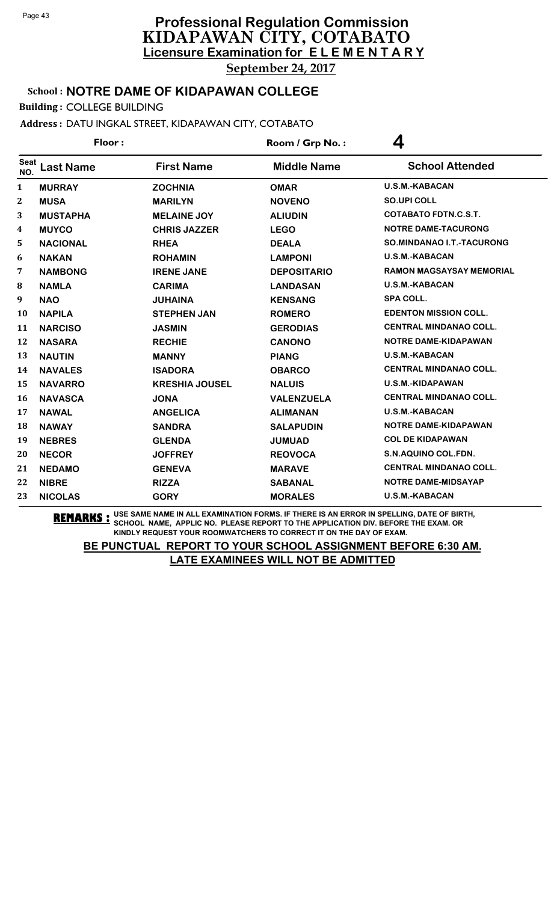# Professional Regulation Commission
## KIDAPAWAN CITY, COTABATO
### Licensure Examination for ELEMENTARY

**September 24, 2017**

**School : NOTRE DAME OF KIDAPAWAN COLLEGE**

**Building :** COLLEGE BUILDING

**Address :** DATU INGKAL STREET, KIDAPAWAN CITY, COTABATO

**Floor :** **Room / Grp No. :** 4

| Seat NO. | Last Name | First Name | Middle Name | School Attended |
|---|---|---|---|---|
| 1 | MURRAY | ZOCHNIA | OMAR | U.S.M.-KABACAN |
| 2 | MUSA | MARILYN | NOVENO | SO.UPI COLL |
| 3 | MUSTAPHA | MELAINE JOY | ALIUDIN | COTABATO FDTN.C.S.T. |
| 4 | MUYCO | CHRIS JAZZER | LEGO | NOTRE DAME-TACURONG |
| 5 | NACIONAL | RHEA | DEALA | SO.MINDANAO I.T.-TACURONG |
| 6 | NAKAN | ROHAMIN | LAMPONI | U.S.M.-KABACAN |
| 7 | NAMBONG | IRENE JANE | DEPOSITARIO | RAMON MAGSAYSAY MEMORIAL |
| 8 | NAMLA | CARIMA | LANDASAN | U.S.M.-KABACAN |
| 9 | NAO | JUHAINA | KENSANG | SPA COLL. |
| 10 | NAPILA | STEPHEN JAN | ROMERO | EDENTON MISSION COLL. |
| 11 | NARCISO | JASMIN | GERODIAS | CENTRAL MINDANAO COLL. |
| 12 | NASARA | RECHIE | CANONO | NOTRE DAME-KIDAPAWAN |
| 13 | NAUTIN | MANNY | PIANG | U.S.M.-KABACAN |
| 14 | NAVALES | ISADORA | OBARCO | CENTRAL MINDANAO COLL. |
| 15 | NAVARRO | KRESHIA JOUSEL | NALUIS | U.S.M.-KIDAPAWAN |
| 16 | NAVASCA | JONA | VALENZUELA | CENTRAL MINDANAO COLL. |
| 17 | NAWAL | ANGELICA | ALIMANAN | U.S.M.-KABACAN |
| 18 | NAWAY | SANDRA | SALAPUDIN | NOTRE DAME-KIDAPAWAN |
| 19 | NEBRES | GLENDA | JUMUAD | COL DE KIDAPAWAN |
| 20 | NECOR | JOFFREY | REOVOCA | S.N.AQUINO COL.FDN. |
| 21 | NEDAMO | GENEVA | MARAVE | CENTRAL MINDANAO COLL. |
| 22 | NIBRE | RIZZA | SABANAL | NOTRE DAME-MIDSAYAP |
| 23 | NICOLAS | GORY | MORALES | U.S.M.-KABACAN |

**REMARKS :** USE SAME NAME IN ALL EXAMINATION FORMS. IF THERE IS AN ERROR IN SPELLING, DATE OF BIRTH, SCHOOL NAME, APPLIC NO. PLEASE REPORT TO THE APPLICATION DIV. BEFORE THE EXAM. OR KINDLY REQUEST YOUR ROOMWATCHERS TO CORRECT IT ON THE DAY OF EXAM.

**BE PUNCTUAL REPORT TO YOUR SCHOOL ASSIGNMENT BEFORE 6:30 AM.**
**LATE EXAMINEES WILL NOT BE ADMITTED**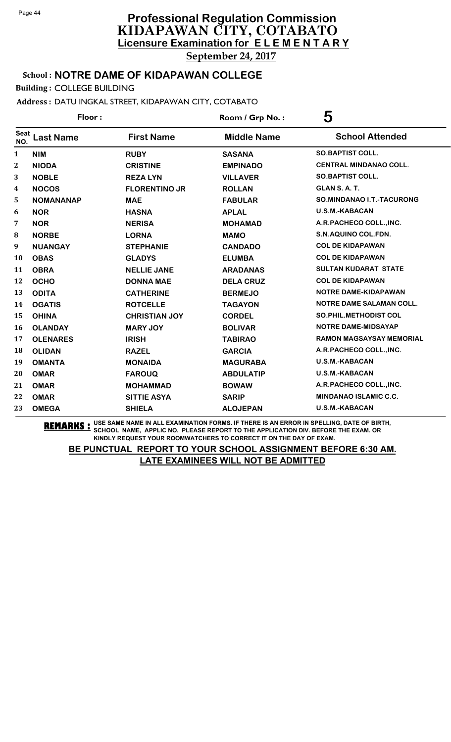# Professional Regulation Commission
## KIDAPAWAN CITY, COTABATO
### Licensure Examination for ELEMENTARY

**September 24, 2017**

**School : NOTRE DAME OF KIDAPAWAN COLLEGE**

**Building :** COLLEGE BUILDING

**Address :** DATU INGKAL STREET, KIDAPAWAN CITY, COTABATO

**Floor :** 

**Room / Grp No. :** 5

| Seat NO. | Last Name | First Name | Middle Name | School Attended |
|---|---|---|---|---|
| 1 | NIM | RUBY | SASANA | SO.BAPTIST COLL. |
| 2 | NIODA | CRISTINE | EMPINADO | CENTRAL MINDANAO COLL. |
| 3 | NOBLE | REZA LYN | VILLAVER | SO.BAPTIST COLL. |
| 4 | NOCOS | FLORENTINO JR | ROLLAN | GLAN S. A. T. |
| 5 | NOMANANAP | MAE | FABULAR | SO.MINDANAO I.T.-TACURONG |
| 6 | NOR | HASNA | APLAL | U.S.M.-KABACAN |
| 7 | NOR | NERISA | MOHAMAD | A.R.PACHECO COLL.,INC. |
| 8 | NORBE | LORNA | MAMO | S.N.AQUINO COL.FDN. |
| 9 | NUANGAY | STEPHANIE | CANDADO | COL DE KIDAPAWAN |
| 10 | OBAS | GLADYS | ELUMBA | COL DE KIDAPAWAN |
| 11 | OBRA | NELLIE JANE | ARADANAS | SULTAN KUDARAT STATE |
| 12 | OCHO | DONNA MAE | DELA CRUZ | COL DE KIDAPAWAN |
| 13 | ODITA | CATHERINE | BERMEJO | NOTRE DAME-KIDAPAWAN |
| 14 | OGATIS | ROTCELLE | TAGAYON | NOTRE DAME SALAMAN COLL. |
| 15 | OHINA | CHRISTIAN JOY | CORDEL | SO.PHIL.METHODIST COL |
| 16 | OLANDAY | MARY JOY | BOLIVAR | NOTRE DAME-MIDSAYAP |
| 17 | OLENARES | IRISH | TABIRAO | RAMON MAGSAYSAY MEMORIAL |
| 18 | OLIDAN | RAZEL | GARCIA | A.R.PACHECO COLL.,INC. |
| 19 | OMANTA | MONAIDA | MAGURABA | U.S.M.-KABACAN |
| 20 | OMAR | FAROUQ | ABDULATIP | U.S.M.-KABACAN |
| 21 | OMAR | MOHAMMAD | BOWAW | A.R.PACHECO COLL.,INC. |
| 22 | OMAR | SITTIE ASYA | SARIP | MINDANAO ISLAMIC C.C. |
| 23 | OMEGA | SHIELA | ALOJEPAN | U.S.M.-KABACAN |

**REMARKS :** USE SAME NAME IN ALL EXAMINATION FORMS. IF THERE IS AN ERROR IN SPELLING, DATE OF BIRTH, SCHOOL NAME, APPLIC NO. PLEASE REPORT TO THE APPLICATION DIV. BEFORE THE EXAM. OR KINDLY REQUEST YOUR ROOMWATCHERS TO CORRECT IT ON THE DAY OF EXAM.

**BE PUNCTUAL REPORT TO YOUR SCHOOL ASSIGNMENT BEFORE 6:30 AM.**
**LATE EXAMINEES WILL NOT BE ADMITTED**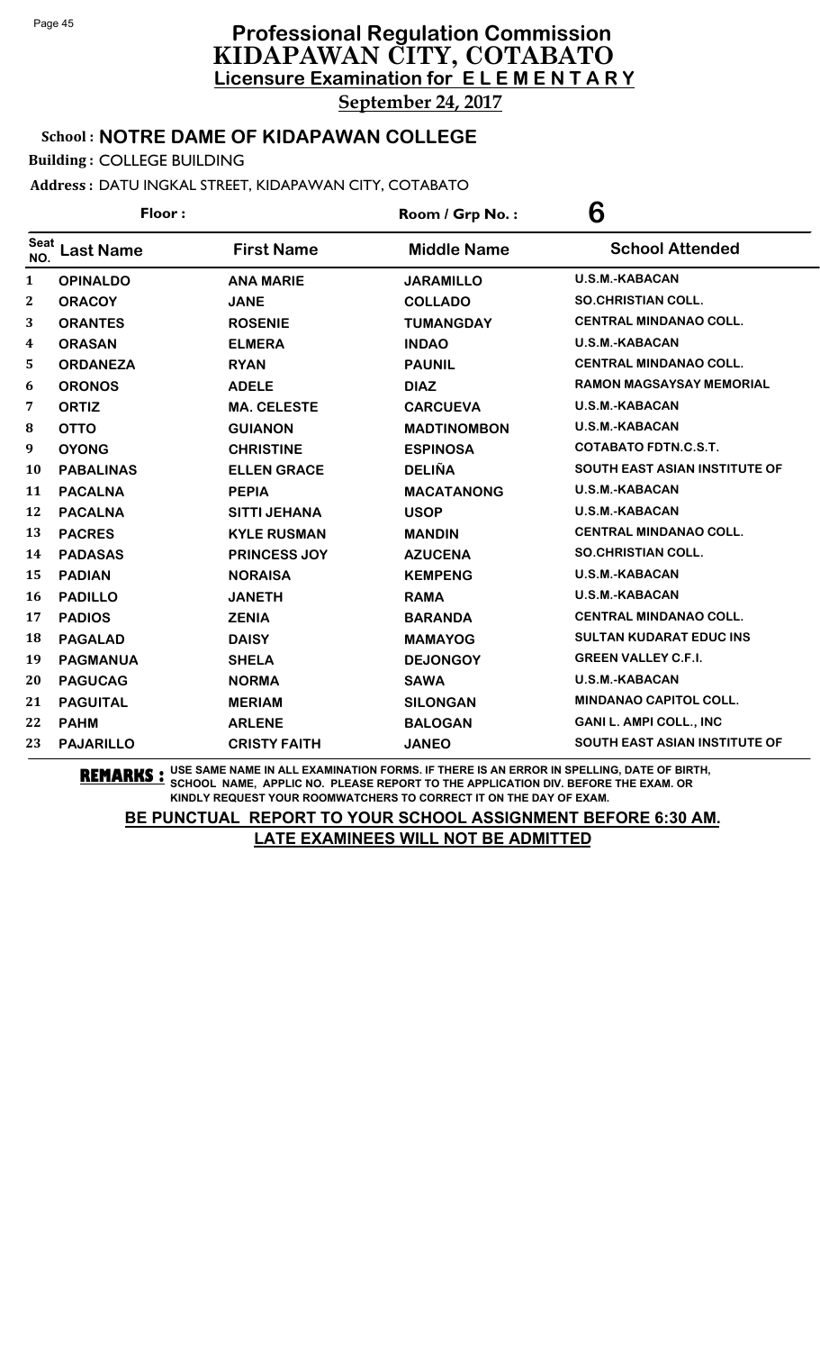# Professional Regulation Commission
## KIDAPAWAN CITY, COTABATO
### Licensure Examination for ELEMENTARY
**September 24, 2017**

**School : NOTRE DAME OF KIDAPAWAN COLLEGE**

**Building :** COLLEGE BUILDING

**Address :** DATU INGKAL STREET, KIDAPAWAN CITY, COTABATO

**Floor :** 

**Room / Grp No. :** 6

| Seat NO. | Last Name | First Name | Middle Name | School Attended |
|---|---|---|---|---|
| 1 | OPINALDO | ANA MARIE | JARAMILLO | U.S.M.-KABACAN |
| 2 | ORACOY | JANE | COLLADO | SO.CHRISTIAN COLL. |
| 3 | ORANTES | ROSENIE | TUMANGDAY | CENTRAL MINDANAO COLL. |
| 4 | ORASAN | ELMERA | INDAO | U.S.M.-KABACAN |
| 5 | ORDANEZA | RYAN | PAUNIL | CENTRAL MINDANAO COLL. |
| 6 | ORONOS | ADELE | DIAZ | RAMON MAGSAYSAY MEMORIAL |
| 7 | ORTIZ | MA. CELESTE | CARCUEVA | U.S.M.-KABACAN |
| 8 | OTTO | GUIANON | MADTINOMBON | U.S.M.-KABACAN |
| 9 | OYONG | CHRISTINE | ESPINOSA | COTABATO FDTN.C.S.T. |
| 10 | PABALINAS | ELLEN GRACE | DELIÑA | SOUTH EAST ASIAN INSTITUTE OF |
| 11 | PACALNA | PEPIA | MACATANONG | U.S.M.-KABACAN |
| 12 | PACALNA | SITTI JEHANA | USOP | U.S.M.-KABACAN |
| 13 | PACRES | KYLE RUSMAN | MANDIN | CENTRAL MINDANAO COLL. |
| 14 | PADASAS | PRINCESS JOY | AZUCENA | SO.CHRISTIAN COLL. |
| 15 | PADIAN | NORAISA | KEMPENG | U.S.M.-KABACAN |
| 16 | PADILLO | JANETH | RAMA | U.S.M.-KABACAN |
| 17 | PADIOS | ZENIA | BARANDA | CENTRAL MINDANAO COLL. |
| 18 | PAGALAD | DAISY | MAMAYOG | SULTAN KUDARAT EDUC INS |
| 19 | PAGMANUA | SHELA | DEJONGOY | GREEN VALLEY C.F.I. |
| 20 | PAGUCAG | NORMA | SAWA | U.S.M.-KABACAN |
| 21 | PAGUITAL | MERIAM | SILONGAN | MINDANAO CAPITOL COLL. |
| 22 | PAHM | ARLENE | BALOGAN | GANI L. AMPI COLL., INC |
| 23 | PAJARILLO | CRISTY FAITH | JANEO | SOUTH EAST ASIAN INSTITUTE OF |

**REMARKS :** USE SAME NAME IN ALL EXAMINATION FORMS. IF THERE IS AN ERROR IN SPELLING, DATE OF BIRTH, SCHOOL NAME, APPLIC NO. PLEASE REPORT TO THE APPLICATION DIV. BEFORE THE EXAM. OR KINDLY REQUEST YOUR ROOMWATCHERS TO CORRECT IT ON THE DAY OF EXAM.

**BE PUNCTUAL REPORT TO YOUR SCHOOL ASSIGNMENT BEFORE 6:30 AM.**

**LATE EXAMINEES WILL NOT BE ADMITTED**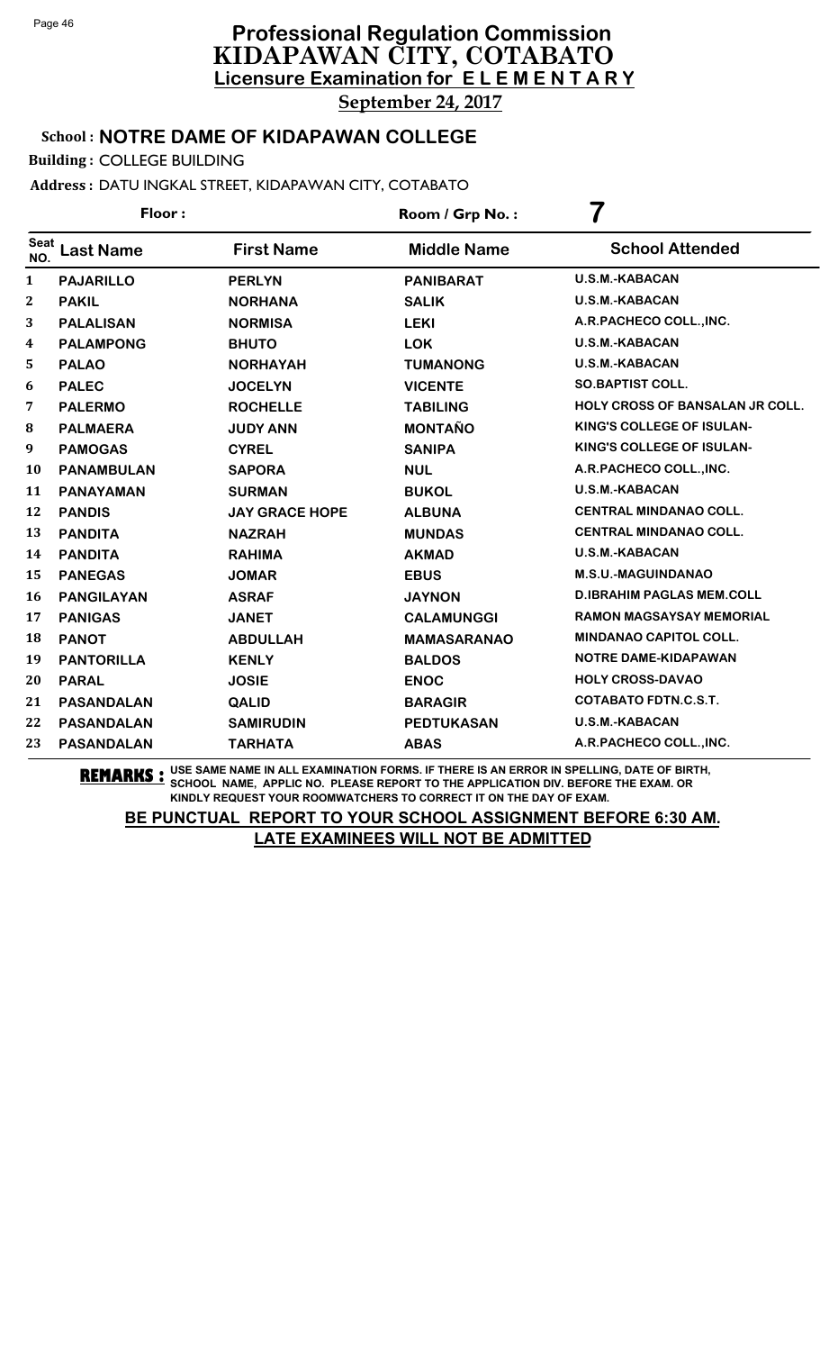# Professional Regulation Commission
# KIDAPAWAN CITY, COTABATO
## Licensure Examination for ELEMENTARY
**September 24, 2017**

**School : NOTRE DAME OF KIDAPAWAN COLLEGE**

**Building :** COLLEGE BUILDING

**Address :** DATU INGKAL STREET, KIDAPAWAN CITY, COTABATO

**Floor :** 

**Room / Grp No. :** 7

| Seat NO. | Last Name | First Name | Middle Name | School Attended |
|---|---|---|---|---|
| 1 | PAJARILLO | PERLYN | PANIBARAT | U.S.M.-KABACAN |
| 2 | PAKIL | NORHANA | SALIK | U.S.M.-KABACAN |
| 3 | PALALISAN | NORMISA | LEKI | A.R.PACHECO COLL.,INC. |
| 4 | PALAMPONG | BHUTO | LOK | U.S.M.-KABACAN |
| 5 | PALAO | NORHAYAH | TUMANONG | U.S.M.-KABACAN |
| 6 | PALEC | JOCELYN | VICENTE | SO.BAPTIST COLL. |
| 7 | PALERMO | ROCHELLE | TABILING | HOLY CROSS OF BANSALAN JR COLL. |
| 8 | PALMAERA | JUDY ANN | MONTAÑO | KING'S COLLEGE OF ISULAN- |
| 9 | PAMOGAS | CYREL | SANIPA | KING'S COLLEGE OF ISULAN- |
| 10 | PANAMBULAN | SAPORA | NUL | A.R.PACHECO COLL.,INC. |
| 11 | PANAYAMAN | SURMAN | BUKOL | U.S.M.-KABACAN |
| 12 | PANDIS | JAY GRACE HOPE | ALBUNA | CENTRAL MINDANAO COLL. |
| 13 | PANDITA | NAZRAH | MUNDAS | CENTRAL MINDANAO COLL. |
| 14 | PANDITA | RAHIMA | AKMAD | U.S.M.-KABACAN |
| 15 | PANEGAS | JOMAR | EBUS | M.S.U.-MAGUINDANAO |
| 16 | PANGILAYAN | ASRAF | JAYNON | D.IBRAHIM PAGLAS MEM.COLL |
| 17 | PANIGAS | JANET | CALAMUNGGI | RAMON MAGSAYSAY MEMORIAL |
| 18 | PANOT | ABDULLAH | MAMASARANAO | MINDANAO CAPITOL COLL. |
| 19 | PANTORILLA | KENLY | BALDOS | NOTRE DAME-KIDAPAWAN |
| 20 | PARAL | JOSIE | ENOC | HOLY CROSS-DAVAO |
| 21 | PASANDALAN | QALID | BARAGIR | COTABATO FDTN.C.S.T. |
| 22 | PASANDALAN | SAMIRUDIN | PEDTUKASAN | U.S.M.-KABACAN |
| 23 | PASANDALAN | TARHATA | ABAS | A.R.PACHECO COLL.,INC. |

**REMARKS :** USE SAME NAME IN ALL EXAMINATION FORMS. IF THERE IS AN ERROR IN SPELLING, DATE OF BIRTH, SCHOOL NAME, APPLIC NO. PLEASE REPORT TO THE APPLICATION DIV. BEFORE THE EXAM. OR KINDLY REQUEST YOUR ROOMWATCHERS TO CORRECT IT ON THE DAY OF EXAM.

**BE PUNCTUAL REPORT TO YOUR SCHOOL ASSIGNMENT BEFORE 6:30 AM.**

**LATE EXAMINEES WILL NOT BE ADMITTED**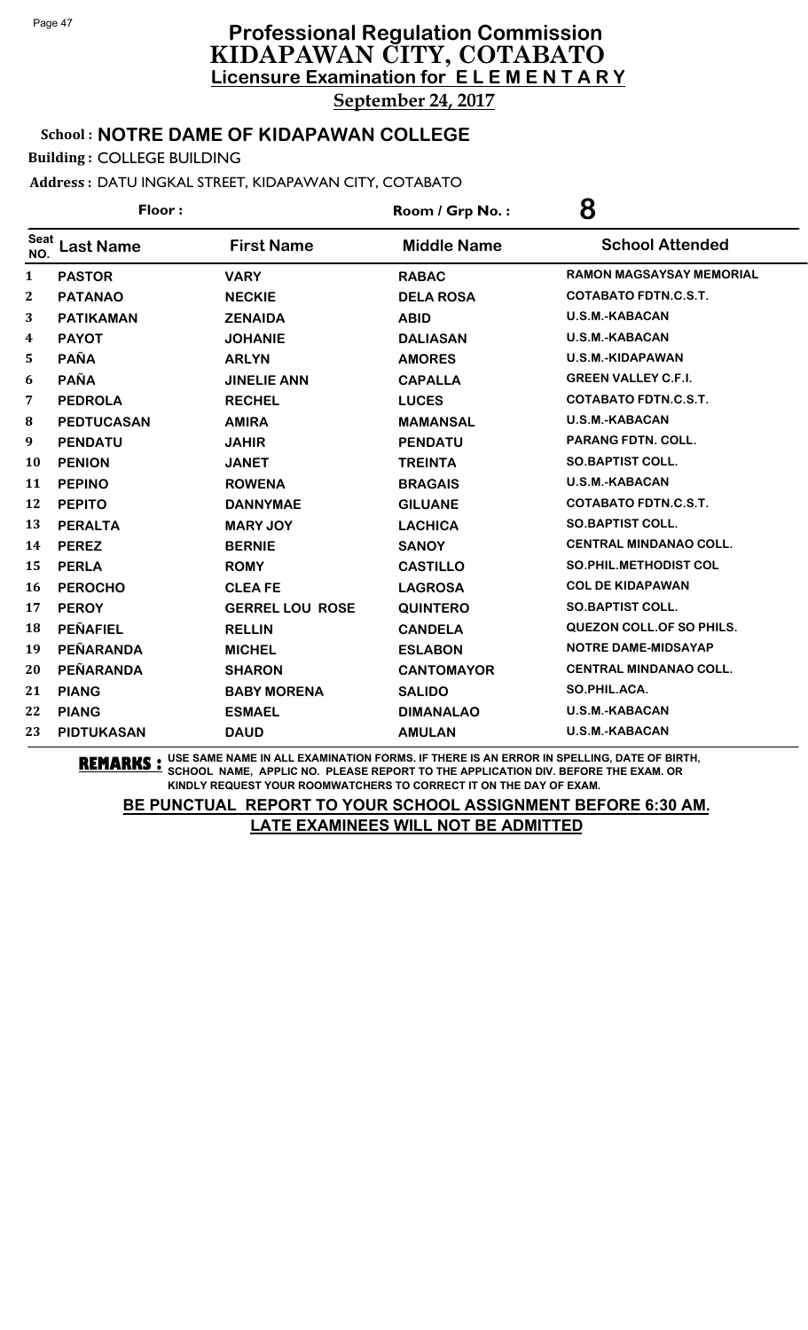# Professional Regulation Commission
# KIDAPAWAN CITY, COTABATO
## Licensure Examination for E L E M E N T A R Y

**September 24, 2017**

**School : NOTRE DAME OF KIDAPAWAN COLLEGE**

**Building :** COLLEGE BUILDING

**Address :** DATU INGKAL STREET, KIDAPAWAN CITY, COTABATO

**Floor :** **Room / Grp No. : 8**

| Seat NO. | Last Name | First Name | Middle Name | School Attended |
|---|---|---|---|---|
| 1 | PASTOR | VARY | RABAC | RAMON MAGSAYSAY MEMORIAL |
| 2 | PATANAO | NECKIE | DELA ROSA | COTABATO FDTN.C.S.T. |
| 3 | PATIKAMAN | ZENAIDA | ABID | U.S.M.-KABACAN |
| 4 | PAYOT | JOHANIE | DALIASAN | U.S.M.-KABACAN |
| 5 | PAÑA | ARLYN | AMORES | U.S.M.-KIDAPAWAN |
| 6 | PAÑA | JINELIE ANN | CAPALLA | GREEN VALLEY C.F.I. |
| 7 | PEDROLA | RECHEL | LUCES | COTABATO FDTN.C.S.T. |
| 8 | PEDTUCASAN | AMIRA | MAMANSAL | U.S.M.-KABACAN |
| 9 | PENDATU | JAHIR | PENDATU | PARANG FDTN. COLL. |
| 10 | PENION | JANET | TREINTA | SO.BAPTIST COLL. |
| 11 | PEPINO | ROWENA | BRAGAIS | U.S.M.-KABACAN |
| 12 | PEPITO | DANNYMAE | GILUANE | COTABATO FDTN.C.S.T. |
| 13 | PERALTA | MARY JOY | LACHICA | SO.BAPTIST COLL. |
| 14 | PEREZ | BERNIE | SANOY | CENTRAL MINDANAO COLL. |
| 15 | PERLA | ROMY | CASTILLO | SO.PHIL.METHODIST COL |
| 16 | PEROCHO | CLEA FE | LAGROSA | COL DE KIDAPAWAN |
| 17 | PEROY | GERREL LOU ROSE | QUINTERO | SO.BAPTIST COLL. |
| 18 | PEÑAFIEL | RELLIN | CANDELA | QUEZON COLL.OF SO PHILS. |
| 19 | PEÑARANDA | MICHEL | ESLABON | NOTRE DAME-MIDSAYAP |
| 20 | PEÑARANDA | SHARON | CANTOMAYOR | CENTRAL MINDANAO COLL. |
| 21 | PIANG | BABY MORENA | SALIDO | SO.PHIL.ACA. |
| 22 | PIANG | ESMAEL | DIMANALAO | U.S.M.-KABACAN |
| 23 | PIDTUKASAN | DAUD | AMULAN | U.S.M.-KABACAN |

**REMARKS :** USE SAME NAME IN ALL EXAMINATION FORMS. IF THERE IS AN ERROR IN SPELLING, DATE OF BIRTH, SCHOOL NAME, APPLIC NO. PLEASE REPORT TO THE APPLICATION DIV. BEFORE THE EXAM. OR KINDLY REQUEST YOUR ROOMWATCHERS TO CORRECT IT ON THE DAY OF EXAM.

**BE PUNCTUAL REPORT TO YOUR SCHOOL ASSIGNMENT BEFORE 6:30 AM.**
**LATE EXAMINEES WILL NOT BE ADMITTED**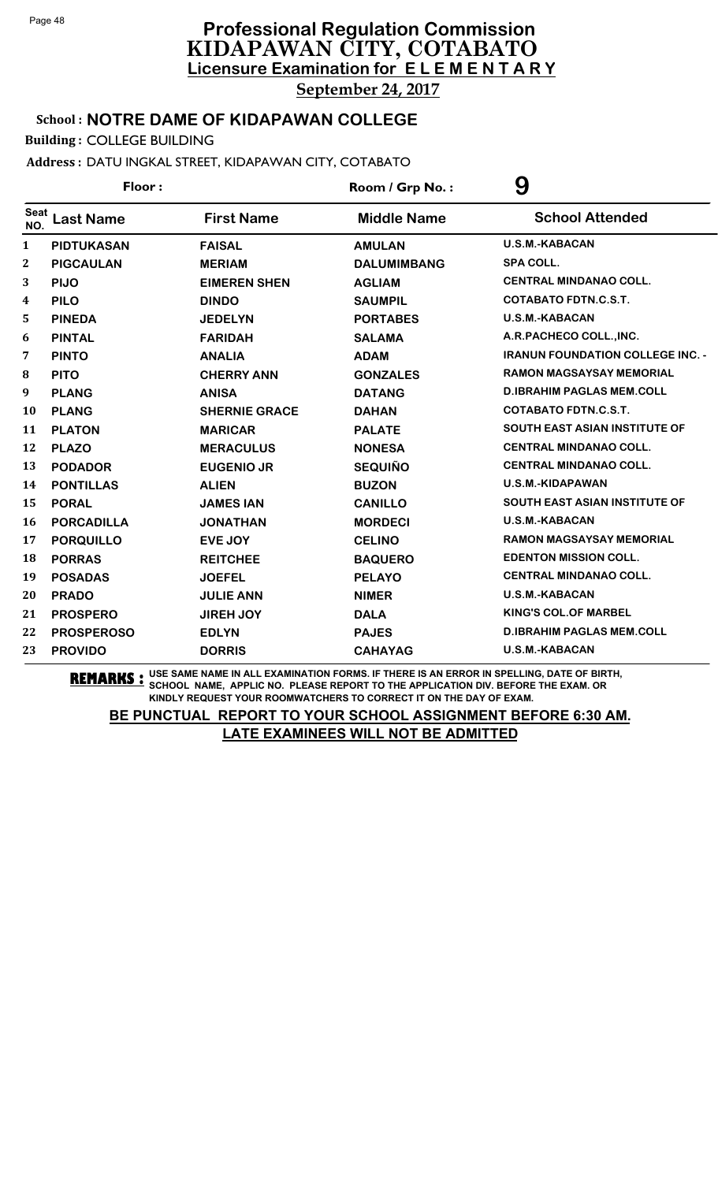# Professional Regulation Commission
# KIDAPAWAN CITY, COTABATO
## Licensure Examination for ELEMENTARY

**September 24, 2017**

**School : NOTRE DAME OF KIDAPAWAN COLLEGE**

**Building :** COLLEGE BUILDING

**Address :** DATU INGKAL STREET, KIDAPAWAN CITY, COTABATO

**Floor :** 

**Room / Grp No. :** 9

| Seat NO. | Last Name | First Name | Middle Name | School Attended |
|---|---|---|---|---|
| 1 | PIDTUKASAN | FAISAL | AMULAN | U.S.M.-KABACAN |
| 2 | PIGCAULAN | MERIAM | DALUMIMBANG | SPA COLL. |
| 3 | PIJO | EIMEREN SHEN | AGLIAM | CENTRAL MINDANAO COLL. |
| 4 | PILO | DINDO | SAUMPIL | COTABATO FDTN.C.S.T. |
| 5 | PINEDA | JEDELYN | PORTABES | U.S.M.-KABACAN |
| 6 | PINTAL | FARIDAH | SALAMA | A.R.PACHECO COLL.,INC. |
| 7 | PINTO | ANALIA | ADAM | IRANUN FOUNDATION COLLEGE INC. - |
| 8 | PITO | CHERRY ANN | GONZALES | RAMON MAGSAYSAY MEMORIAL |
| 9 | PLANG | ANISA | DATANG | D.IBRAHIM PAGLAS MEM.COLL |
| 10 | PLANG | SHERNIE GRACE | DAHAN | COTABATO FDTN.C.S.T. |
| 11 | PLATON | MARICAR | PALATE | SOUTH EAST ASIAN INSTITUTE OF |
| 12 | PLAZO | MERACULUS | NONESA | CENTRAL MINDANAO COLL. |
| 13 | PODADOR | EUGENIO JR | SEQUIÑO | CENTRAL MINDANAO COLL. |
| 14 | PONTILLAS | ALIEN | BUZON | U.S.M.-KIDAPAWAN |
| 15 | PORAL | JAMES IAN | CANILLO | SOUTH EAST ASIAN INSTITUTE OF |
| 16 | PORCADILLA | JONATHAN | MORDECI | U.S.M.-KABACAN |
| 17 | PORQUILLO | EVE JOY | CELINO | RAMON MAGSAYSAY MEMORIAL |
| 18 | PORRAS | REITCHEE | BAQUERO | EDENTON MISSION COLL. |
| 19 | POSADAS | JOEFEL | PELAYO | CENTRAL MINDANAO COLL. |
| 20 | PRADO | JULIE ANN | NIMER | U.S.M.-KABACAN |
| 21 | PROSPERO | JIREH JOY | DALA | KING'S COL.OF MARBEL |
| 22 | PROSPEROSO | EDLYN | PAJES | D.IBRAHIM PAGLAS MEM.COLL |
| 23 | PROVIDO | DORRIS | CAHAYAG | U.S.M.-KABACAN |

**REMARKS :** USE SAME NAME IN ALL EXAMINATION FORMS. IF THERE IS AN ERROR IN SPELLING, DATE OF BIRTH, SCHOOL NAME, APPLIC NO. PLEASE REPORT TO THE APPLICATION DIV. BEFORE THE EXAM. OR KINDLY REQUEST YOUR ROOMWATCHERS TO CORRECT IT ON THE DAY OF EXAM.

**BE PUNCTUAL REPORT TO YOUR SCHOOL ASSIGNMENT BEFORE 6:30 AM.**
**LATE EXAMINEES WILL NOT BE ADMITTED**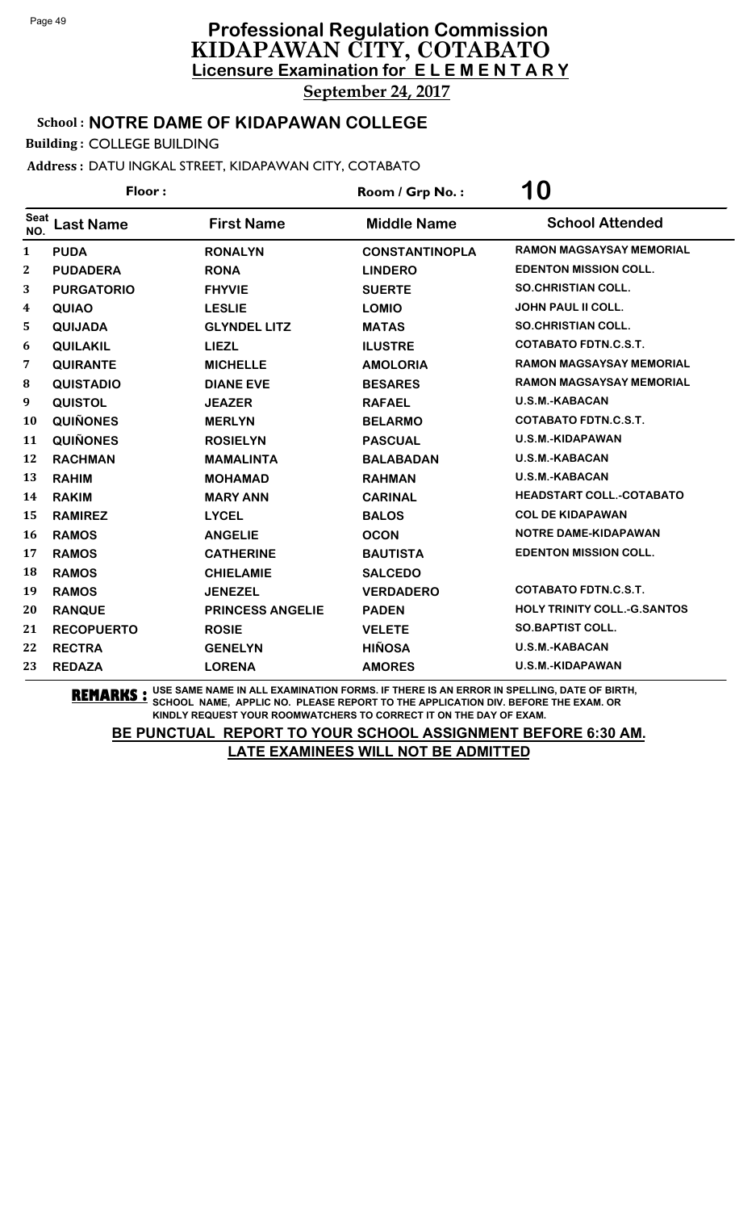# Professional Regulation Commission
# KIDAPAWAN CITY, COTABATO
## Licensure Examination for ELEMENTARY
**September 24, 2017**

**School : NOTRE DAME OF KIDAPAWAN COLLEGE**

**Building :** COLLEGE BUILDING

**Address :** DATU INGKAL STREET, KIDAPAWAN CITY, COTABATO

**Floor :** | **Room / Grp No. :** 10

| Seat NO. | Last Name | First Name | Middle Name | School Attended |
|---|---|---|---|---|
| 1 | PUDA | RONALYN | CONSTANTINOPLA | RAMON MAGSAYSAY MEMORIAL |
| 2 | PUDADERA | RONA | LINDERO | EDENTON MISSION COLL. |
| 3 | PURGATORIO | FHYVIE | SUERTE | SO.CHRISTIAN COLL. |
| 4 | QUIAO | LESLIE | LOMIO | JOHN PAUL II COLL. |
| 5 | QUIJADA | GLYNDEL LITZ | MATAS | SO.CHRISTIAN COLL. |
| 6 | QUILAKIL | LIEZL | ILUSTRE | COTABATO FDTN.C.S.T. |
| 7 | QUIRANTE | MICHELLE | AMOLORIA | RAMON MAGSAYSAY MEMORIAL |
| 8 | QUISTADIO | DIANE EVE | BESARES | RAMON MAGSAYSAY MEMORIAL |
| 9 | QUISTOL | JEAZER | RAFAEL | U.S.M.-KABACAN |
| 10 | QUIÑONES | MERLYN | BELARMO | COTABATO FDTN.C.S.T. |
| 11 | QUIÑONES | ROSIELYN | PASCUAL | U.S.M.-KIDAPAWAN |
| 12 | RACHMAN | MAMALINTA | BALABADAN | U.S.M.-KABACAN |
| 13 | RAHIM | MOHAMAD | RAHMAN | U.S.M.-KABACAN |
| 14 | RAKIM | MARY ANN | CARINAL | HEADSTART COLL.-COTABATO |
| 15 | RAMIREZ | LYCEL | BALOS | COL DE KIDAPAWAN |
| 16 | RAMOS | ANGELIE | OCON | NOTRE DAME-KIDAPAWAN |
| 17 | RAMOS | CATHERINE | BAUTISTA | EDENTON MISSION COLL. |
| 18 | RAMOS | CHIELAMIE | SALCEDO | |
| 19 | RAMOS | JENEZEL | VERDADERO | COTABATO FDTN.C.S.T. |
| 20 | RANQUE | PRINCESS ANGELIE | PADEN | HOLY TRINITY COLL.-G.SANTOS |
| 21 | RECOPUERTO | ROSIE | VELETE | SO.BAPTIST COLL. |
| 22 | RECTRA | GENELYN | HIÑOSA | U.S.M.-KABACAN |
| 23 | REDAZA | LORENA | AMORES | U.S.M.-KIDAPAWAN |

**REMARKS :** USE SAME NAME IN ALL EXAMINATION FORMS. IF THERE IS AN ERROR IN SPELLING, DATE OF BIRTH, SCHOOL NAME, APPLIC NO. PLEASE REPORT TO THE APPLICATION DIV. BEFORE THE EXAM. OR KINDLY REQUEST YOUR ROOMWATCHERS TO CORRECT IT ON THE DAY OF EXAM.

**BE PUNCTUAL REPORT TO YOUR SCHOOL ASSIGNMENT BEFORE 6:30 AM.**
**LATE EXAMINEES WILL NOT BE ADMITTED**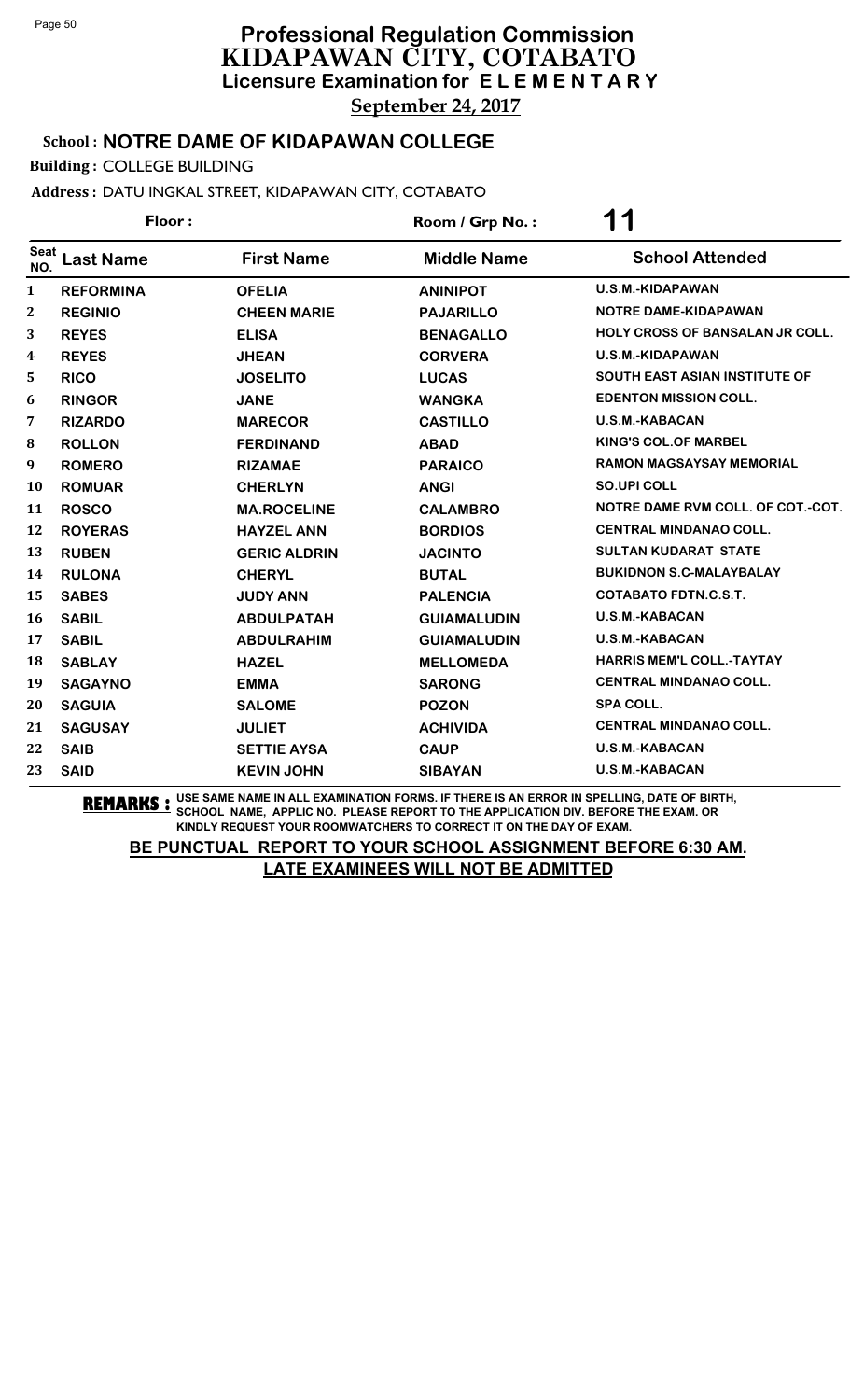# Professional Regulation Commission
# KIDAPAWAN CITY, COTABATO
## Licensure Examination for ELEMENTARY

**September 24, 2017**

**School : NOTRE DAME OF KIDAPAWAN COLLEGE**

**Building :** COLLEGE BUILDING

**Address :** DATU INGKAL STREET, KIDAPAWAN CITY, COTABATO

**Floor :** 

**Room / Grp No. :** 11

| Seat NO. | Last Name | First Name | Middle Name | School Attended |
|---|---|---|---|---|
| 1 | REFORMINA | OFELIA | ANINIPOT | U.S.M.-KIDAPAWAN |
| 2 | REGINIO | CHEEN MARIE | PAJARILLO | NOTRE DAME-KIDAPAWAN |
| 3 | REYES | ELISA | BENAGALLO | HOLY CROSS OF BANSALAN JR COLL. |
| 4 | REYES | JHEAN | CORVERA | U.S.M.-KIDAPAWAN |
| 5 | RICO | JOSELITO | LUCAS | SOUTH EAST ASIAN INSTITUTE OF |
| 6 | RINGOR | JANE | WANGKA | EDENTON MISSION COLL. |
| 7 | RIZARDO | MARECOR | CASTILLO | U.S.M.-KABACAN |
| 8 | ROLLON | FERDINAND | ABAD | KING'S COL.OF MARBEL |
| 9 | ROMERO | RIZAMAE | PARAICO | RAMON MAGSAYSAY MEMORIAL |
| 10 | ROMUAR | CHERLYN | ANGI | SO.UPI COLL |
| 11 | ROSCO | MA.ROCELINE | CALAMBRO | NOTRE DAME RVM COLL. OF COT.-COT. |
| 12 | ROYERAS | HAYZEL ANN | BORDIOS | CENTRAL MINDANAO COLL. |
| 13 | RUBEN | GERIC ALDRIN | JACINTO | SULTAN KUDARAT STATE |
| 14 | RULONA | CHERYL | BUTAL | BUKIDNON S.C-MALAYBALAY |
| 15 | SABES | JUDY ANN | PALENCIA | COTABATO FDTN.C.S.T. |
| 16 | SABIL | ABDULPATAH | GUIAMALUDIN | U.S.M.-KABACAN |
| 17 | SABIL | ABDULRAHIM | GUIAMALUDIN | U.S.M.-KABACAN |
| 18 | SABLAY | HAZEL | MELLOMEDA | HARRIS MEM'L COLL.-TAYTAY |
| 19 | SAGAYNO | EMMA | SARONG | CENTRAL MINDANAO COLL. |
| 20 | SAGUIA | SALOME | POZON | SPA COLL. |
| 21 | SAGUSAY | JULIET | ACHIVIDA | CENTRAL MINDANAO COLL. |
| 22 | SAIB | SETTIE AYSA | CAUP | U.S.M.-KABACAN |
| 23 | SAID | KEVIN JOHN | SIBAYAN | U.S.M.-KABACAN |

**REMARKS :** USE SAME NAME IN ALL EXAMINATION FORMS. IF THERE IS AN ERROR IN SPELLING, DATE OF BIRTH, SCHOOL NAME, APPLIC NO. PLEASE REPORT TO THE APPLICATION DIV. BEFORE THE EXAM. OR KINDLY REQUEST YOUR ROOMWATCHERS TO CORRECT IT ON THE DAY OF EXAM.

**BE PUNCTUAL REPORT TO YOUR SCHOOL ASSIGNMENT BEFORE 6:30 AM.**

**LATE EXAMINEES WILL NOT BE ADMITTED**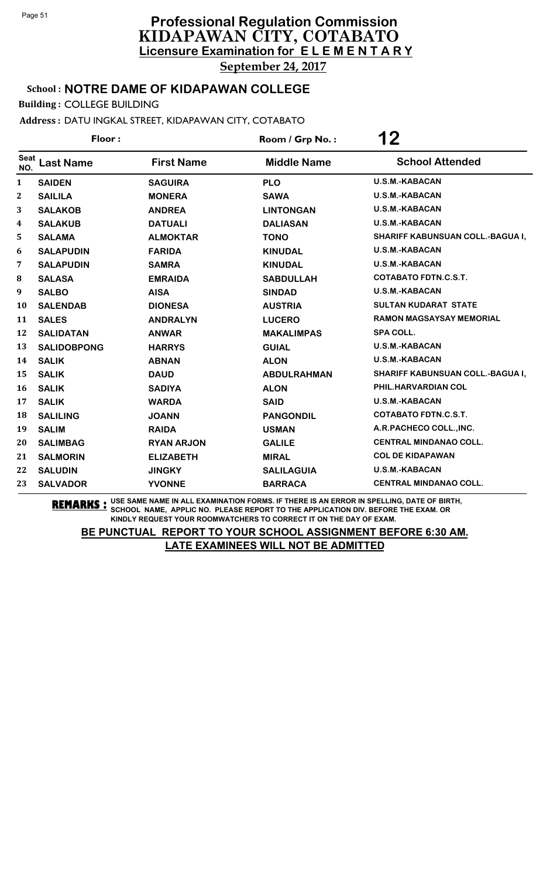# Professional Regulation Commission
# KIDAPAWAN CITY, COTABATO
## Licensure Examination for ELEMENTARY

**September 24, 2017**

**School : NOTRE DAME OF KIDAPAWAN COLLEGE**

**Building :** COLLEGE BUILDING

**Address :** DATU INGKAL STREET, KIDAPAWAN CITY, COTABATO

**Floor :** 

**Room / Grp No. : 12**

| Seat NO. | Last Name | First Name | Middle Name | School Attended |
|---|---|---|---|---|
| 1 | SAIDEN | SAGUIRA | PLO | U.S.M.-KABACAN |
| 2 | SAILILA | MONERA | SAWA | U.S.M.-KABACAN |
| 3 | SALAKOB | ANDREA | LINTONGAN | U.S.M.-KABACAN |
| 4 | SALAKUB | DATUALI | DALIASAN | U.S.M.-KABACAN |
| 5 | SALAMA | ALMOKTAR | TONO | SHARIFF KABUNSUAN COLL.-BAGUA I, |
| 6 | SALAPUDIN | FARIDA | KINUDAL | U.S.M.-KABACAN |
| 7 | SALAPUDIN | SAMRA | KINUDAL | U.S.M.-KABACAN |
| 8 | SALASA | EMRAIDA | SABDULLAH | COTABATO FDTN.C.S.T. |
| 9 | SALBO | AISA | SINDAD | U.S.M.-KABACAN |
| 10 | SALENDAB | DIONESA | AUSTRIA | SULTAN KUDARAT STATE |
| 11 | SALES | ANDRALYN | LUCERO | RAMON MAGSAYSAY MEMORIAL |
| 12 | SALIDATAN | ANWAR | MAKALIMPAS | SPA COLL. |
| 13 | SALIDOBPONG | HARRYS | GUIAL | U.S.M.-KABACAN |
| 14 | SALIK | ABNAN | ALON | U.S.M.-KABACAN |
| 15 | SALIK | DAUD | ABDULRAHMAN | SHARIFF KABUNSUAN COLL.-BAGUA I, |
| 16 | SALIK | SADIYA | ALON | PHIL.HARVARDIAN COL |
| 17 | SALIK | WARDA | SAID | U.S.M.-KABACAN |
| 18 | SALILING | JOANN | PANGONDIL | COTABATO FDTN.C.S.T. |
| 19 | SALIM | RAIDA | USMAN | A.R.PACHECO COLL.,INC. |
| 20 | SALIMBAG | RYAN ARJON | GALILE | CENTRAL MINDANAO COLL. |
| 21 | SALMORIN | ELIZABETH | MIRAL | COL DE KIDAPAWAN |
| 22 | SALUDIN | JINGKY | SALILAGUIA | U.S.M.-KABACAN |
| 23 | SALVADOR | YVONNE | BARRACA | CENTRAL MINDANAO COLL. |

**REMARKS :** USE SAME NAME IN ALL EXAMINATION FORMS. IF THERE IS AN ERROR IN SPELLING, DATE OF BIRTH, SCHOOL NAME, APPLIC NO. PLEASE REPORT TO THE APPLICATION DIV. BEFORE THE EXAM. OR KINDLY REQUEST YOUR ROOMWATCHERS TO CORRECT IT ON THE DAY OF EXAM.

**BE PUNCTUAL REPORT TO YOUR SCHOOL ASSIGNMENT BEFORE 6:30 AM.**

**LATE EXAMINEES WILL NOT BE ADMITTED**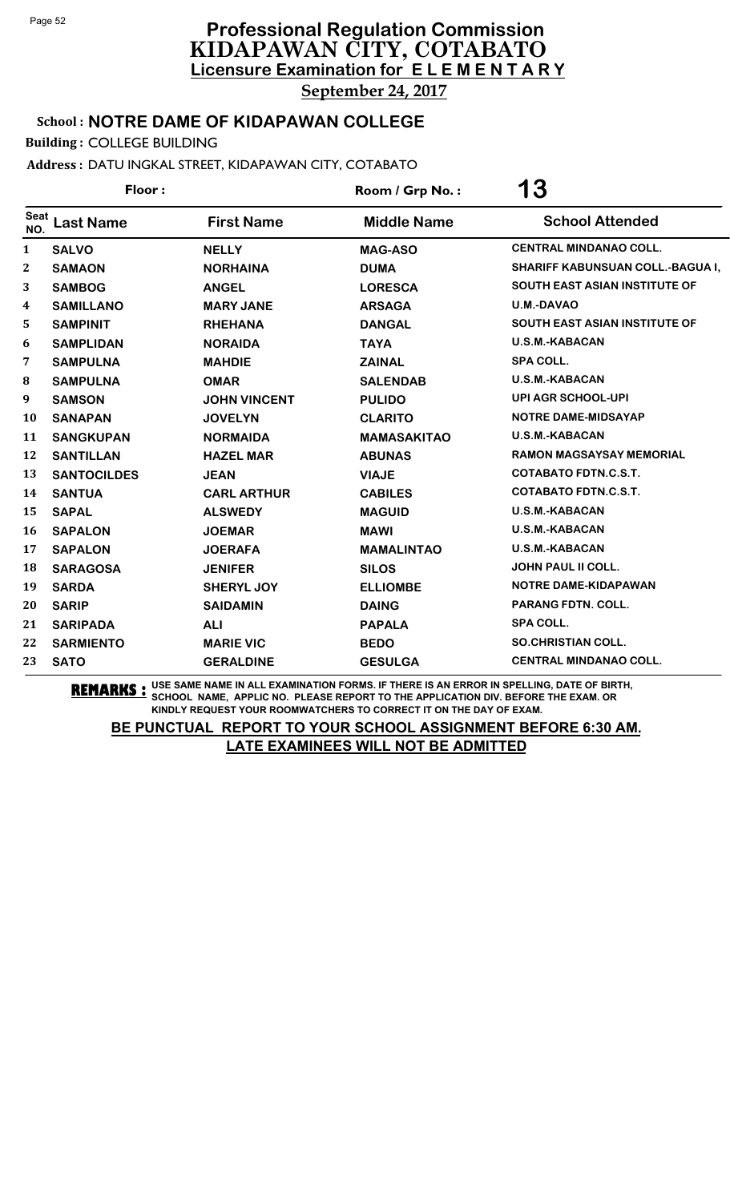# Professional Regulation Commission
# KIDAPAWAN CITY, COTABATO
## Licensure Examination for ELEMENTARY
**September 24, 2017**

**School : NOTRE DAME OF KIDAPAWAN COLLEGE**

**Building :** COLLEGE BUILDING

**Address :** DATU INGKAL STREET, KIDAPAWAN CITY, COTABATO

**Floor :** 　　　　**Room / Grp No. :** 13

| Seat NO. | Last Name | First Name | Middle Name | School Attended |
|---|---|---|---|---|
| 1 | SALVO | NELLY | MAG-ASO | CENTRAL MINDANAO COLL. |
| 2 | SAMAON | NORHAINA | DUMA | SHARIFF KABUNSUAN COLL.-BAGUA I, |
| 3 | SAMBOG | ANGEL | LORESCA | SOUTH EAST ASIAN INSTITUTE OF |
| 4 | SAMILLANO | MARY JANE | ARSAGA | U.M.-DAVAO |
| 5 | SAMPINIT | RHEHANA | DANGAL | SOUTH EAST ASIAN INSTITUTE OF |
| 6 | SAMPLIDAN | NORAIDA | TAYA | U.S.M.-KABACAN |
| 7 | SAMPULNA | MAHDIE | ZAINAL | SPA COLL. |
| 8 | SAMPULNA | OMAR | SALENDAB | U.S.M.-KABACAN |
| 9 | SAMSON | JOHN VINCENT | PULIDO | UPI AGR SCHOOL-UPI |
| 10 | SANAPAN | JOVELYN | CLARITO | NOTRE DAME-MIDSAYAP |
| 11 | SANGKUPAN | NORMAIDA | MAMASAKITAO | U.S.M.-KABACAN |
| 12 | SANTILLAN | HAZEL MAR | ABUNAS | RAMON MAGSAYSAY MEMORIAL |
| 13 | SANTOCILDES | JEAN | VIAJE | COTABATO FDTN.C.S.T. |
| 14 | SANTUA | CARL ARTHUR | CABILES | COTABATO FDTN.C.S.T. |
| 15 | SAPAL | ALSWEDY | MAGUID | U.S.M.-KABACAN |
| 16 | SAPALON | JOEMAR | MAWI | U.S.M.-KABACAN |
| 17 | SAPALON | JOERAFA | MAMALINTAO | U.S.M.-KABACAN |
| 18 | SARAGOSA | JENIFER | SILOS | JOHN PAUL II COLL. |
| 19 | SARDA | SHERYL JOY | ELLIOMBE | NOTRE DAME-KIDAPAWAN |
| 20 | SARIP | SAIDAMIN | DAING | PARANG FDTN. COLL. |
| 21 | SARIPADA | ALI | PAPALA | SPA COLL. |
| 22 | SARMIENTO | MARIE VIC | BEDO | SO.CHRISTIAN COLL. |
| 23 | SATO | GERALDINE | GESULGA | CENTRAL MINDANAO COLL. |

**REMARKS :** USE SAME NAME IN ALL EXAMINATION FORMS. IF THERE IS AN ERROR IN SPELLING, DATE OF BIRTH, SCHOOL NAME, APPLIC NO. PLEASE REPORT TO THE APPLICATION DIV. BEFORE THE EXAM. OR KINDLY REQUEST YOUR ROOMWATCHERS TO CORRECT IT ON THE DAY OF EXAM.

**BE PUNCTUAL REPORT TO YOUR SCHOOL ASSIGNMENT BEFORE 6:30 AM.**
**LATE EXAMINEES WILL NOT BE ADMITTED**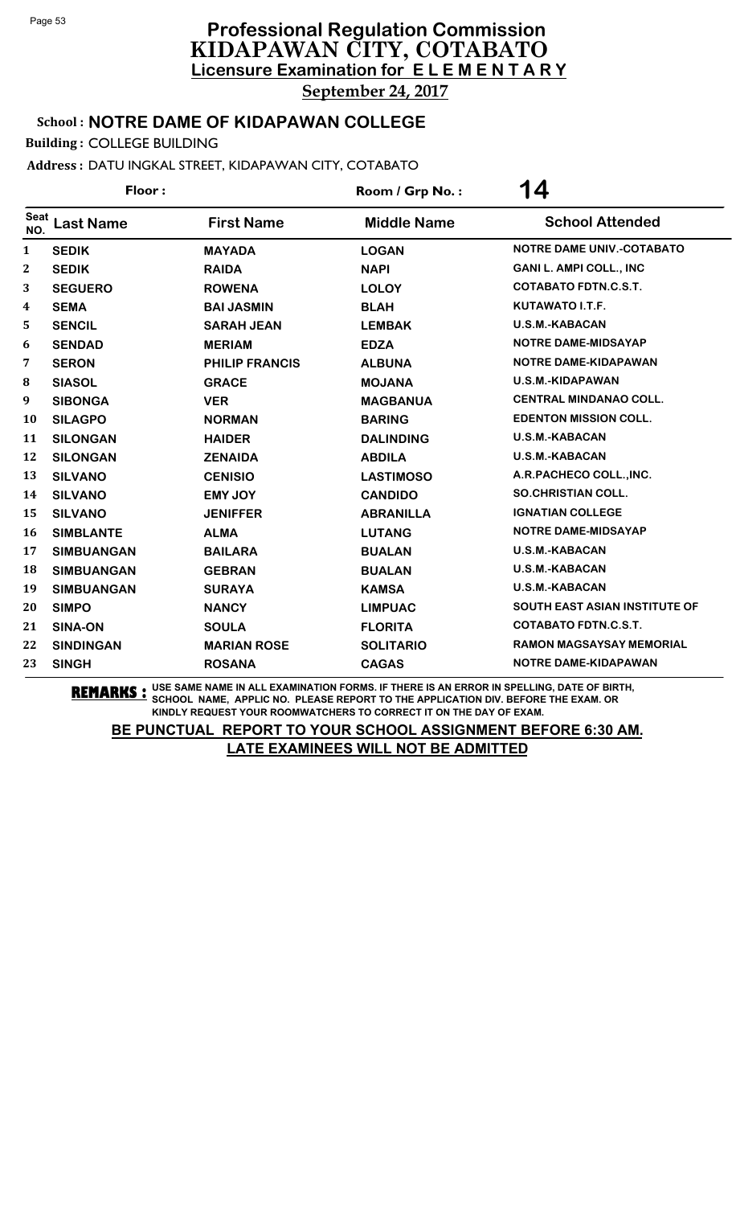# Professional Regulation Commission
## KIDAPAWAN CITY, COTABATO
### Licensure Examination for ELEMENTARY

**September 24, 2017**

**School : NOTRE DAME OF KIDAPAWAN COLLEGE**

**Building :** COLLEGE BUILDING

**Address :** DATU INGKAL STREET, KIDAPAWAN CITY, COTABATO

**Floor :** 

**Room / Grp No. :** 14

| Seat NO. | Last Name | First Name | Middle Name | School Attended |
|---|---|---|---|---|
| 1 | SEDIK | MAYADA | LOGAN | NOTRE DAME UNIV.-COTABATO |
| 2 | SEDIK | RAIDA | NAPI | GANI L. AMPI COLL., INC |
| 3 | SEGUERO | ROWENA | LOLOY | COTABATO FDTN.C.S.T. |
| 4 | SEMA | BAI JASMIN | BLAH | KUTAWATO I.T.F. |
| 5 | SENCIL | SARAH JEAN | LEMBAK | U.S.M.-KABACAN |
| 6 | SENDAD | MERIAM | EDZA | NOTRE DAME-MIDSAYAP |
| 7 | SERON | PHILIP FRANCIS | ALBUNA | NOTRE DAME-KIDAPAWAN |
| 8 | SIASOL | GRACE | MOJANA | U.S.M.-KIDAPAWAN |
| 9 | SIBONGA | VER | MAGBANUA | CENTRAL MINDANAO COLL. |
| 10 | SILAGPO | NORMAN | BARING | EDENTON MISSION COLL. |
| 11 | SILONGAN | HAIDER | DALINDING | U.S.M.-KABACAN |
| 12 | SILONGAN | ZENAIDA | ABDILA | U.S.M.-KABACAN |
| 13 | SILVANO | CENISIO | LASTIMOSO | A.R.PACHECO COLL.,INC. |
| 14 | SILVANO | EMY JOY | CANDIDO | SO.CHRISTIAN COLL. |
| 15 | SILVANO | JENIFFER | ABRANILLA | IGNATIAN COLLEGE |
| 16 | SIMBLANTE | ALMA | LUTANG | NOTRE DAME-MIDSAYAP |
| 17 | SIMBUANGAN | BAILARA | BUALAN | U.S.M.-KABACAN |
| 18 | SIMBUANGAN | GEBRAN | BUALAN | U.S.M.-KABACAN |
| 19 | SIMBUANGAN | SURAYA | KAMSA | U.S.M.-KABACAN |
| 20 | SIMPO | NANCY | LIMPUAC | SOUTH EAST ASIAN INSTITUTE OF |
| 21 | SINA-ON | SOULA | FLORITA | COTABATO FDTN.C.S.T. |
| 22 | SINDINGAN | MARIAN ROSE | SOLITARIO | RAMON MAGSAYSAY MEMORIAL |
| 23 | SINGH | ROSANA | CAGAS | NOTRE DAME-KIDAPAWAN |

**REMARKS :** USE SAME NAME IN ALL EXAMINATION FORMS. IF THERE IS AN ERROR IN SPELLING, DATE OF BIRTH, SCHOOL NAME, APPLIC NO. PLEASE REPORT TO THE APPLICATION DIV. BEFORE THE EXAM. OR KINDLY REQUEST YOUR ROOMWATCHERS TO CORRECT IT ON THE DAY OF EXAM.

**BE PUNCTUAL REPORT TO YOUR SCHOOL ASSIGNMENT BEFORE 6:30 AM.**
**LATE EXAMINEES WILL NOT BE ADMITTED**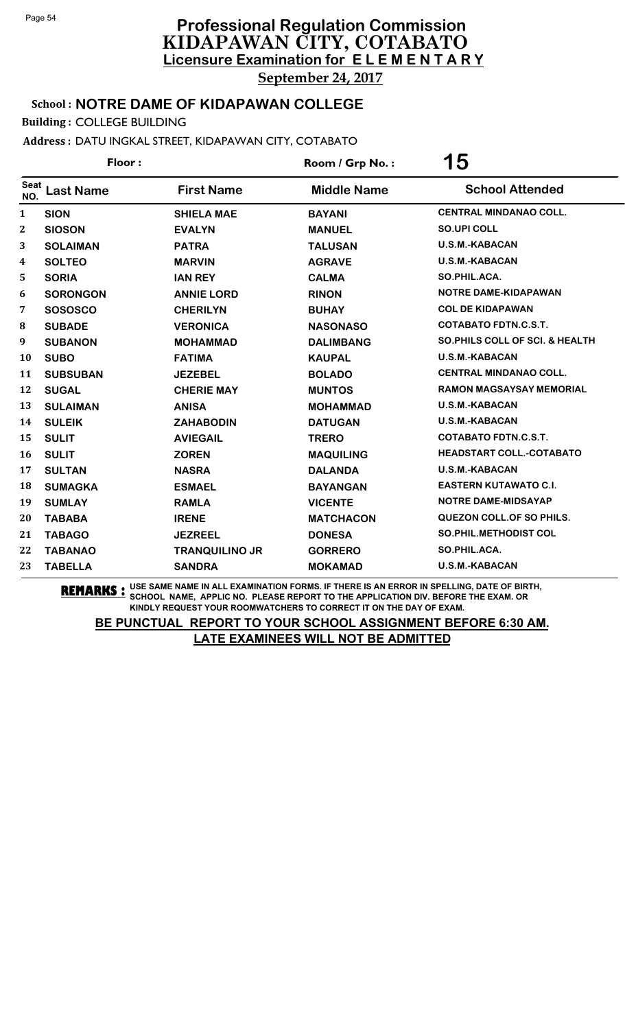# Professional Regulation Commission
## KIDAPAWAN CITY, COTABATO
### Licensure Examination for ELEMENTARY

**September 24, 2017**

**School : NOTRE DAME OF KIDAPAWAN COLLEGE**

**Building :** COLLEGE BUILDING

**Address :** DATU INGKAL STREET, KIDAPAWAN CITY, COTABATO

**Floor :** &nbsp;&nbsp;&nbsp;&nbsp; **Room / Grp No. :** 15

| Seat NO. | Last Name | First Name | Middle Name | School Attended |
|---|---|---|---|---|
| 1 | SION | SHIELA MAE | BAYANI | CENTRAL MINDANAO COLL. |
| 2 | SIOSON | EVALYN | MANUEL | SO.UPI COLL |
| 3 | SOLAIMAN | PATRA | TALUSAN | U.S.M.-KABACAN |
| 4 | SOLTEO | MARVIN | AGRAVE | U.S.M.-KABACAN |
| 5 | SORIA | IAN REY | CALMA | SO.PHIL.ACA. |
| 6 | SORONGON | ANNIE LORD | RINON | NOTRE DAME-KIDAPAWAN |
| 7 | SOSOSCO | CHERILYN | BUHAY | COL DE KIDAPAWAN |
| 8 | SUBADE | VERONICA | NASONASO | COTABATO FDTN.C.S.T. |
| 9 | SUBANON | MOHAMMAD | DALIMBANG | SO.PHILS COLL OF SCI. & HEALTH |
| 10 | SUBO | FATIMA | KAUPAL | U.S.M.-KABACAN |
| 11 | SUBSUBAN | JEZEBEL | BOLADO | CENTRAL MINDANAO COLL. |
| 12 | SUGAL | CHERIE MAY | MUNTOS | RAMON MAGSAYSAY MEMORIAL |
| 13 | SULAIMAN | ANISA | MOHAMMAD | U.S.M.-KABACAN |
| 14 | SULEIK | ZAHABODIN | DATUGAN | U.S.M.-KABACAN |
| 15 | SULIT | AVIEGAIL | TRERO | COTABATO FDTN.C.S.T. |
| 16 | SULIT | ZOREN | MAQUILING | HEADSTART COLL.-COTABATO |
| 17 | SULTAN | NASRA | DALANDA | U.S.M.-KABACAN |
| 18 | SUMAGKA | ESMAEL | BAYANGAN | EASTERN KUTAWATO C.I. |
| 19 | SUMLAY | RAMLA | VICENTE | NOTRE DAME-MIDSAYAP |
| 20 | TABABA | IRENE | MATCHACON | QUEZON COLL.OF SO PHILS. |
| 21 | TABAGO | JEZREEL | DONESA | SO.PHIL.METHODIST COL |
| 22 | TABANAO | TRANQUILINO JR | GORRERO | SO.PHIL.ACA. |
| 23 | TABELLA | SANDRA | MOKAMAD | U.S.M.-KABACAN |

**REMARKS :** USE SAME NAME IN ALL EXAMINATION FORMS. IF THERE IS AN ERROR IN SPELLING, DATE OF BIRTH, SCHOOL NAME, APPLIC NO. PLEASE REPORT TO THE APPLICATION DIV. BEFORE THE EXAM. OR KINDLY REQUEST YOUR ROOMWATCHERS TO CORRECT IT ON THE DAY OF EXAM.

**BE PUNCTUAL REPORT TO YOUR SCHOOL ASSIGNMENT BEFORE 6:30 AM.**
**LATE EXAMINEES WILL NOT BE ADMITTED**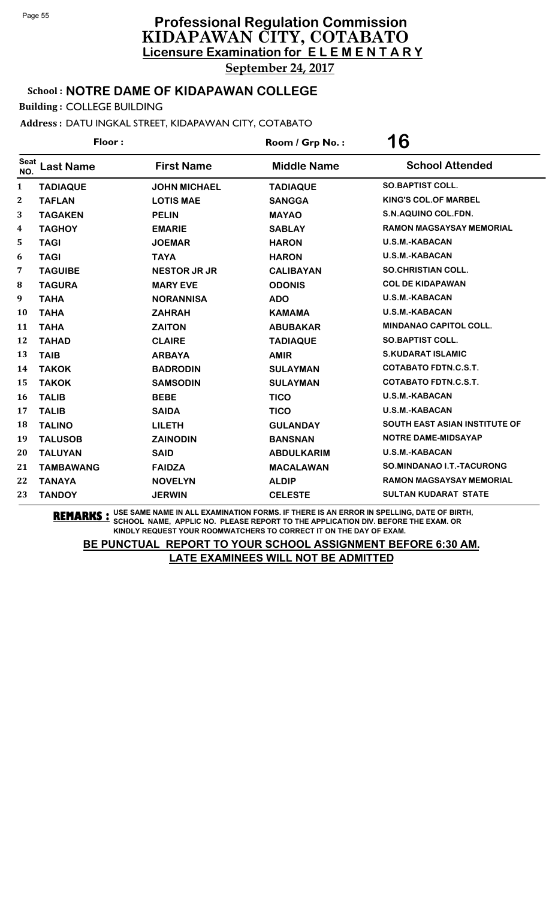# Professional Regulation Commission
## KIDAPAWAN CITY, COTABATO
### Licensure Examination for ELEMENTARY

**September 24, 2017**

**School : NOTRE DAME OF KIDAPAWAN COLLEGE**

**Building :** COLLEGE BUILDING

**Address :** DATU INGKAL STREET, KIDAPAWAN CITY, COTABATO

**Floor :** &nbsp;&nbsp;&nbsp;&nbsp; **Room / Grp No. :** 16

| Seat NO. | Last Name | First Name | Middle Name | School Attended |
|---|---|---|---|---|
| 1 | TADIAQUE | JOHN MICHAEL | TADIAQUE | SO.BAPTIST COLL. |
| 2 | TAFLAN | LOTIS MAE | SANGGA | KING'S COL.OF MARBEL |
| 3 | TAGAKEN | PELIN | MAYAO | S.N.AQUINO COL.FDN. |
| 4 | TAGHOY | EMARIE | SABLAY | RAMON MAGSAYSAY MEMORIAL |
| 5 | TAGI | JOEMAR | HARON | U.S.M.-KABACAN |
| 6 | TAGI | TAYA | HARON | U.S.M.-KABACAN |
| 7 | TAGUIBE | NESTOR JR JR | CALIBAYAN | SO.CHRISTIAN COLL. |
| 8 | TAGURA | MARY EVE | ODONIS | COL DE KIDAPAWAN |
| 9 | TAHA | NORANNISA | ADO | U.S.M.-KABACAN |
| 10 | TAHA | ZAHRAH | KAMAMA | U.S.M.-KABACAN |
| 11 | TAHA | ZAITON | ABUBAKAR | MINDANAO CAPITOL COLL. |
| 12 | TAHAD | CLAIRE | TADIAQUE | SO.BAPTIST COLL. |
| 13 | TAIB | ARBAYA | AMIR | S.KUDARAT ISLAMIC |
| 14 | TAKOK | BADRODIN | SULAYMAN | COTABATO FDTN.C.S.T. |
| 15 | TAKOK | SAMSODIN | SULAYMAN | COTABATO FDTN.C.S.T. |
| 16 | TALIB | BEBE | TICO | U.S.M.-KABACAN |
| 17 | TALIB | SAIDA | TICO | U.S.M.-KABACAN |
| 18 | TALINO | LILETH | GULANDAY | SOUTH EAST ASIAN INSTITUTE OF |
| 19 | TALUSOB | ZAINODIN | BANSNAN | NOTRE DAME-MIDSAYAP |
| 20 | TALUYAN | SAID | ABDULKARIM | U.S.M.-KABACAN |
| 21 | TAMBAWANG | FAIDZA | MACALAWAN | SO.MINDANAO I.T.-TACURONG |
| 22 | TANAYA | NOVELYN | ALDIP | RAMON MAGSAYSAY MEMORIAL |
| 23 | TANDOY | JERWIN | CELESTE | SULTAN KUDARAT STATE |

**REMARKS :** USE SAME NAME IN ALL EXAMINATION FORMS. IF THERE IS AN ERROR IN SPELLING, DATE OF BIRTH, SCHOOL NAME, APPLIC NO. PLEASE REPORT TO THE APPLICATION DIV. BEFORE THE EXAM. OR KINDLY REQUEST YOUR ROOMWATCHERS TO CORRECT IT ON THE DAY OF EXAM.

**BE PUNCTUAL REPORT TO YOUR SCHOOL ASSIGNMENT BEFORE 6:30 AM.**
**LATE EXAMINEES WILL NOT BE ADMITTED**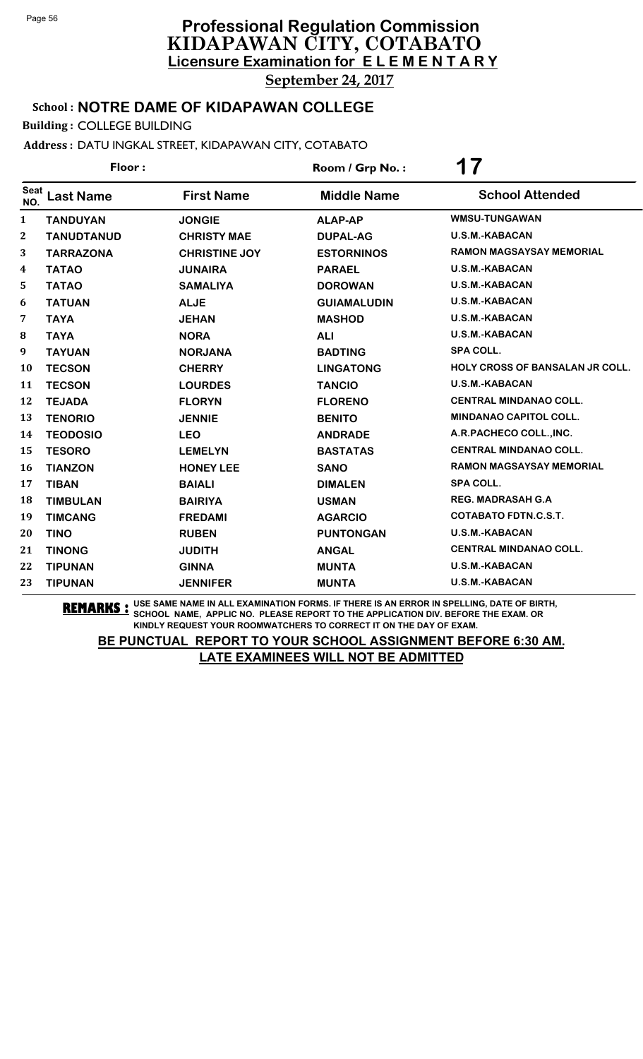# Professional Regulation Commission
# KIDAPAWAN CITY, COTABATO
## Licensure Examination for E L E M E N T A R Y
**September 24, 2017**

**School : NOTRE DAME OF KIDAPAWAN COLLEGE**

**Building :** COLLEGE BUILDING

**Address :** DATU INGKAL STREET, KIDAPAWAN CITY, COTABATO

**Floor :** 

**Room / Grp No. :** 17

| Seat NO. | Last Name | First Name | Middle Name | School Attended |
|---|---|---|---|---|
| 1 | TANDUYAN | JONGIE | ALAP-AP | WMSU-TUNGAWAN |
| 2 | TANUDTANUD | CHRISTY MAE | DUPAL-AG | U.S.M.-KABACAN |
| 3 | TARRAZONA | CHRISTINE JOY | ESTORNINOS | RAMON MAGSAYSAY MEMORIAL |
| 4 | TATAO | JUNAIRA | PARAEL | U.S.M.-KABACAN |
| 5 | TATAO | SAMALIYA | DOROWAN | U.S.M.-KABACAN |
| 6 | TATUAN | ALJE | GUIAMALUDIN | U.S.M.-KABACAN |
| 7 | TAYA | JEHAN | MASHOD | U.S.M.-KABACAN |
| 8 | TAYA | NORA | ALI | U.S.M.-KABACAN |
| 9 | TAYUAN | NORJANA | BADTING | SPA COLL. |
| 10 | TECSON | CHERRY | LINGATONG | HOLY CROSS OF BANSALAN JR COLL. |
| 11 | TECSON | LOURDES | TANCIO | U.S.M.-KABACAN |
| 12 | TEJADA | FLORYN | FLORENO | CENTRAL MINDANAO COLL. |
| 13 | TENORIO | JENNIE | BENITO | MINDANAO CAPITOL COLL. |
| 14 | TEODOSIO | LEO | ANDRADE | A.R.PACHECO COLL.,INC. |
| 15 | TESORO | LEMELYN | BASTATAS | CENTRAL MINDANAO COLL. |
| 16 | TIANZON | HONEY LEE | SANO | RAMON MAGSAYSAY MEMORIAL |
| 17 | TIBAN | BAIALI | DIMALEN | SPA COLL. |
| 18 | TIMBULAN | BAIRIYA | USMAN | REG. MADRASAH G.A |
| 19 | TIMCANG | FREDAMI | AGARCIO | COTABATO FDTN.C.S.T. |
| 20 | TINO | RUBEN | PUNTONGAN | U.S.M.-KABACAN |
| 21 | TINONG | JUDITH | ANGAL | CENTRAL MINDANAO COLL. |
| 22 | TIPUNAN | GINNA | MUNTA | U.S.M.-KABACAN |
| 23 | TIPUNAN | JENNIFER | MUNTA | U.S.M.-KABACAN |

**REMARKS :** USE SAME NAME IN ALL EXAMINATION FORMS. IF THERE IS AN ERROR IN SPELLING, DATE OF BIRTH, SCHOOL NAME, APPLIC NO. PLEASE REPORT TO THE APPLICATION DIV. BEFORE THE EXAM. OR KINDLY REQUEST YOUR ROOMWATCHERS TO CORRECT IT ON THE DAY OF EXAM.

**BE PUNCTUAL REPORT TO YOUR SCHOOL ASSIGNMENT BEFORE 6:30 AM.**
**LATE EXAMINEES WILL NOT BE ADMITTED**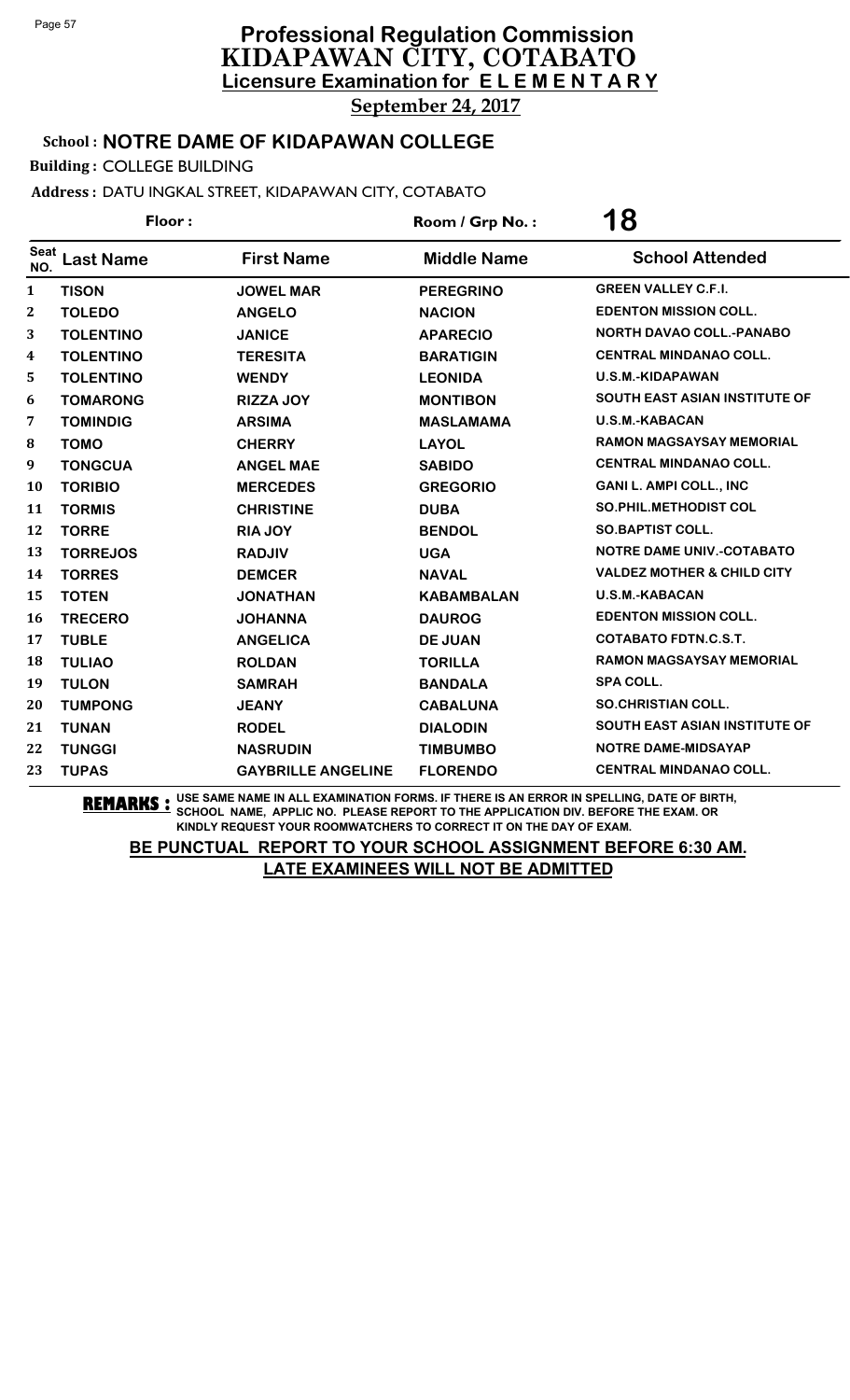# Professional Regulation Commission
## KIDAPAWAN CITY, COTABATO
### Licensure Examination for ELEMENTARY

**September 24, 2017**

**School : NOTRE DAME OF KIDAPAWAN COLLEGE**

**Building :** COLLEGE BUILDING

**Address :** DATU INGKAL STREET, KIDAPAWAN CITY, COTABATO

**Floor :** | **Room / Grp No. :** 18

| Seat NO. | Last Name | First Name | Middle Name | School Attended |
|---|---|---|---|---|
| 1 | TISON | JOWEL MAR | PEREGRINO | GREEN VALLEY C.F.I. |
| 2 | TOLEDO | ANGELO | NACION | EDENTON MISSION COLL. |
| 3 | TOLENTINO | JANICE | APARECIO | NORTH DAVAO COLL.-PANABO |
| 4 | TOLENTINO | TERESITA | BARATIGIN | CENTRAL MINDANAO COLL. |
| 5 | TOLENTINO | WENDY | LEONIDA | U.S.M.-KIDAPAWAN |
| 6 | TOMARONG | RIZZA JOY | MONTIBON | SOUTH EAST ASIAN INSTITUTE OF |
| 7 | TOMINDIG | ARSIMA | MASLAMAMA | U.S.M.-KABACAN |
| 8 | TOMO | CHERRY | LAYOL | RAMON MAGSAYSAY MEMORIAL |
| 9 | TONGCUA | ANGEL MAE | SABIDO | CENTRAL MINDANAO COLL. |
| 10 | TORIBIO | MERCEDES | GREGORIO | GANI L. AMPI COLL., INC |
| 11 | TORMIS | CHRISTINE | DUBA | SO.PHIL.METHODIST COL |
| 12 | TORRE | RIA JOY | BENDOL | SO.BAPTIST COLL. |
| 13 | TORREJOS | RADJIV | UGA | NOTRE DAME UNIV.-COTABATO |
| 14 | TORRES | DEMCER | NAVAL | VALDEZ MOTHER & CHILD CITY |
| 15 | TOTEN | JONATHAN | KABAMBALAN | U.S.M.-KABACAN |
| 16 | TRECERO | JOHANNA | DAUROG | EDENTON MISSION COLL. |
| 17 | TUBLE | ANGELICA | DE JUAN | COTABATO FDTN.C.S.T. |
| 18 | TULIAO | ROLDAN | TORILLA | RAMON MAGSAYSAY MEMORIAL |
| 19 | TULON | SAMRAH | BANDALA | SPA COLL. |
| 20 | TUMPONG | JEANY | CABALUNA | SO.CHRISTIAN COLL. |
| 21 | TUNAN | RODEL | DIALODIN | SOUTH EAST ASIAN INSTITUTE OF |
| 22 | TUNGGI | NASRUDIN | TIMBUMBO | NOTRE DAME-MIDSAYAP |
| 23 | TUPAS | GAYBRILLE ANGELINE | FLORENDO | CENTRAL MINDANAO COLL. |

**REMARKS :** USE SAME NAME IN ALL EXAMINATION FORMS. IF THERE IS AN ERROR IN SPELLING, DATE OF BIRTH, SCHOOL NAME, APPLIC NO. PLEASE REPORT TO THE APPLICATION DIV. BEFORE THE EXAM. OR KINDLY REQUEST YOUR ROOMWATCHERS TO CORRECT IT ON THE DAY OF EXAM.

**BE PUNCTUAL REPORT TO YOUR SCHOOL ASSIGNMENT BEFORE 6:30 AM.**
**LATE EXAMINEES WILL NOT BE ADMITTED**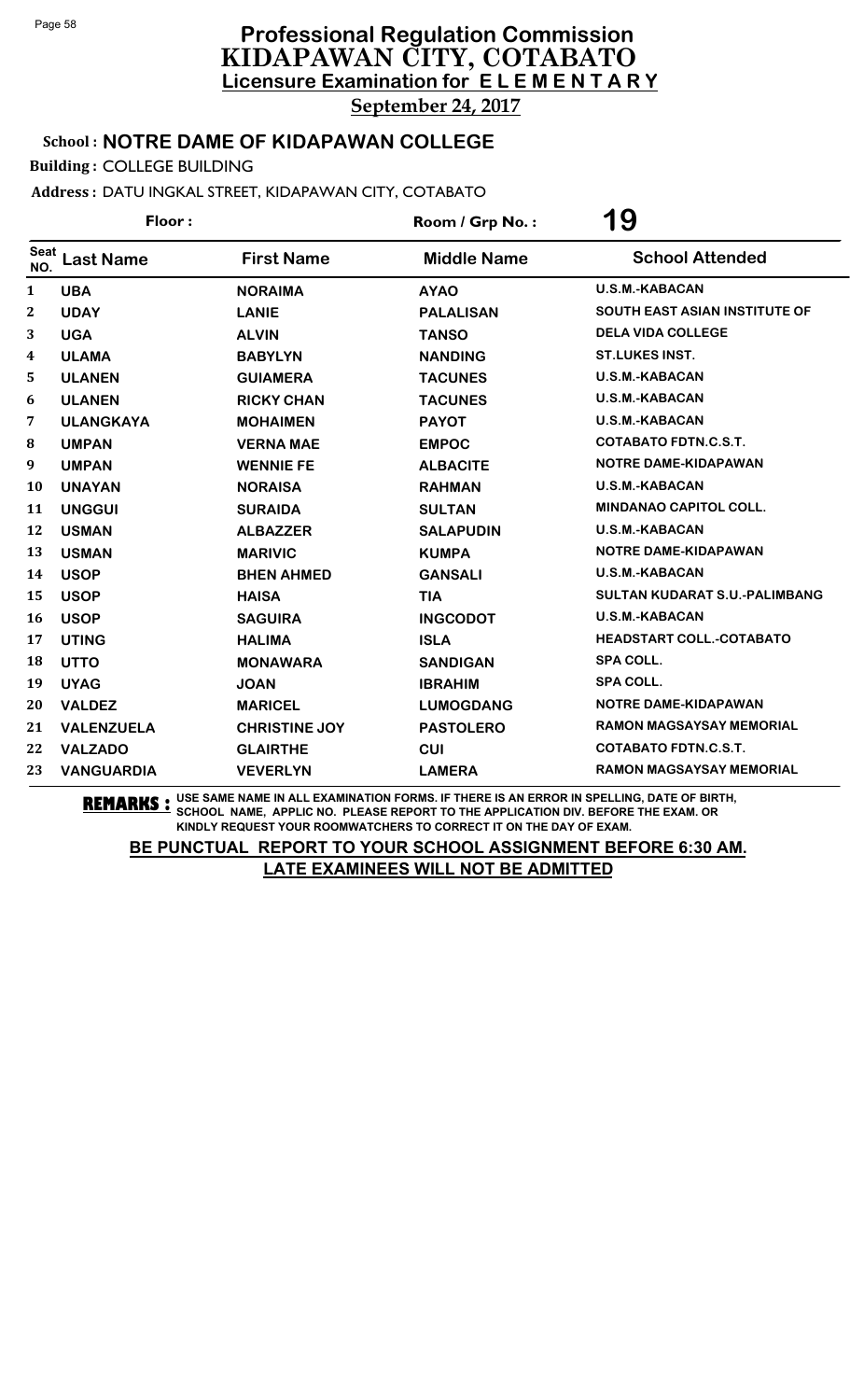# Professional Regulation Commission
## KIDAPAWAN CITY, COTABATO
### Licensure Examination for ELEMENTARY

**September 24, 2017**

**School : NOTRE DAME OF KIDAPAWAN COLLEGE**

**Building :** COLLEGE BUILDING

**Address :** DATU INGKAL STREET, KIDAPAWAN CITY, COTABATO

**Floor :** 

**Room / Grp No. :** 19

| Seat NO. | Last Name | First Name | Middle Name | School Attended |
|---|---|---|---|---|
| 1 | UBA | NORAIMA | AYAO | U.S.M.-KABACAN |
| 2 | UDAY | LANIE | PALALISAN | SOUTH EAST ASIAN INSTITUTE OF |
| 3 | UGA | ALVIN | TANSO | DELA VIDA COLLEGE |
| 4 | ULAMA | BABYLYN | NANDING | ST.LUKES INST. |
| 5 | ULANEN | GUIAMERA | TACUNES | U.S.M.-KABACAN |
| 6 | ULANEN | RICKY CHAN | TACUNES | U.S.M.-KABACAN |
| 7 | ULANGKAYA | MOHAIMEN | PAYOT | U.S.M.-KABACAN |
| 8 | UMPAN | VERNA MAE | EMPOC | COTABATO FDTN.C.S.T. |
| 9 | UMPAN | WENNIE FE | ALBACITE | NOTRE DAME-KIDAPAWAN |
| 10 | UNAYAN | NORAISA | RAHMAN | U.S.M.-KABACAN |
| 11 | UNGGUI | SURAIDA | SULTAN | MINDANAO CAPITOL COLL. |
| 12 | USMAN | ALBAZZER | SALAPUDIN | U.S.M.-KABACAN |
| 13 | USMAN | MARIVIC | KUMPA | NOTRE DAME-KIDAPAWAN |
| 14 | USOP | BHEN AHMED | GANSALI | U.S.M.-KABACAN |
| 15 | USOP | HAISA | TIA | SULTAN KUDARAT S.U.-PALIMBANG |
| 16 | USOP | SAGUIRA | INGCODOT | U.S.M.-KABACAN |
| 17 | UTING | HALIMA | ISLA | HEADSTART COLL.-COTABATO |
| 18 | UTTO | MONAWARA | SANDIGAN | SPA COLL. |
| 19 | UYAG | JOAN | IBRAHIM | SPA COLL. |
| 20 | VALDEZ | MARICEL | LUMOGDANG | NOTRE DAME-KIDAPAWAN |
| 21 | VALENZUELA | CHRISTINE JOY | PASTOLERO | RAMON MAGSAYSAY MEMORIAL |
| 22 | VALZADO | GLAIRTHE | CUI | COTABATO FDTN.C.S.T. |
| 23 | VANGUARDIA | VEVERLYN | LAMERA | RAMON MAGSAYSAY MEMORIAL |

**REMARKS :** USE SAME NAME IN ALL EXAMINATION FORMS. IF THERE IS AN ERROR IN SPELLING, DATE OF BIRTH, SCHOOL NAME, APPLIC NO. PLEASE REPORT TO THE APPLICATION DIV. BEFORE THE EXAM. OR KINDLY REQUEST YOUR ROOMWATCHERS TO CORRECT IT ON THE DAY OF EXAM.

**BE PUNCTUAL REPORT TO YOUR SCHOOL ASSIGNMENT BEFORE 6:30 AM.**
**LATE EXAMINEES WILL NOT BE ADMITTED**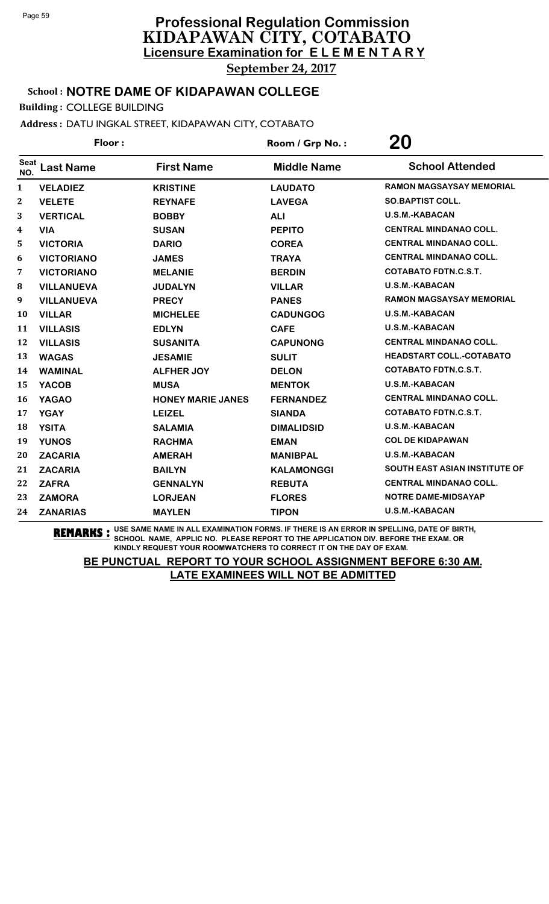# Professional Regulation Commission
# KIDAPAWAN CITY, COTABATO
## Licensure Examination for ELEMENTARY
**September 24, 2017**

**School : NOTRE DAME OF KIDAPAWAN COLLEGE**

**Building :** COLLEGE BUILDING

**Address :** DATU INGKAL STREET, KIDAPAWAN CITY, COTABATO

**Floor :** 

**Room / Grp No. :** 20

| Seat NO. | Last Name | First Name | Middle Name | School Attended |
|---|---|---|---|---|
| 1 | VELADIEZ | KRISTINE | LAUDATO | RAMON MAGSAYSAY MEMORIAL |
| 2 | VELETE | REYNAFE | LAVEGA | SO.BAPTIST COLL. |
| 3 | VERTICAL | BOBBY | ALI | U.S.M.-KABACAN |
| 4 | VIA | SUSAN | PEPITO | CENTRAL MINDANAO COLL. |
| 5 | VICTORIA | DARIO | COREA | CENTRAL MINDANAO COLL. |
| 6 | VICTORIANO | JAMES | TRAYA | CENTRAL MINDANAO COLL. |
| 7 | VICTORIANO | MELANIE | BERDIN | COTABATO FDTN.C.S.T. |
| 8 | VILLANUEVA | JUDALYN | VILLAR | U.S.M.-KABACAN |
| 9 | VILLANUEVA | PRECY | PANES | RAMON MAGSAYSAY MEMORIAL |
| 10 | VILLAR | MICHELEE | CADUNGOG | U.S.M.-KABACAN |
| 11 | VILLASIS | EDLYN | CAFE | U.S.M.-KABACAN |
| 12 | VILLASIS | SUSANITA | CAPUNONG | CENTRAL MINDANAO COLL. |
| 13 | WAGAS | JESAMIE | SULIT | HEADSTART COLL.-COTABATO |
| 14 | WAMINAL | ALFHER JOY | DELON | COTABATO FDTN.C.S.T. |
| 15 | YACOB | MUSA | MENTOK | U.S.M.-KABACAN |
| 16 | YAGAO | HONEY MARIE JANES | FERNANDEZ | CENTRAL MINDANAO COLL. |
| 17 | YGAY | LEIZEL | SIANDA | COTABATO FDTN.C.S.T. |
| 18 | YSITA | SALAMIA | DIMALIDSID | U.S.M.-KABACAN |
| 19 | YUNOS | RACHMA | EMAN | COL DE KIDAPAWAN |
| 20 | ZACARIA | AMERAH | MANIBPAL | U.S.M.-KABACAN |
| 21 | ZACARIA | BAILYN | KALAMONGGI | SOUTH EAST ASIAN INSTITUTE OF |
| 22 | ZAFRA | GENNALYN | REBUTA | CENTRAL MINDANAO COLL. |
| 23 | ZAMORA | LORJEAN | FLORES | NOTRE DAME-MIDSAYAP |
| 24 | ZANARIAS | MAYLEN | TIPON | U.S.M.-KABACAN |

**REMARKS :** USE SAME NAME IN ALL EXAMINATION FORMS. IF THERE IS AN ERROR IN SPELLING, DATE OF BIRTH, SCHOOL NAME, APPLIC NO. PLEASE REPORT TO THE APPLICATION DIV. BEFORE THE EXAM. OR KINDLY REQUEST YOUR ROOMWATCHERS TO CORRECT IT ON THE DAY OF EXAM.

**BE PUNCTUAL REPORT TO YOUR SCHOOL ASSIGNMENT BEFORE 6:30 AM.**
**LATE EXAMINEES WILL NOT BE ADMITTED**